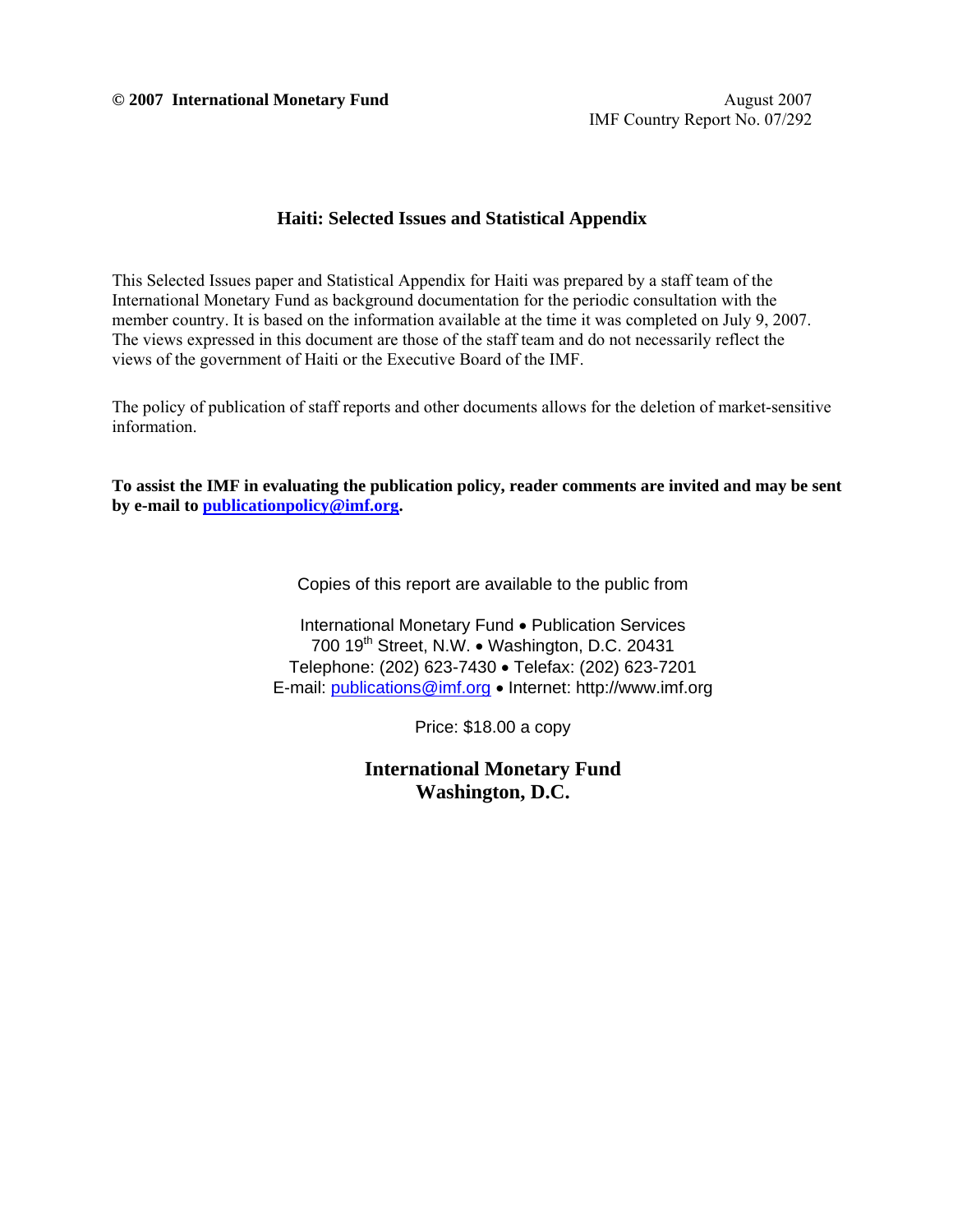**© 2007 International Monetary Fund**

August 2007
IMF Country Report No. 07/292

## Haiti: Selected Issues and Statistical Appendix

This Selected Issues paper and Statistical Appendix for Haiti was prepared by a staff team of the International Monetary Fund as background documentation for the periodic consultation with the member country. It is based on the information available at the time it was completed on July 9, 2007. The views expressed in this document are those of the staff team and do not necessarily reflect the views of the government of Haiti or the Executive Board of the IMF.

The policy of publication of staff reports and other documents allows for the deletion of market-sensitive information.

**To assist the IMF in evaluating the publication policy, reader comments are invited and may be sent by e-mail to publicationpolicy@imf.org.**

Copies of this report are available to the public from

International Monetary Fund • Publication Services
700 19th Street, N.W. • Washington, D.C. 20431
Telephone: (202) 623-7430 • Telefax: (202) 623-7201
E-mail: publications@imf.org • Internet: http://www.imf.org

Price: $18.00 a copy

**International Monetary Fund**
**Washington, D.C.**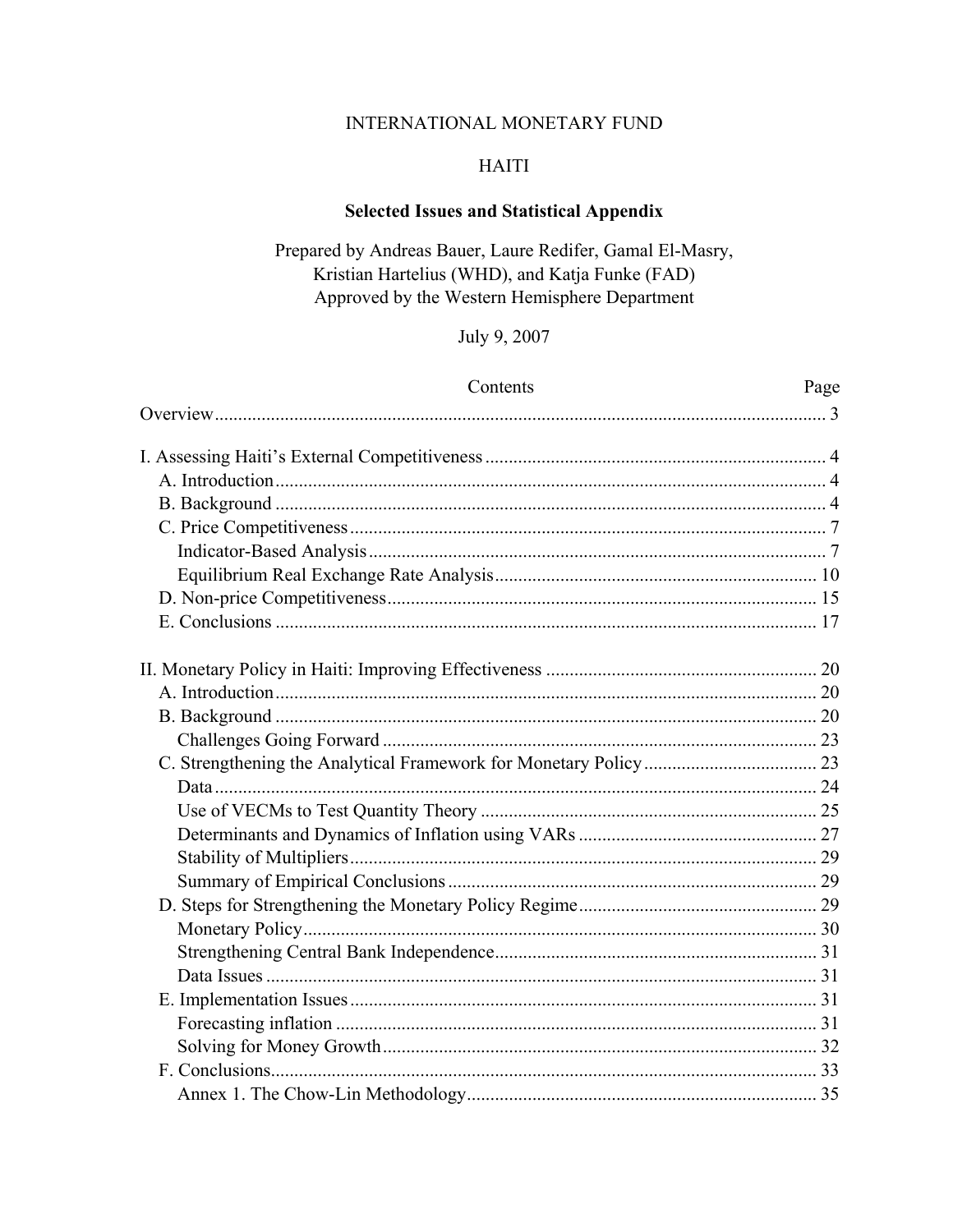INTERNATIONAL MONETARY FUND

HAITI

**Selected Issues and Statistical Appendix**

Prepared by Andreas Bauer, Laure Redifer, Gamal El-Masry, Kristian Hartelius (WHD), and Katja Funke (FAD)
Approved by the Western Hemisphere Department

July 9, 2007

| Contents | Page |
|---|---|
| Overview | 3 |
| I. Assessing Haiti's External Competitiveness | 4 |
| A. Introduction | 4 |
| B. Background | 4 |
| C. Price Competitiveness | 7 |
| Indicator-Based Analysis | 7 |
| Equilibrium Real Exchange Rate Analysis | 10 |
| D. Non-price Competitiveness | 15 |
| E. Conclusions | 17 |
| II. Monetary Policy in Haiti: Improving Effectiveness | 20 |
| A. Introduction | 20 |
| B. Background | 20 |
| Challenges Going Forward | 23 |
| C. Strengthening the Analytical Framework for Monetary Policy | 23 |
| Data | 24 |
| Use of VECMs to Test Quantity Theory | 25 |
| Determinants and Dynamics of Inflation using VARs | 27 |
| Stability of Multipliers | 29 |
| Summary of Empirical Conclusions | 29 |
| D. Steps for Strengthening the Monetary Policy Regime | 29 |
| Monetary Policy | 30 |
| Strengthening Central Bank Independence | 31 |
| Data Issues | 31 |
| E. Implementation Issues | 31 |
| Forecasting inflation | 31 |
| Solving for Money Growth | 32 |
| F. Conclusions | 33 |
| Annex 1. The Chow-Lin Methodology | 35 |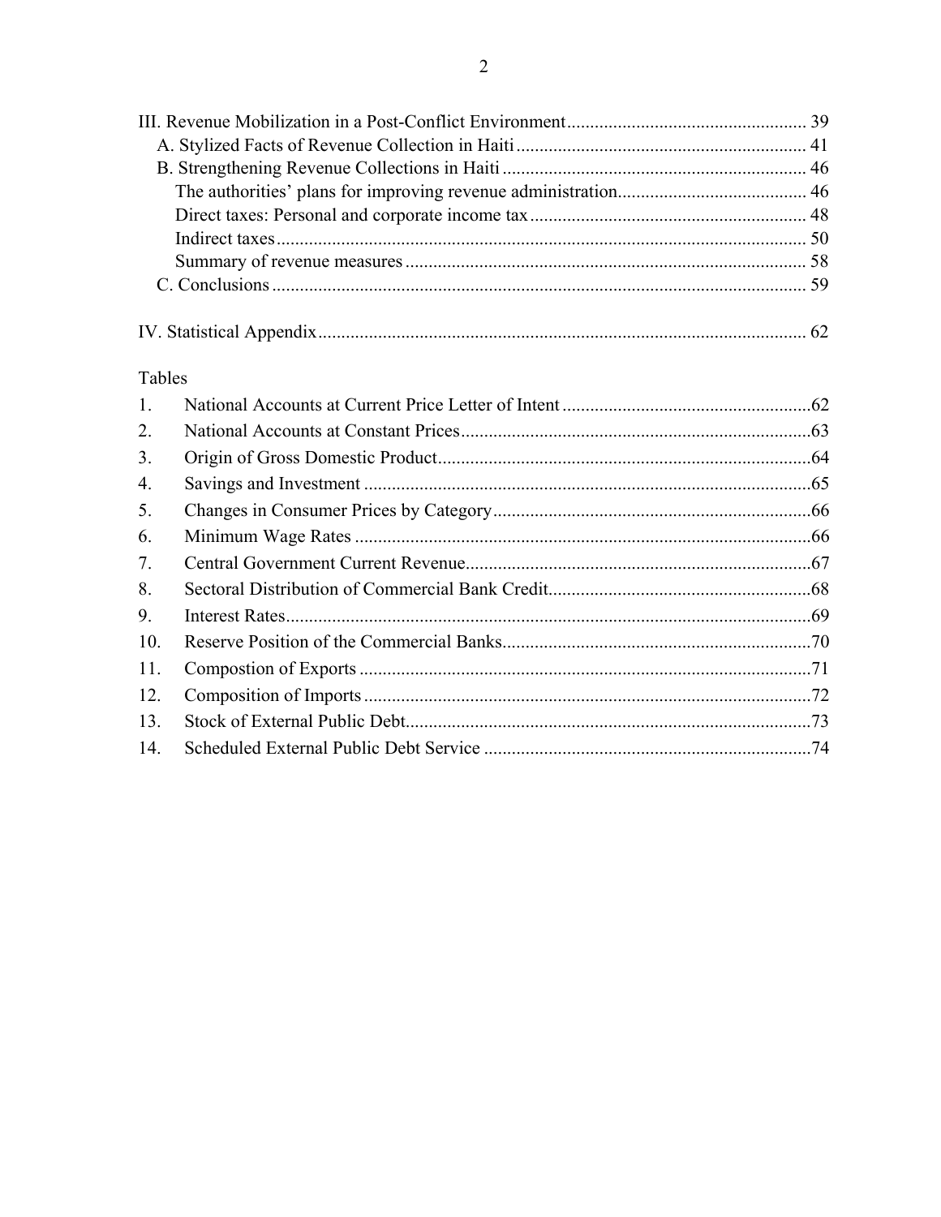III. Revenue Mobilization in a Post-Conflict Environment .................................................... 39
  A. Stylized Facts of Revenue Collection in Haiti .............................................................. 41
  B. Strengthening Revenue Collections in Haiti ................................................................. 46
    The authorities' plans for improving revenue administration......................................... 46
    Direct taxes: Personal and corporate income tax ............................................................ 48
    Indirect taxes .................................................................................................................. 50
    Summary of revenue measures ....................................................................................... 58
  C. Conclusions ................................................................................................................... 59

IV. Statistical Appendix ......................................................................................................... 62

Tables

| | | |
|---|---|---|
| 1. | National Accounts at Current Price Letter of Intent | 62 |
| 2. | National Accounts at Constant Prices | 63 |
| 3. | Origin of Gross Domestic Product | 64 |
| 4. | Savings and Investment | 65 |
| 5. | Changes in Consumer Prices by Category | 66 |
| 6. | Minimum Wage Rates | 66 |
| 7. | Central Government Current Revenue | 67 |
| 8. | Sectoral Distribution of Commercial Bank Credit | 68 |
| 9. | Interest Rates | 69 |
| 10. | Reserve Position of the Commercial Banks | 70 |
| 11. | Compostion of Exports | 71 |
| 12. | Composition of Imports | 72 |
| 13. | Stock of External Public Debt | 73 |
| 14. | Scheduled External Public Debt Service | 74 |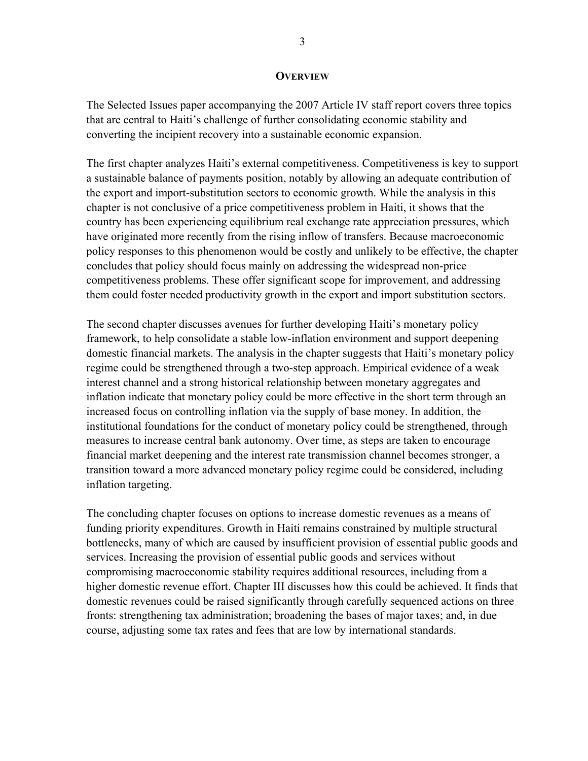## OVERVIEW

The Selected Issues paper accompanying the 2007 Article IV staff report covers three topics that are central to Haiti's challenge of further consolidating economic stability and converting the incipient recovery into a sustainable economic expansion.

The first chapter analyzes Haiti's external competitiveness. Competitiveness is key to support a sustainable balance of payments position, notably by allowing an adequate contribution of the export and import-substitution sectors to economic growth. While the analysis in this chapter is not conclusive of a price competitiveness problem in Haiti, it shows that the country has been experiencing equilibrium real exchange rate appreciation pressures, which have originated more recently from the rising inflow of transfers. Because macroeconomic policy responses to this phenomenon would be costly and unlikely to be effective, the chapter concludes that policy should focus mainly on addressing the widespread non-price competitiveness problems. These offer significant scope for improvement, and addressing them could foster needed productivity growth in the export and import substitution sectors.

The second chapter discusses avenues for further developing Haiti's monetary policy framework, to help consolidate a stable low-inflation environment and support deepening domestic financial markets. The analysis in the chapter suggests that Haiti's monetary policy regime could be strengthened through a two-step approach. Empirical evidence of a weak interest channel and a strong historical relationship between monetary aggregates and inflation indicate that monetary policy could be more effective in the short term through an increased focus on controlling inflation via the supply of base money. In addition, the institutional foundations for the conduct of monetary policy could be strengthened, through measures to increase central bank autonomy. Over time, as steps are taken to encourage financial market deepening and the interest rate transmission channel becomes stronger, a transition toward a more advanced monetary policy regime could be considered, including inflation targeting.

The concluding chapter focuses on options to increase domestic revenues as a means of funding priority expenditures. Growth in Haiti remains constrained by multiple structural bottlenecks, many of which are caused by insufficient provision of essential public goods and services. Increasing the provision of essential public goods and services without compromising macroeconomic stability requires additional resources, including from a higher domestic revenue effort. Chapter III discusses how this could be achieved. It finds that domestic revenues could be raised significantly through carefully sequenced actions on three fronts: strengthening tax administration; broadening the bases of major taxes; and, in due course, adjusting some tax rates and fees that are low by international standards.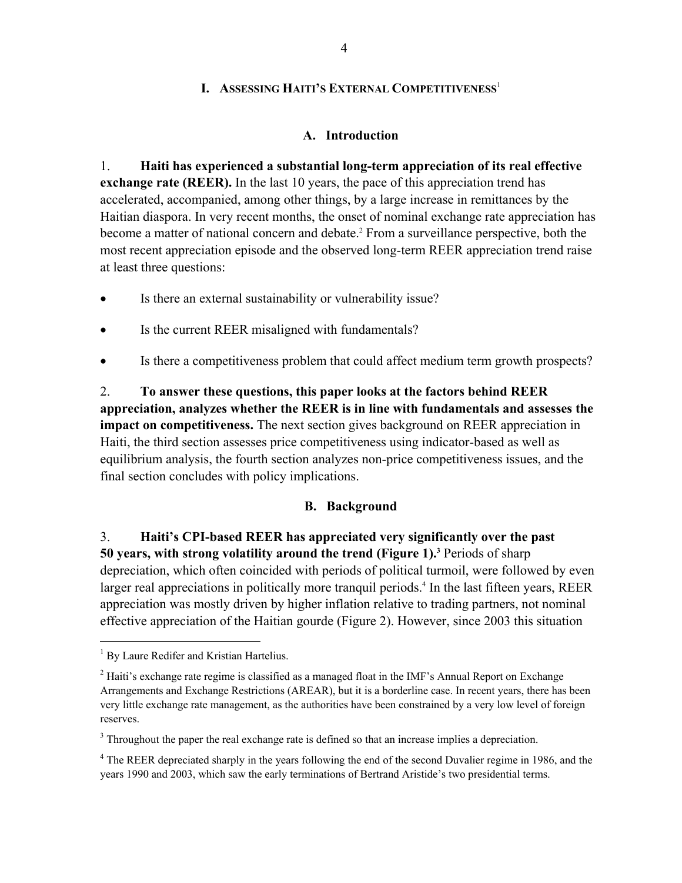# I. Assessing Haiti's External Competitiveness[1]

## A. Introduction

1. **Haiti has experienced a substantial long-term appreciation of its real effective exchange rate (REER).** In the last 10 years, the pace of this appreciation trend has accelerated, accompanied, among other things, by a large increase in remittances by the Haitian diaspora. In very recent months, the onset of nominal exchange rate appreciation has become a matter of national concern and debate.[2] From a surveillance perspective, both the most recent appreciation episode and the observed long-term REER appreciation trend raise at least three questions:

- Is there an external sustainability or vulnerability issue?
- Is the current REER misaligned with fundamentals?
- Is there a competitiveness problem that could affect medium term growth prospects?

2. **To answer these questions, this paper looks at the factors behind REER appreciation, analyzes whether the REER is in line with fundamentals and assesses the impact on competitiveness.** The next section gives background on REER appreciation in Haiti, the third section assesses price competitiveness using indicator-based as well as equilibrium analysis, the fourth section analyzes non-price competitiveness issues, and the final section concludes with policy implications.

## B. Background

3. **Haiti's CPI-based REER has appreciated very significantly over the past 50 years, with strong volatility around the trend (Figure 1).[3]** Periods of sharp depreciation, which often coincided with periods of political turmoil, were followed by even larger real appreciations in politically more tranquil periods.[4] In the last fifteen years, REER appreciation was mostly driven by higher inflation relative to trading partners, not nominal effective appreciation of the Haitian gourde (Figure 2). However, since 2003 this situation

---

[1] By Laure Redifer and Kristian Hartelius.

[2] Haiti's exchange rate regime is classified as a managed float in the IMF's Annual Report on Exchange Arrangements and Exchange Restrictions (AREAR), but it is a borderline case. In recent years, there has been very little exchange rate management, as the authorities have been constrained by a very low level of foreign reserves.

[3] Throughout the paper the real exchange rate is defined so that an increase implies a depreciation.

[4] The REER depreciated sharply in the years following the end of the second Duvalier regime in 1986, and the years 1990 and 2003, which saw the early terminations of Bertrand Aristide's two presidential terms.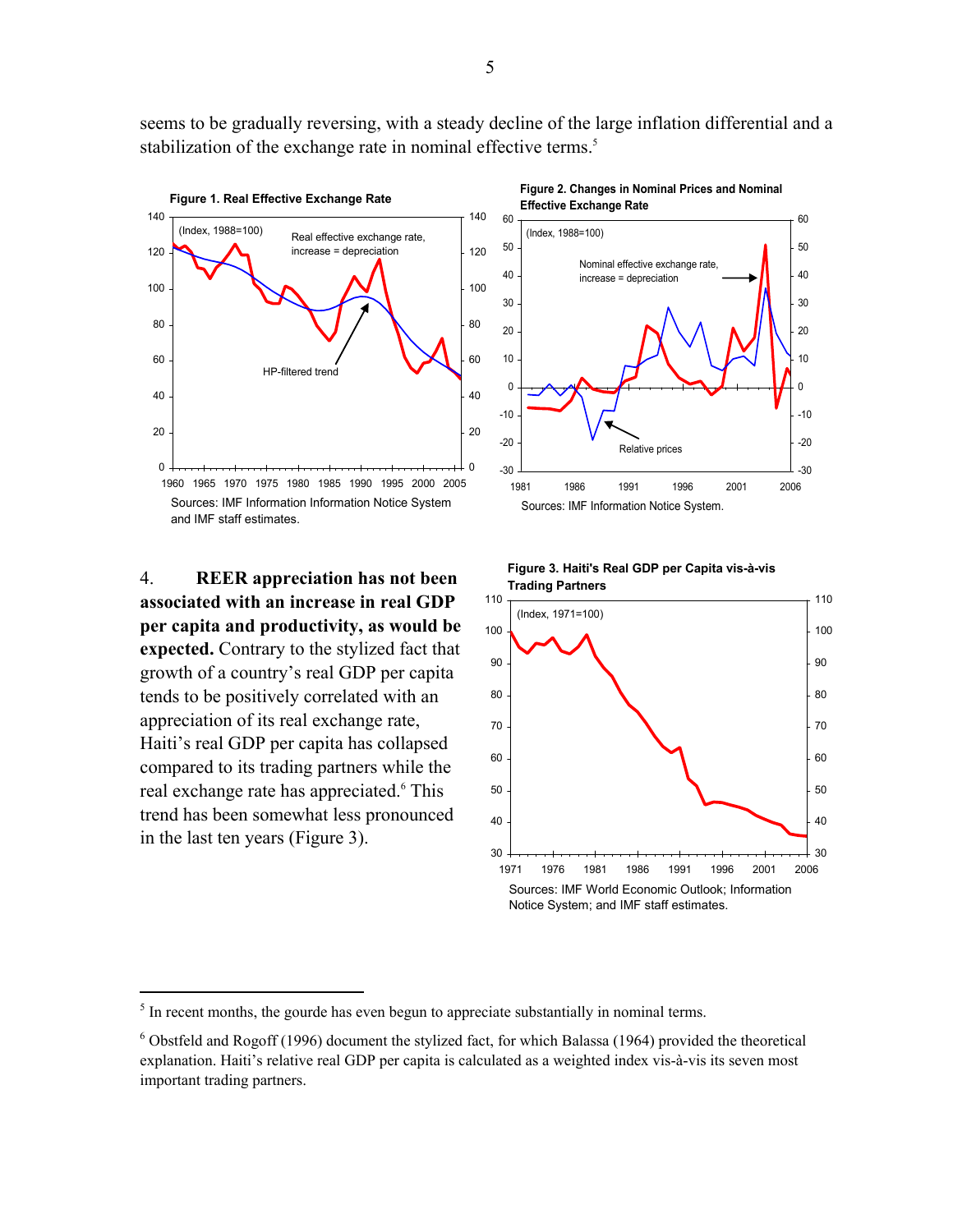seems to be gradually reversing, with a steady decline of the large inflation differential and a stabilization of the exchange rate in nominal effective terms.[5]

**Figure 1. Real Effective Exchange Rate**

Sources: IMF Information Information Notice System and IMF staff estimates.

**Figure 2. Changes in Nominal Prices and Nominal Effective Exchange Rate**

Sources: IMF Information Notice System.

4. **REER appreciation has not been associated with an increase in real GDP per capita and productivity, as would be expected.** Contrary to the stylized fact that growth of a country's real GDP per capita tends to be positively correlated with an appreciation of its real exchange rate, Haiti's real GDP per capita has collapsed compared to its trading partners while the real exchange rate has appreciated.[6] This trend has been somewhat less pronounced in the last ten years (Figure 3).

**Figure 3. Haiti's Real GDP per Capita vis-à-vis Trading Partners**

Sources: IMF World Economic Outlook; Information Notice System; and IMF staff estimates.

---

[5] In recent months, the gourde has even begun to appreciate substantially in nominal terms.

[6] Obstfeld and Rogoff (1996) document the stylized fact, for which Balassa (1964) provided the theoretical explanation. Haiti's relative real GDP per capita is calculated as a weighted index vis-à-vis its seven most important trading partners.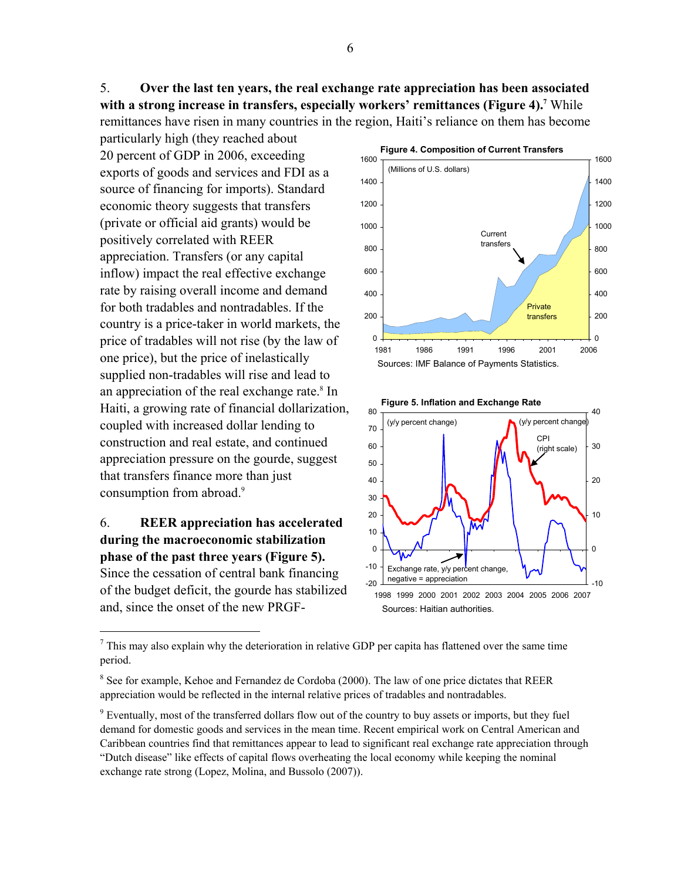5. **Over the last ten years, the real exchange rate appreciation has been associated with a strong increase in transfers, especially workers' remittances (Figure 4).**[7] While remittances have risen in many countries in the region, Haiti's reliance on them has become particularly high (they reached about 20 percent of GDP in 2006, exceeding exports of goods and services and FDI as a source of financing for imports). Standard economic theory suggests that transfers (private or official aid grants) would be positively correlated with REER appreciation. Transfers (or any capital inflow) impact the real effective exchange rate by raising overall income and demand for both tradables and nontradables. If the country is a price-taker in world markets, the price of tradables will not rise (by the law of one price), but the price of inelastically supplied non-tradables will rise and lead to an appreciation of the real exchange rate.[8] In Haiti, a growing rate of financial dollarization, coupled with increased dollar lending to construction and real estate, and continued appreciation pressure on the gourde, suggest that transfers finance more than just consumption from abroad.[9]

**Figure 4. Composition of Current Transfers**

(Millions of U.S. dollars)

Sources: IMF Balance of Payments Statistics.

**Figure 5. Inflation and Exchange Rate**

Sources: Haitian authorities.

6. **REER appreciation has accelerated during the macroeconomic stabilization phase of the past three years (Figure 5).** Since the cessation of central bank financing of the budget deficit, the gourde has stabilized and, since the onset of the new PRGF-

---

[7] This may also explain why the deterioration in relative GDP per capita has flattened over the same time period.

[8] See for example, Kehoe and Fernandez de Cordoba (2000). The law of one price dictates that REER appreciation would be reflected in the internal relative prices of tradables and nontradables.

[9] Eventually, most of the transferred dollars flow out of the country to buy assets or imports, but they fuel demand for domestic goods and services in the mean time. Recent empirical work on Central American and Caribbean countries find that remittances appear to lead to significant real exchange rate appreciation through "Dutch disease" like effects of capital flows overheating the local economy while keeping the nominal exchange rate strong (Lopez, Molina, and Bussolo (2007)).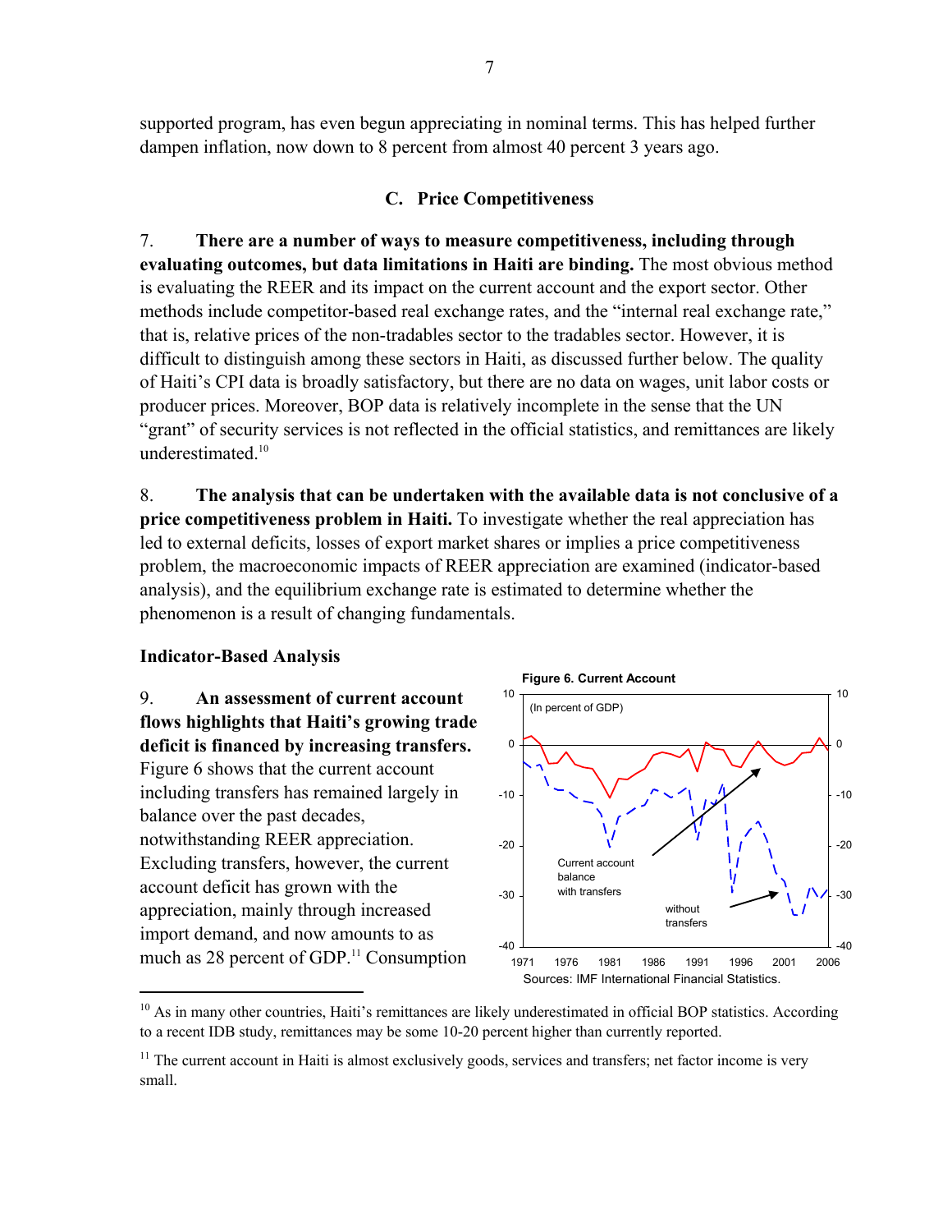supported program, has even begun appreciating in nominal terms. This has helped further dampen inflation, now down to 8 percent from almost 40 percent 3 years ago.

### C. Price Competitiveness

7. **There are a number of ways to measure competitiveness, including through evaluating outcomes, but data limitations in Haiti are binding.** The most obvious method is evaluating the REER and its impact on the current account and the export sector. Other methods include competitor-based real exchange rates, and the "internal real exchange rate," that is, relative prices of the non-tradables sector to the tradables sector. However, it is difficult to distinguish among these sectors in Haiti, as discussed further below. The quality of Haiti's CPI data is broadly satisfactory, but there are no data on wages, unit labor costs or producer prices. Moreover, BOP data is relatively incomplete in the sense that the UN "grant" of security services is not reflected in the official statistics, and remittances are likely underestimated.[10]

8. **The analysis that can be undertaken with the available data is not conclusive of a price competitiveness problem in Haiti.** To investigate whether the real appreciation has led to external deficits, losses of export market shares or implies a price competitiveness problem, the macroeconomic impacts of REER appreciation are examined (indicator-based analysis), and the equilibrium exchange rate is estimated to determine whether the phenomenon is a result of changing fundamentals.

**Indicator-Based Analysis**

9. **An assessment of current account flows highlights that Haiti's growing trade deficit is financed by increasing transfers.** Figure 6 shows that the current account including transfers has remained largely in balance over the past decades, notwithstanding REER appreciation. Excluding transfers, however, the current account deficit has grown with the appreciation, mainly through increased import demand, and now amounts to as much as 28 percent of GDP.[11] Consumption

**Figure 6. Current Account**

(In percent of GDP)

Sources: IMF International Financial Statistics.

[10] As in many other countries, Haiti's remittances are likely underestimated in official BOP statistics. According to a recent IDB study, remittances may be some 10-20 percent higher than currently reported.

[11] The current account in Haiti is almost exclusively goods, services and transfers; net factor income is very small.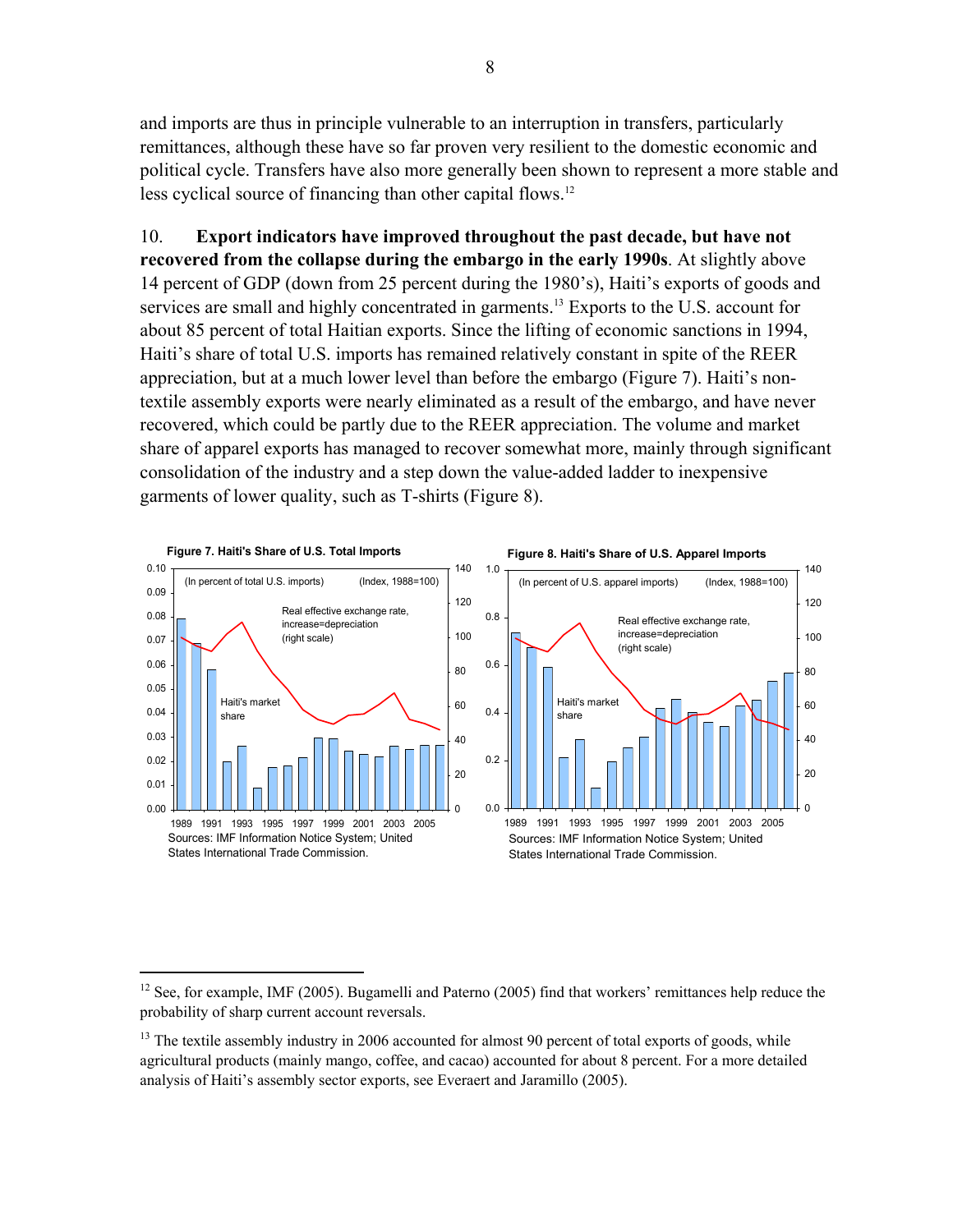and imports are thus in principle vulnerable to an interruption in transfers, particularly remittances, although these have so far proven very resilient to the domestic economic and political cycle. Transfers have also more generally been shown to represent a more stable and less cyclical source of financing than other capital flows.[12]

10. **Export indicators have improved throughout the past decade, but have not recovered from the collapse during the embargo in the early 1990s**. At slightly above 14 percent of GDP (down from 25 percent during the 1980's), Haiti's exports of goods and services are small and highly concentrated in garments.[13] Exports to the U.S. account for about 85 percent of total Haitian exports. Since the lifting of economic sanctions in 1994, Haiti's share of total U.S. imports has remained relatively constant in spite of the REER appreciation, but at a much lower level than before the embargo (Figure 7). Haiti's non-textile assembly exports were nearly eliminated as a result of the embargo, and have never recovered, which could be partly due to the REER appreciation. The volume and market share of apparel exports has managed to recover somewhat more, mainly through significant consolidation of the industry and a step down the value-added ladder to inexpensive garments of lower quality, such as T-shirts (Figure 8).

**Figure 7. Haiti's Share of U.S. Total Imports**

(In percent of total U.S. imports) (Index, 1988=100)

Haiti's market share; Real effective exchange rate, increase=depreciation (right scale)

Sources: IMF Information Notice System; United States International Trade Commission.

**Figure 8. Haiti's Share of U.S. Apparel Imports**

(In percent of U.S. apparel imports) (Index, 1988=100)

Haiti's market share; Real effective exchange rate, increase=depreciation (right scale)

Sources: IMF Information Notice System; United States International Trade Commission.

---

[12] See, for example, IMF (2005). Bugamelli and Paterno (2005) find that workers' remittances help reduce the probability of sharp current account reversals.

[13] The textile assembly industry in 2006 accounted for almost 90 percent of total exports of goods, while agricultural products (mainly mango, coffee, and cacao) accounted for about 8 percent. For a more detailed analysis of Haiti's assembly sector exports, see Everaert and Jaramillo (2005).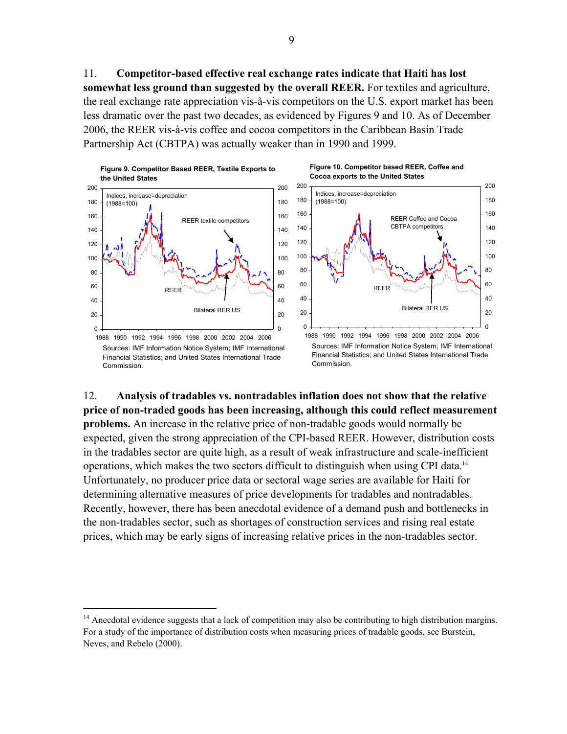11. **Competitor-based effective real exchange rates indicate that Haiti has lost somewhat less ground than suggested by the overall REER.** For textiles and agriculture, the real exchange rate appreciation vis-à-vis competitors on the U.S. export market has been less dramatic over the past two decades, as evidenced by Figures 9 and 10. As of December 2006, the REER vis-à-vis coffee and cocoa competitors in the Caribbean Basin Trade Partnership Act (CBTPA) was actually weaker than in 1990 and 1999.

**Figure 9. Competitor Based REER, Textile Exports to the United States**

Sources: IMF Information Notice System; IMF International Financial Statistics; and United States International Trade Commission.

**Figure 10. Competitor based REER, Coffee and Cocoa exports to the United States**

Sources: IMF Information Notice System; IMF International Financial Statistics; and United States International Trade Commission.

12. **Analysis of tradables vs. nontradables inflation does not show that the relative price of non-traded goods has been increasing, although this could reflect measurement problems.** An increase in the relative price of non-tradable goods would normally be expected, given the strong appreciation of the CPI-based REER. However, distribution costs in the tradables sector are quite high, as a result of weak infrastructure and scale-inefficient operations, which makes the two sectors difficult to distinguish when using CPI data.[14] Unfortunately, no producer price data or sectoral wage series are available for Haiti for determining alternative measures of price developments for tradables and nontradables. Recently, however, there has been anecdotal evidence of a demand push and bottlenecks in the non-tradables sector, such as shortages of construction services and rising real estate prices, which may be early signs of increasing relative prices in the non-tradables sector.

---

[14] Anecdotal evidence suggests that a lack of competition may also be contributing to high distribution margins. For a study of the importance of distribution costs when measuring prices of tradable goods, see Burstein, Neves, and Rebelo (2000).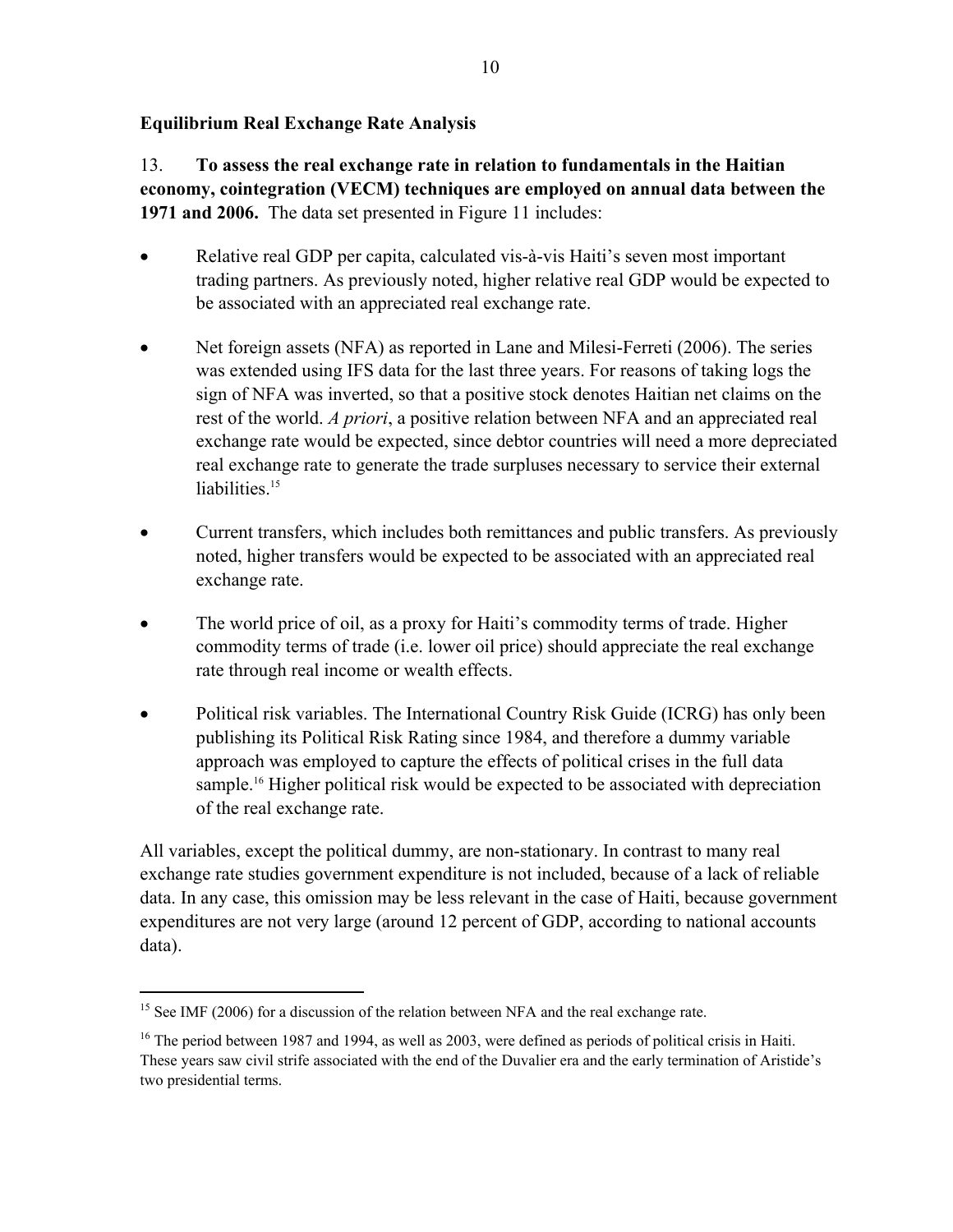### Equilibrium Real Exchange Rate Analysis

13. **To assess the real exchange rate in relation to fundamentals in the Haitian economy, cointegration (VECM) techniques are employed on annual data between the 1971 and 2006.** The data set presented in Figure 11 includes:

- Relative real GDP per capita, calculated vis-à-vis Haiti's seven most important trading partners. As previously noted, higher relative real GDP would be expected to be associated with an appreciated real exchange rate.
- Net foreign assets (NFA) as reported in Lane and Milesi-Ferreti (2006). The series was extended using IFS data for the last three years. For reasons of taking logs the sign of NFA was inverted, so that a positive stock denotes Haitian net claims on the rest of the world. *A priori*, a positive relation between NFA and an appreciated real exchange rate would be expected, since debtor countries will need a more depreciated real exchange rate to generate the trade surpluses necessary to service their external liabilities.[15]
- Current transfers, which includes both remittances and public transfers. As previously noted, higher transfers would be expected to be associated with an appreciated real exchange rate.
- The world price of oil, as a proxy for Haiti's commodity terms of trade. Higher commodity terms of trade (i.e. lower oil price) should appreciate the real exchange rate through real income or wealth effects.
- Political risk variables. The International Country Risk Guide (ICRG) has only been publishing its Political Risk Rating since 1984, and therefore a dummy variable approach was employed to capture the effects of political crises in the full data sample.[16] Higher political risk would be expected to be associated with depreciation of the real exchange rate.

All variables, except the political dummy, are non-stationary. In contrast to many real exchange rate studies government expenditure is not included, because of a lack of reliable data. In any case, this omission may be less relevant in the case of Haiti, because government expenditures are not very large (around 12 percent of GDP, according to national accounts data).

---

[15] See IMF (2006) for a discussion of the relation between NFA and the real exchange rate.

[16] The period between 1987 and 1994, as well as 2003, were defined as periods of political crisis in Haiti. These years saw civil strife associated with the end of the Duvalier era and the early termination of Aristide's two presidential terms.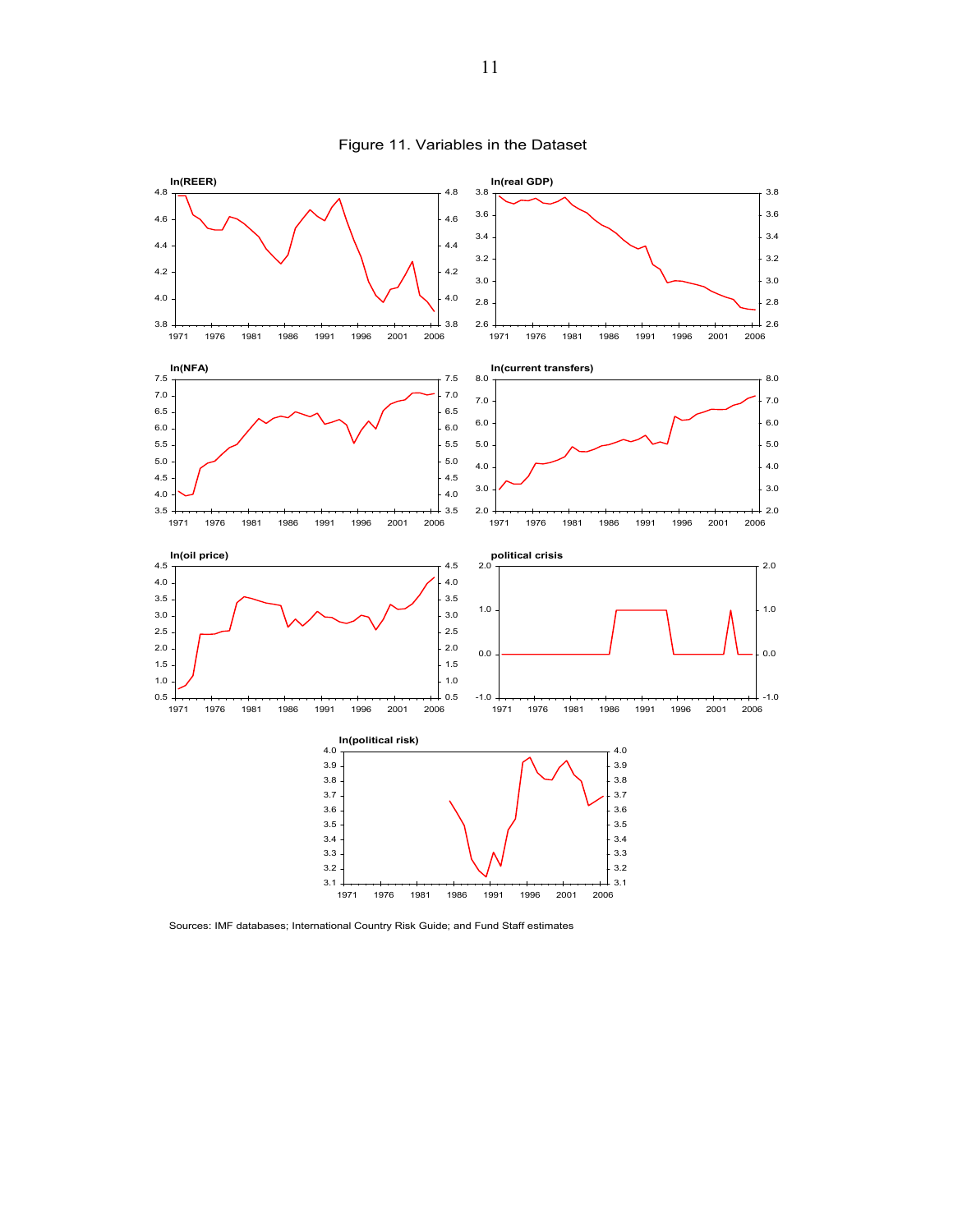# Figure 11. Variables in the Dataset

ln(REER)

ln(real GDP)

ln(NFA)

ln(current transfers)

ln(oil price)

political crisis

ln(political risk)

Sources: IMF databases; International Country Risk Guide; and Fund Staff estimates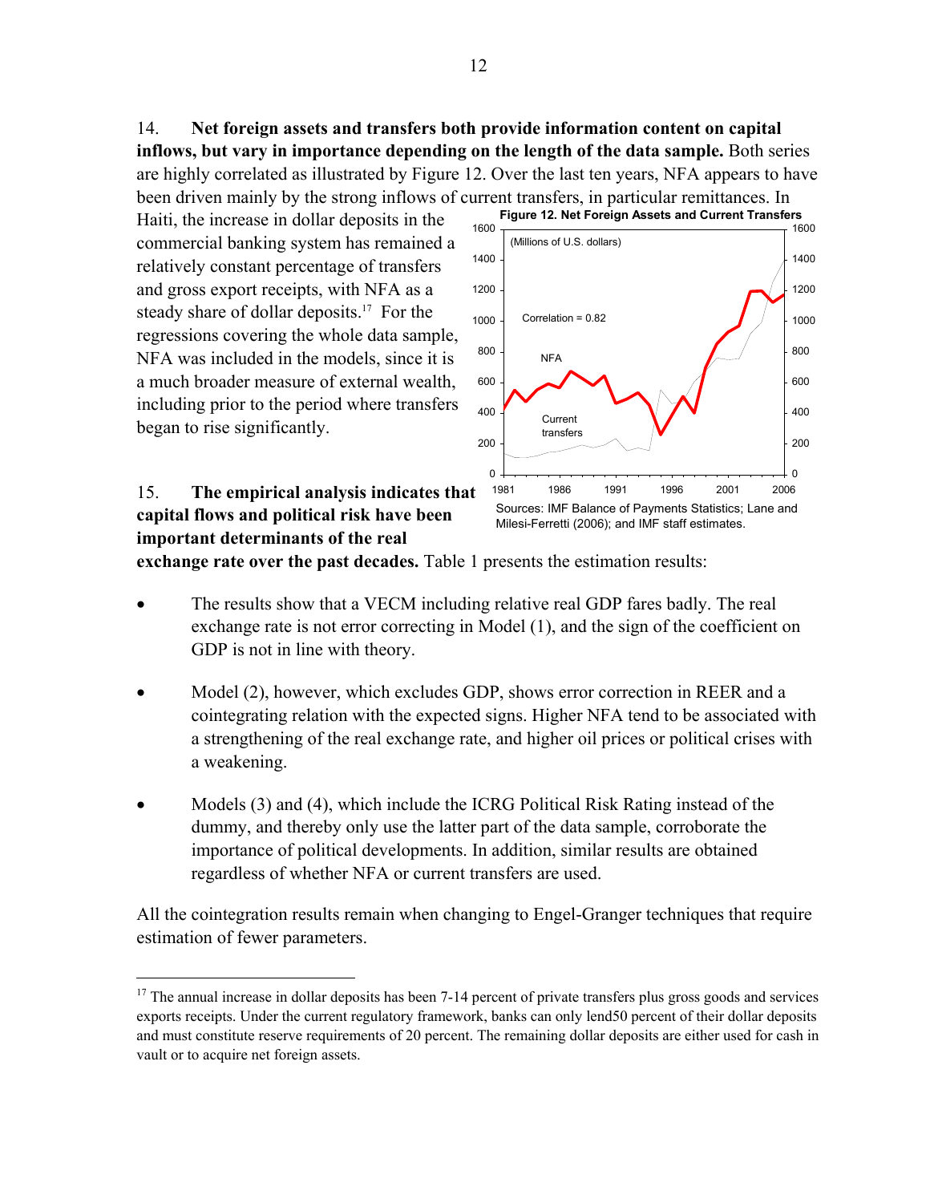14. **Net foreign assets and transfers both provide information content on capital inflows, but vary in importance depending on the length of the data sample.** Both series are highly correlated as illustrated by Figure 12. Over the last ten years, NFA appears to have been driven mainly by the strong inflows of current transfers, in particular remittances. In Haiti, the increase in dollar deposits in the commercial banking system has remained a relatively constant percentage of transfers and gross export receipts, with NFA as a steady share of dollar deposits.[17] For the regressions covering the whole data sample, NFA was included in the models, since it is a much broader measure of external wealth, including prior to the period where transfers began to rise significantly.

**Figure 12. Net Foreign Assets and Current Transfers**

(Millions of U.S. dollars)

Correlation = 0.82

Sources: IMF Balance of Payments Statistics; Lane and Milesi-Ferretti (2006); and IMF staff estimates.

15. **The empirical analysis indicates that capital flows and political risk have been important determinants of the real exchange rate over the past decades.** Table 1 presents the estimation results:

- The results show that a VECM including relative real GDP fares badly. The real exchange rate is not error correcting in Model (1), and the sign of the coefficient on GDP is not in line with theory.
- Model (2), however, which excludes GDP, shows error correction in REER and a cointegrating relation with the expected signs. Higher NFA tend to be associated with a strengthening of the real exchange rate, and higher oil prices or political crises with a weakening.
- Models (3) and (4), which include the ICRG Political Risk Rating instead of the dummy, and thereby only use the latter part of the data sample, corroborate the importance of political developments. In addition, similar results are obtained regardless of whether NFA or current transfers are used.

All the cointegration results remain when changing to Engel-Granger techniques that require estimation of fewer parameters.

[17] The annual increase in dollar deposits has been 7-14 percent of private transfers plus gross goods and services exports receipts. Under the current regulatory framework, banks can only lend50 percent of their dollar deposits and must constitute reserve requirements of 20 percent. The remaining dollar deposits are either used for cash in vault or to acquire net foreign assets.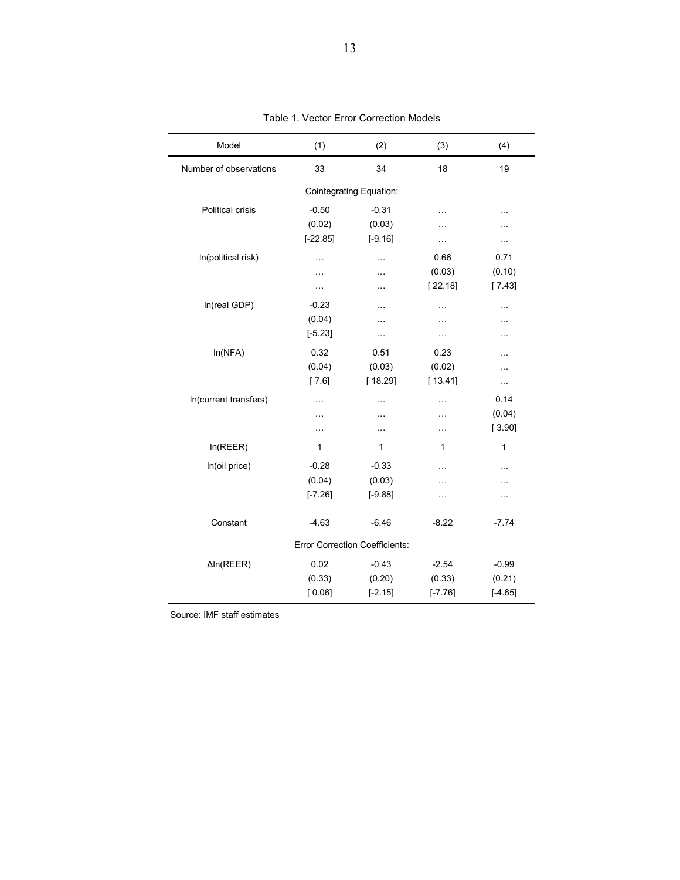Table 1. Vector Error Correction Models

| Model | (1) | (2) | (3) | (4) |
|---|---|---|---|---|
| Number of observations | 33 | 34 | 18 | 19 |
| | Cointegrating Equation: | | | |
| Political crisis | -0.50 | -0.31 | … | … |
| | (0.02) | (0.03) | … | … |
| | [-22.85] | [-9.16] | … | … |
| ln(political risk) | … | … | 0.66 | 0.71 |
| | … | … | (0.03) | (0.10) |
| | … | … | [ 22.18] | [ 7.43] |
| ln(real GDP) | -0.23 | … | … | … |
| | (0.04) | … | … | … |
| | [-5.23] | … | … | … |
| ln(NFA) | 0.32 | 0.51 | 0.23 | … |
| | (0.04) | (0.03) | (0.02) | … |
| | [ 7.6] | [ 18.29] | [ 13.41] | … |
| ln(current transfers) | … | … | … | 0.14 |
| | … | … | … | (0.04) |
| | … | … | … | [ 3.90] |
| ln(REER) | 1 | 1 | 1 | 1 |
| ln(oil price) | -0.28 | -0.33 | … | … |
| | (0.04) | (0.03) | … | … |
| | [-7.26] | [-9.88] | … | … |
| Constant | -4.63 | -6.46 | -8.22 | -7.74 |
| | Error Correction Coefficients: | | | |
| Δln(REER) | 0.02 | -0.43 | -2.54 | -0.99 |
| | (0.33) | (0.20) | (0.33) | (0.21) |
| | [ 0.06] | [-2.15] | [-7.76] | [-4.65] |

Source: IMF staff estimates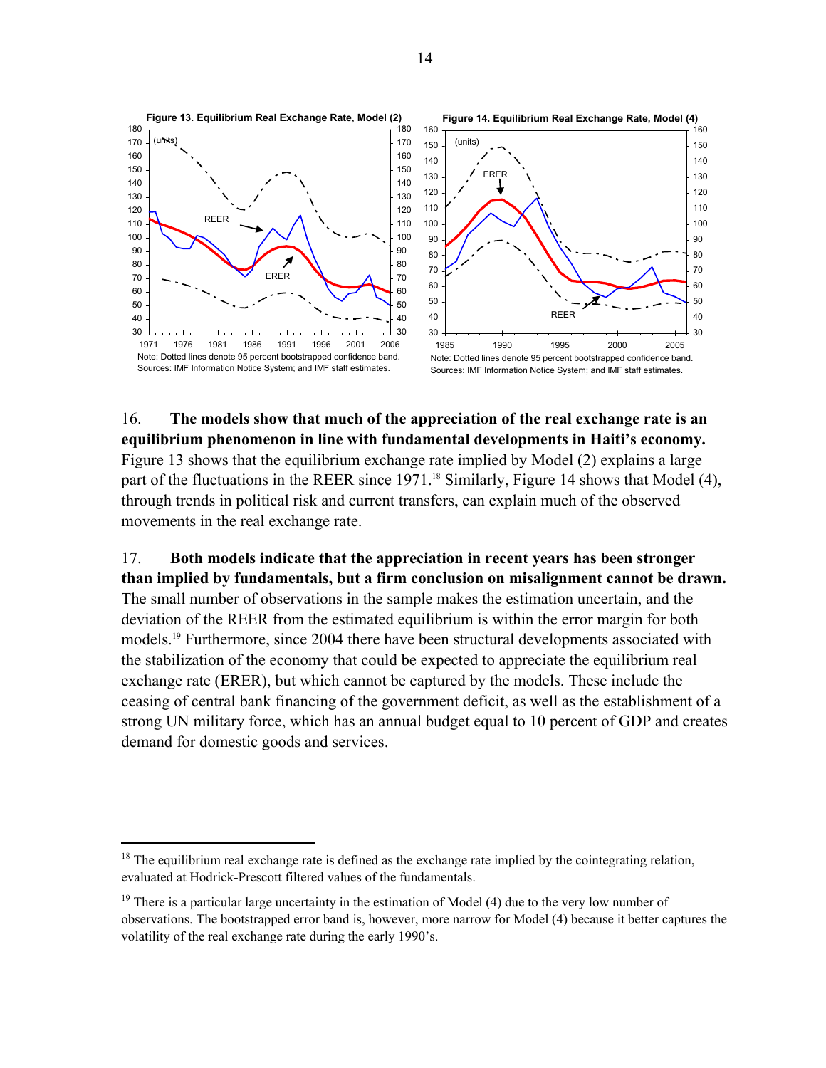**Figure 13. Equilibrium Real Exchange Rate, Model (2)**

Note: Dotted lines denote 95 percent bootstrapped confidence band.
Sources: IMF Information Notice System; and IMF staff estimates.

**Figure 14. Equilibrium Real Exchange Rate, Model (4)**

Note: Dotted lines denote 95 percent bootstrapped confidence band.
Sources: IMF Information Notice System; and IMF staff estimates.

16. **The models show that much of the appreciation of the real exchange rate is an equilibrium phenomenon in line with fundamental developments in Haiti's economy.** Figure 13 shows that the equilibrium exchange rate implied by Model (2) explains a large part of the fluctuations in the REER since 1971.[18] Similarly, Figure 14 shows that Model (4), through trends in political risk and current transfers, can explain much of the observed movements in the real exchange rate.

17. **Both models indicate that the appreciation in recent years has been stronger than implied by fundamentals, but a firm conclusion on misalignment cannot be drawn.** The small number of observations in the sample makes the estimation uncertain, and the deviation of the REER from the estimated equilibrium is within the error margin for both models.[19] Furthermore, since 2004 there have been structural developments associated with the stabilization of the economy that could be expected to appreciate the equilibrium real exchange rate (ERER), but which cannot be captured by the models. These include the ceasing of central bank financing of the government deficit, as well as the establishment of a strong UN military force, which has an annual budget equal to 10 percent of GDP and creates demand for domestic goods and services.

---

[18] The equilibrium real exchange rate is defined as the exchange rate implied by the cointegrating relation, evaluated at Hodrick-Prescott filtered values of the fundamentals.

[19] There is a particular large uncertainty in the estimation of Model (4) due to the very low number of observations. The bootstrapped error band is, however, more narrow for Model (4) because it better captures the volatility of the real exchange rate during the early 1990's.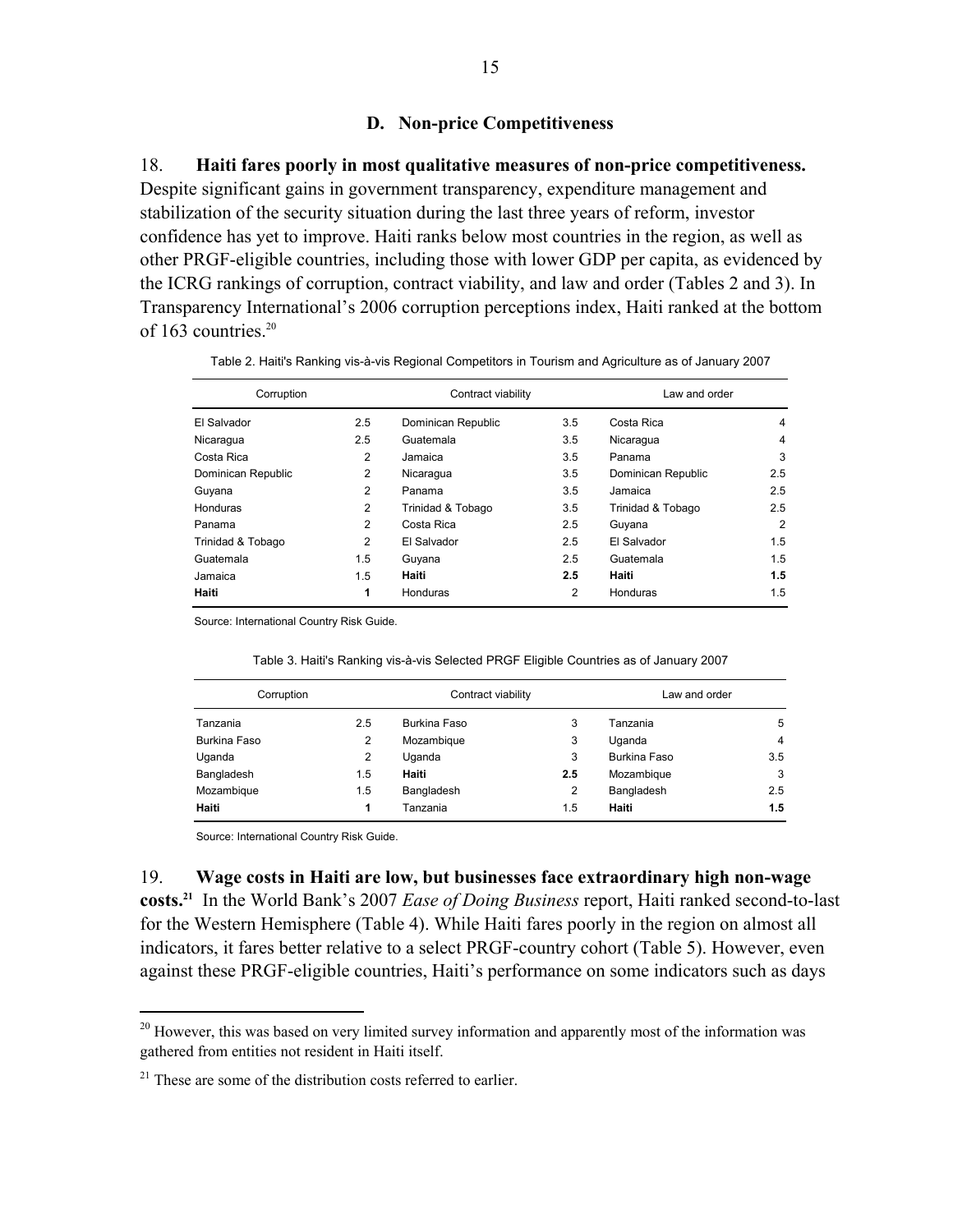### D. Non-price Competitiveness

18. **Haiti fares poorly in most qualitative measures of non-price competitiveness.** Despite significant gains in government transparency, expenditure management and stabilization of the security situation during the last three years of reform, investor confidence has yet to improve. Haiti ranks below most countries in the region, as well as other PRGF-eligible countries, including those with lower GDP per capita, as evidenced by the ICRG rankings of corruption, contract viability, and law and order (Tables 2 and 3). In Transparency International's 2006 corruption perceptions index, Haiti ranked at the bottom of 163 countries.[20]

Table 2. Haiti's Ranking vis-à-vis Regional Competitors in Tourism and Agriculture as of January 2007

| Corruption | | Contract viability | | Law and order | |
|---|---|---|---|---|---|
| El Salvador | 2.5 | Dominican Republic | 3.5 | Costa Rica | 4 |
| Nicaragua | 2.5 | Guatemala | 3.5 | Nicaragua | 4 |
| Costa Rica | 2 | Jamaica | 3.5 | Panama | 3 |
| Dominican Republic | 2 | Nicaragua | 3.5 | Dominican Republic | 2.5 |
| Guyana | 2 | Panama | 3.5 | Jamaica | 2.5 |
| Honduras | 2 | Trinidad & Tobago | 3.5 | Trinidad & Tobago | 2.5 |
| Panama | 2 | Costa Rica | 2.5 | Guyana | 2 |
| Trinidad & Tobago | 2 | El Salvador | 2.5 | El Salvador | 1.5 |
| Guatemala | 1.5 | Guyana | 2.5 | Guatemala | 1.5 |
| Jamaica | 1.5 | **Haiti** | **2.5** | **Haiti** | **1.5** |
| **Haiti** | **1** | Honduras | 2 | Honduras | 1.5 |

Source: International Country Risk Guide.

Table 3. Haiti's Ranking vis-à-vis Selected PRGF Eligible Countries as of January 2007

| Corruption | | Contract viability | | Law and order | |
|---|---|---|---|---|---|
| Tanzania | 2.5 | Burkina Faso | 3 | Tanzania | 5 |
| Burkina Faso | 2 | Mozambique | 3 | Uganda | 4 |
| Uganda | 2 | Uganda | 3 | Burkina Faso | 3.5 |
| Bangladesh | 1.5 | **Haiti** | **2.5** | Mozambique | 3 |
| Mozambique | 1.5 | Bangladesh | 2 | Bangladesh | 2.5 |
| **Haiti** | **1** | Tanzania | 1.5 | **Haiti** | **1.5** |

Source: International Country Risk Guide.

19. **Wage costs in Haiti are low, but businesses face extraordinary high non-wage costs.**[21] In the World Bank's 2007 *Ease of Doing Business* report, Haiti ranked second-to-last for the Western Hemisphere (Table 4). While Haiti fares poorly in the region on almost all indicators, it fares better relative to a select PRGF-country cohort (Table 5). However, even against these PRGF-eligible countries, Haiti's performance on some indicators such as days

[20] However, this was based on very limited survey information and apparently most of the information was gathered from entities not resident in Haiti itself.

[21] These are some of the distribution costs referred to earlier.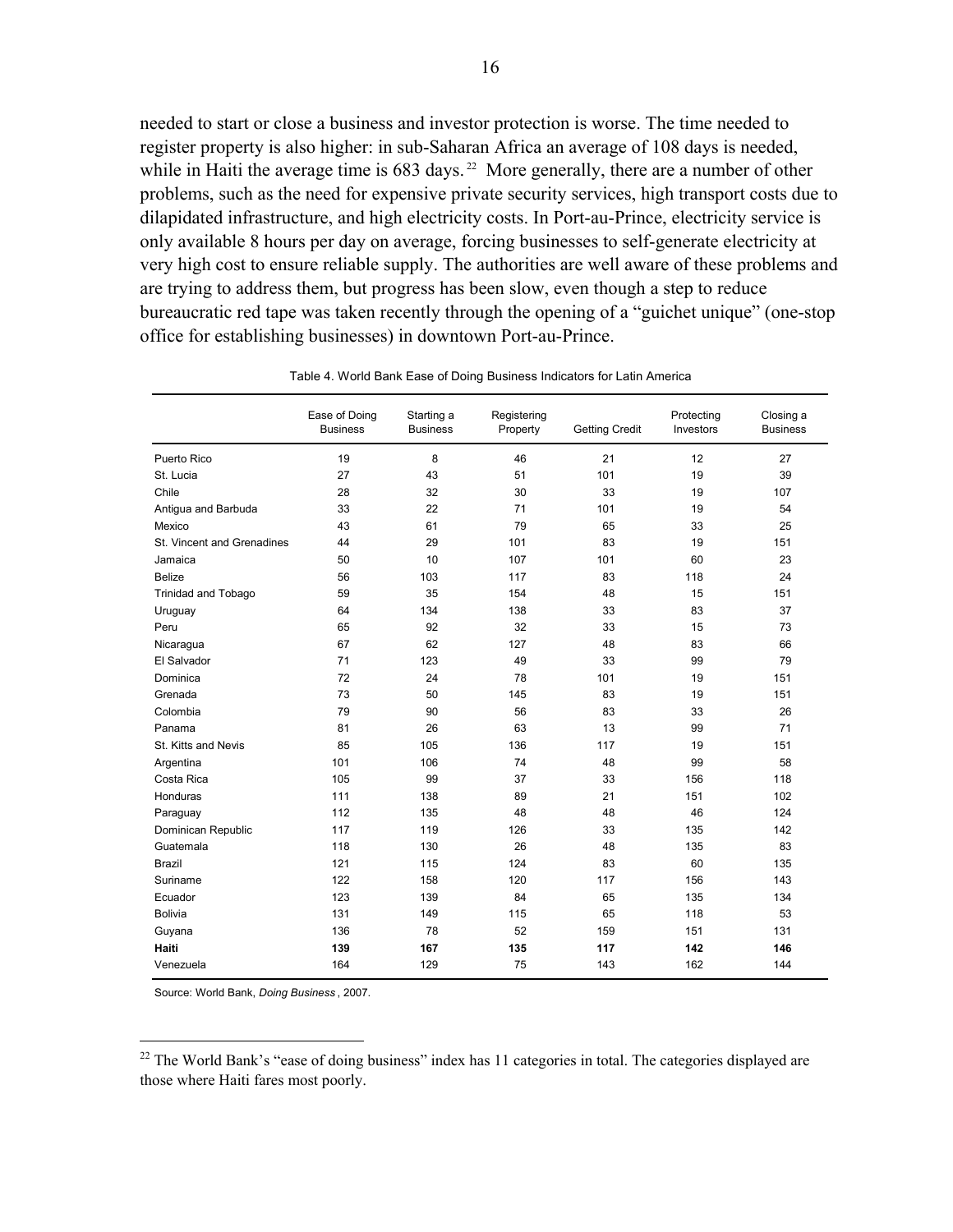needed to start or close a business and investor protection is worse. The time needed to register property is also higher: in sub-Saharan Africa an average of 108 days is needed, while in Haiti the average time is 683 days.[22] More generally, there are a number of other problems, such as the need for expensive private security services, high transport costs due to dilapidated infrastructure, and high electricity costs. In Port-au-Prince, electricity service is only available 8 hours per day on average, forcing businesses to self-generate electricity at very high cost to ensure reliable supply. The authorities are well aware of these problems and are trying to address them, but progress has been slow, even though a step to reduce bureaucratic red tape was taken recently through the opening of a "guichet unique" (one-stop office for establishing businesses) in downtown Port-au-Prince.

Table 4. World Bank Ease of Doing Business Indicators for Latin America

| | Ease of Doing Business | Starting a Business | Registering Property | Getting Credit | Protecting Investors | Closing a Business |
|---|---|---|---|---|---|---|
| Puerto Rico | 19 | 8 | 46 | 21 | 12 | 27 |
| St. Lucia | 27 | 43 | 51 | 101 | 19 | 39 |
| Chile | 28 | 32 | 30 | 33 | 19 | 107 |
| Antigua and Barbuda | 33 | 22 | 71 | 101 | 19 | 54 |
| Mexico | 43 | 61 | 79 | 65 | 33 | 25 |
| St. Vincent and Grenadines | 44 | 29 | 101 | 83 | 19 | 151 |
| Jamaica | 50 | 10 | 107 | 101 | 60 | 23 |
| Belize | 56 | 103 | 117 | 83 | 118 | 24 |
| Trinidad and Tobago | 59 | 35 | 154 | 48 | 15 | 151 |
| Uruguay | 64 | 134 | 138 | 33 | 83 | 37 |
| Peru | 65 | 92 | 32 | 33 | 15 | 73 |
| Nicaragua | 67 | 62 | 127 | 48 | 83 | 66 |
| El Salvador | 71 | 123 | 49 | 33 | 99 | 79 |
| Dominica | 72 | 24 | 78 | 101 | 19 | 151 |
| Grenada | 73 | 50 | 145 | 83 | 19 | 151 |
| Colombia | 79 | 90 | 56 | 83 | 33 | 26 |
| Panama | 81 | 26 | 63 | 13 | 99 | 71 |
| St. Kitts and Nevis | 85 | 105 | 136 | 117 | 19 | 151 |
| Argentina | 101 | 106 | 74 | 48 | 99 | 58 |
| Costa Rica | 105 | 99 | 37 | 33 | 156 | 118 |
| Honduras | 111 | 138 | 89 | 21 | 151 | 102 |
| Paraguay | 112 | 135 | 48 | 48 | 46 | 124 |
| Dominican Republic | 117 | 119 | 126 | 33 | 135 | 142 |
| Guatemala | 118 | 130 | 26 | 48 | 135 | 83 |
| Brazil | 121 | 115 | 124 | 83 | 60 | 135 |
| Suriname | 122 | 158 | 120 | 117 | 156 | 143 |
| Ecuador | 123 | 139 | 84 | 65 | 135 | 134 |
| Bolivia | 131 | 149 | 115 | 65 | 118 | 53 |
| Guyana | 136 | 78 | 52 | 159 | 151 | 131 |
| **Haiti** | **139** | **167** | **135** | **117** | **142** | **146** |
| Venezuela | 164 | 129 | 75 | 143 | 162 | 144 |

Source: World Bank, *Doing Business*, 2007.

[22] The World Bank's "ease of doing business" index has 11 categories in total. The categories displayed are those where Haiti fares most poorly.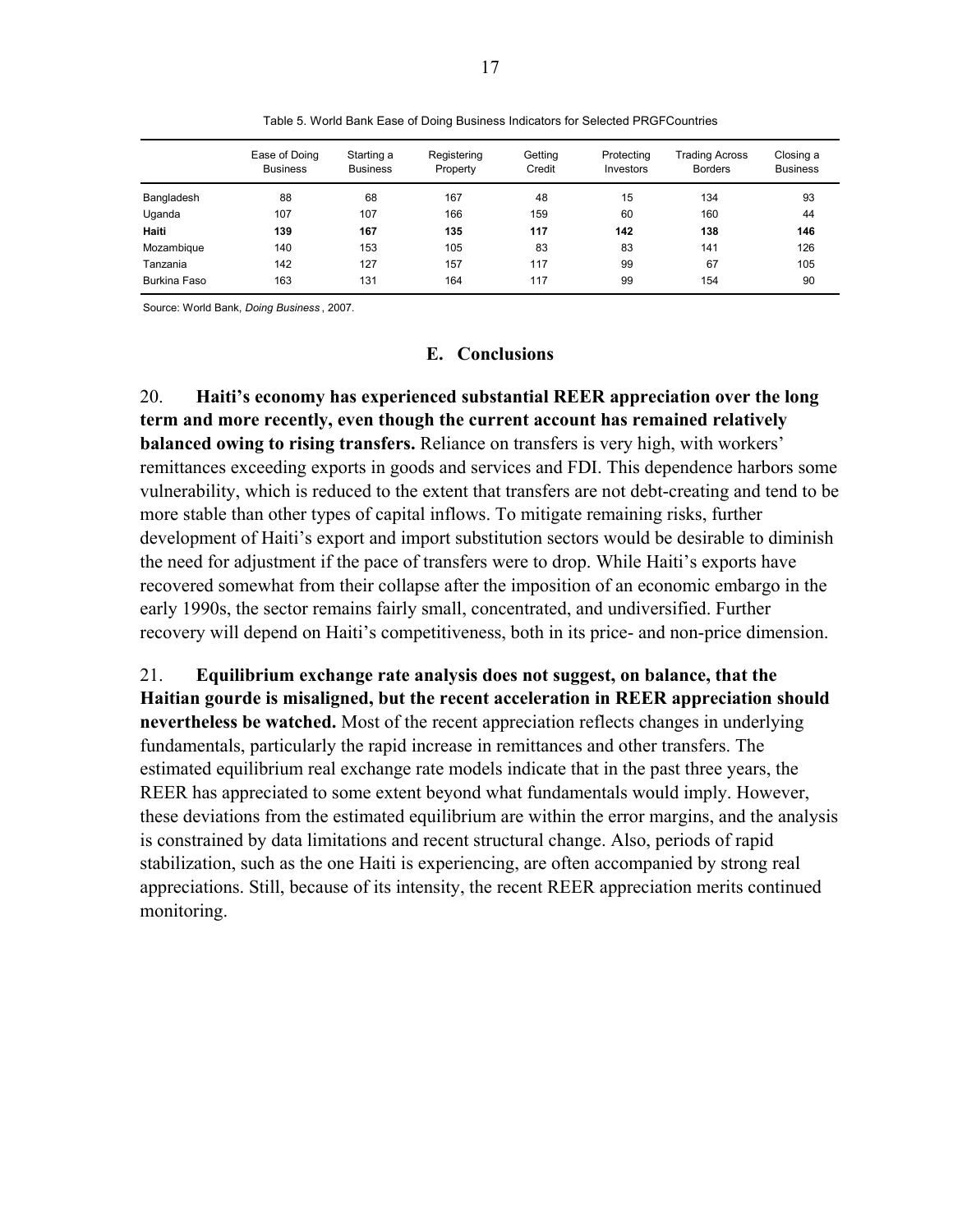Table 5. World Bank Ease of Doing Business Indicators for Selected PRGFCountries

| | Ease of Doing Business | Starting a Business | Registering Property | Getting Credit | Protecting Investors | Trading Across Borders | Closing a Business |
|---|---|---|---|---|---|---|---|
| Bangladesh | 88 | 68 | 167 | 48 | 15 | 134 | 93 |
| Uganda | 107 | 107 | 166 | 159 | 60 | 160 | 44 |
| **Haiti** | **139** | **167** | **135** | **117** | **142** | **138** | **146** |
| Mozambique | 140 | 153 | 105 | 83 | 83 | 141 | 126 |
| Tanzania | 142 | 127 | 157 | 117 | 99 | 67 | 105 |
| Burkina Faso | 163 | 131 | 164 | 117 | 99 | 154 | 90 |

Source: World Bank, *Doing Business*, 2007.

## E. Conclusions

20. **Haiti's economy has experienced substantial REER appreciation over the long term and more recently, even though the current account has remained relatively balanced owing to rising transfers.** Reliance on transfers is very high, with workers' remittances exceeding exports in goods and services and FDI. This dependence harbors some vulnerability, which is reduced to the extent that transfers are not debt-creating and tend to be more stable than other types of capital inflows. To mitigate remaining risks, further development of Haiti's export and import substitution sectors would be desirable to diminish the need for adjustment if the pace of transfers were to drop. While Haiti's exports have recovered somewhat from their collapse after the imposition of an economic embargo in the early 1990s, the sector remains fairly small, concentrated, and undiversified. Further recovery will depend on Haiti's competitiveness, both in its price- and non-price dimension.

21. **Equilibrium exchange rate analysis does not suggest, on balance, that the Haitian gourde is misaligned, but the recent acceleration in REER appreciation should nevertheless be watched.** Most of the recent appreciation reflects changes in underlying fundamentals, particularly the rapid increase in remittances and other transfers. The estimated equilibrium real exchange rate models indicate that in the past three years, the REER has appreciated to some extent beyond what fundamentals would imply. However, these deviations from the estimated equilibrium are within the error margins, and the analysis is constrained by data limitations and recent structural change. Also, periods of rapid stabilization, such as the one Haiti is experiencing, are often accompanied by strong real appreciations. Still, because of its intensity, the recent REER appreciation merits continued monitoring.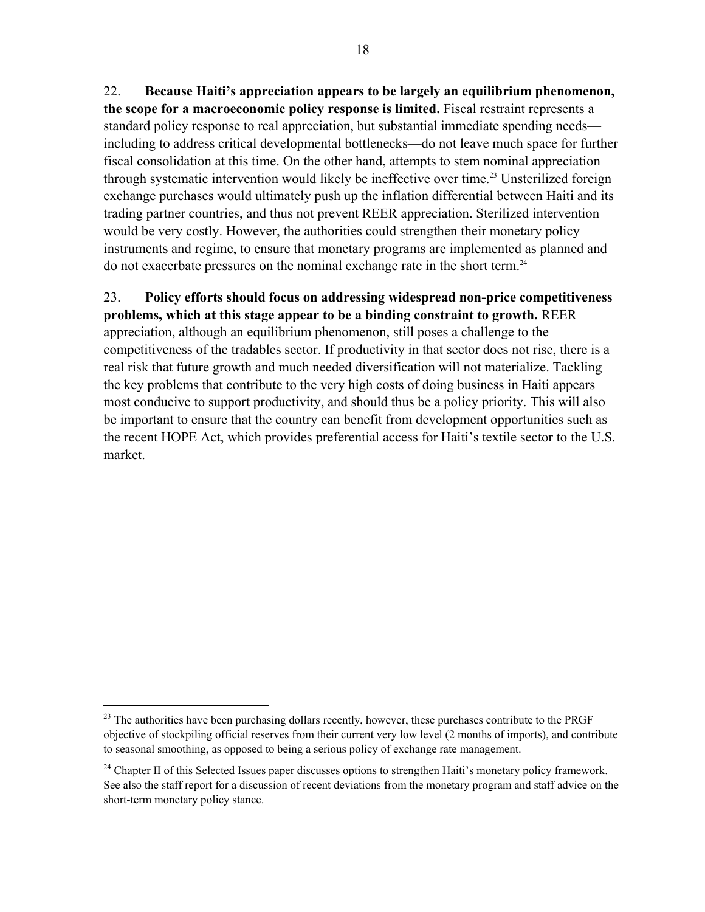22. **Because Haiti's appreciation appears to be largely an equilibrium phenomenon, the scope for a macroeconomic policy response is limited.** Fiscal restraint represents a standard policy response to real appreciation, but substantial immediate spending needs—including to address critical developmental bottlenecks—do not leave much space for further fiscal consolidation at this time. On the other hand, attempts to stem nominal appreciation through systematic intervention would likely be ineffective over time.[23] Unsterilized foreign exchange purchases would ultimately push up the inflation differential between Haiti and its trading partner countries, and thus not prevent REER appreciation. Sterilized intervention would be very costly. However, the authorities could strengthen their monetary policy instruments and regime, to ensure that monetary programs are implemented as planned and do not exacerbate pressures on the nominal exchange rate in the short term.[24]

23. **Policy efforts should focus on addressing widespread non-price competitiveness problems, which at this stage appear to be a binding constraint to growth.** REER appreciation, although an equilibrium phenomenon, still poses a challenge to the competitiveness of the tradables sector. If productivity in that sector does not rise, there is a real risk that future growth and much needed diversification will not materialize. Tackling the key problems that contribute to the very high costs of doing business in Haiti appears most conducive to support productivity, and should thus be a policy priority. This will also be important to ensure that the country can benefit from development opportunities such as the recent HOPE Act, which provides preferential access for Haiti's textile sector to the U.S. market.

---

[23] The authorities have been purchasing dollars recently, however, these purchases contribute to the PRGF objective of stockpiling official reserves from their current very low level (2 months of imports), and contribute to seasonal smoothing, as opposed to being a serious policy of exchange rate management.

[24] Chapter II of this Selected Issues paper discusses options to strengthen Haiti's monetary policy framework. See also the staff report for a discussion of recent deviations from the monetary program and staff advice on the short-term monetary policy stance.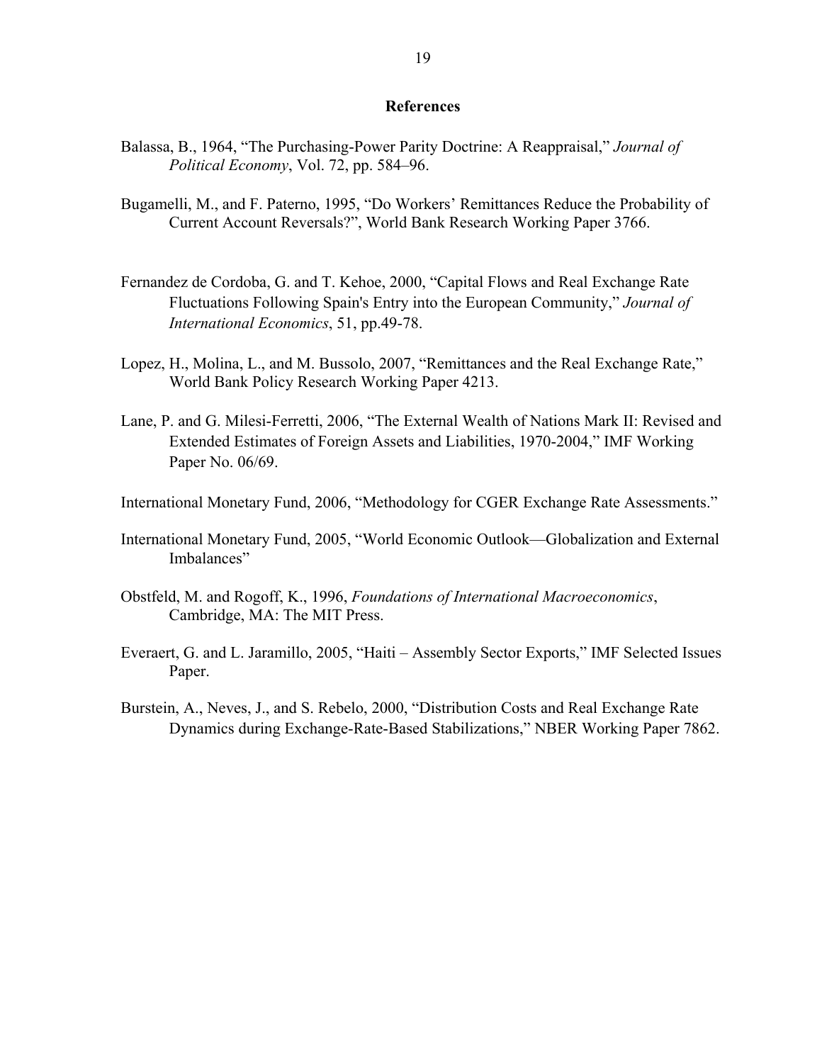## References

Balassa, B., 1964, "The Purchasing-Power Parity Doctrine: A Reappraisal," *Journal of Political Economy*, Vol. 72, pp. 584–96.

Bugamelli, M., and F. Paterno, 1995, "Do Workers' Remittances Reduce the Probability of Current Account Reversals?", World Bank Research Working Paper 3766.

Fernandez de Cordoba, G. and T. Kehoe, 2000, "Capital Flows and Real Exchange Rate Fluctuations Following Spain's Entry into the European Community," *Journal of International Economics*, 51, pp.49-78.

Lopez, H., Molina, L., and M. Bussolo, 2007, "Remittances and the Real Exchange Rate," World Bank Policy Research Working Paper 4213.

Lane, P. and G. Milesi-Ferretti, 2006, "The External Wealth of Nations Mark II: Revised and Extended Estimates of Foreign Assets and Liabilities, 1970-2004," IMF Working Paper No. 06/69.

International Monetary Fund, 2006, "Methodology for CGER Exchange Rate Assessments."

International Monetary Fund, 2005, "World Economic Outlook—Globalization and External Imbalances"

Obstfeld, M. and Rogoff, K., 1996, *Foundations of International Macroeconomics*, Cambridge, MA: The MIT Press.

Everaert, G. and L. Jaramillo, 2005, "Haiti – Assembly Sector Exports," IMF Selected Issues Paper.

Burstein, A., Neves, J., and S. Rebelo, 2000, "Distribution Costs and Real Exchange Rate Dynamics during Exchange-Rate-Based Stabilizations," NBER Working Paper 7862.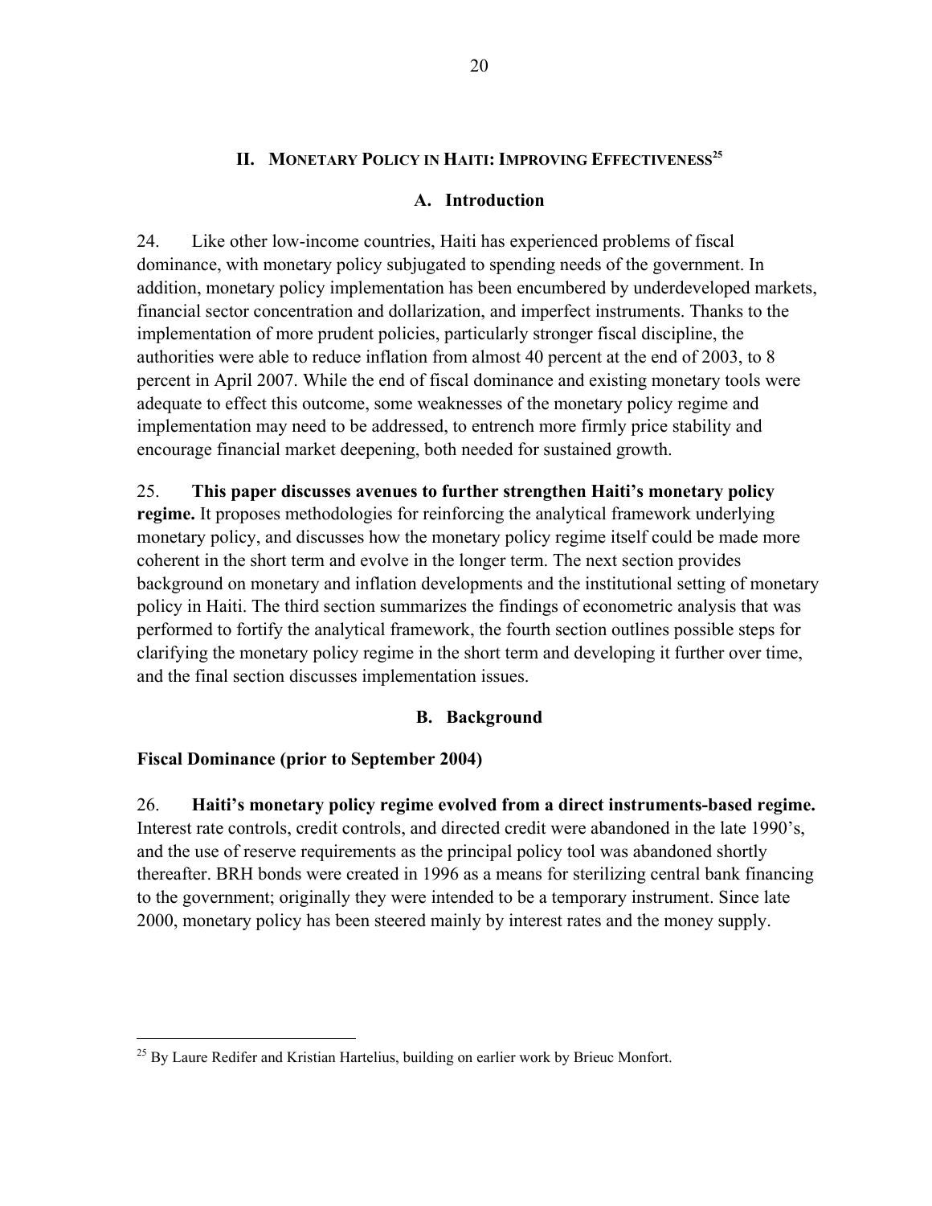## II. Monetary Policy in Haiti: Improving Effectiveness[25]

### A. Introduction

24. Like other low-income countries, Haiti has experienced problems of fiscal dominance, with monetary policy subjugated to spending needs of the government. In addition, monetary policy implementation has been encumbered by underdeveloped markets, financial sector concentration and dollarization, and imperfect instruments. Thanks to the implementation of more prudent policies, particularly stronger fiscal discipline, the authorities were able to reduce inflation from almost 40 percent at the end of 2003, to 8 percent in April 2007. While the end of fiscal dominance and existing monetary tools were adequate to effect this outcome, some weaknesses of the monetary policy regime and implementation may need to be addressed, to entrench more firmly price stability and encourage financial market deepening, both needed for sustained growth.

25. **This paper discusses avenues to further strengthen Haiti's monetary policy regime.** It proposes methodologies for reinforcing the analytical framework underlying monetary policy, and discusses how the monetary policy regime itself could be made more coherent in the short term and evolve in the longer term. The next section provides background on monetary and inflation developments and the institutional setting of monetary policy in Haiti. The third section summarizes the findings of econometric analysis that was performed to fortify the analytical framework, the fourth section outlines possible steps for clarifying the monetary policy regime in the short term and developing it further over time, and the final section discusses implementation issues.

### B. Background

**Fiscal Dominance (prior to September 2004)**

26. **Haiti's monetary policy regime evolved from a direct instruments-based regime.** Interest rate controls, credit controls, and directed credit were abandoned in the late 1990's, and the use of reserve requirements as the principal policy tool was abandoned shortly thereafter. BRH bonds were created in 1996 as a means for sterilizing central bank financing to the government; originally they were intended to be a temporary instrument. Since late 2000, monetary policy has been steered mainly by interest rates and the money supply.

[25] By Laure Redifer and Kristian Hartelius, building on earlier work by Brieuc Monfort.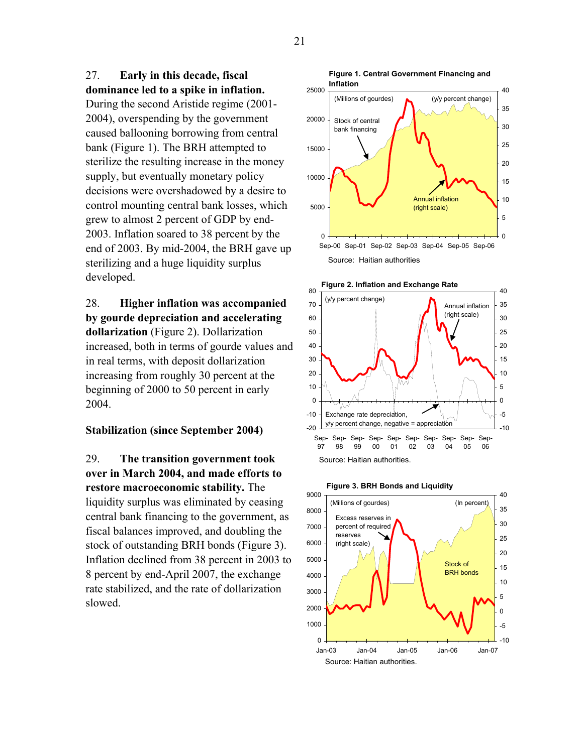27. **Early in this decade, fiscal dominance led to a spike in inflation.** During the second Aristide regime (2001-2004), overspending by the government caused ballooning borrowing from central bank (Figure 1). The BRH attempted to sterilize the resulting increase in the money supply, but eventually monetary policy decisions were overshadowed by a desire to control mounting central bank losses, which grew to almost 2 percent of GDP by end-2003. Inflation soared to 38 percent by the end of 2003. By mid-2004, the BRH gave up sterilizing and a huge liquidity surplus developed.

28. **Higher inflation was accompanied by gourde depreciation and accelerating dollarization** (Figure 2). Dollarization increased, both in terms of gourde values and in real terms, with deposit dollarization increasing from roughly 30 percent at the beginning of 2000 to 50 percent in early 2004.

**Stabilization (since September 2004)**

29. **The transition government took over in March 2004, and made efforts to restore macroeconomic stability.** The liquidity surplus was eliminated by ceasing central bank financing to the government, as fiscal balances improved, and doubling the stock of outstanding BRH bonds (Figure 3). Inflation declined from 38 percent in 2003 to 8 percent by end-April 2007, the exchange rate stabilized, and the rate of dollarization slowed.

**Figure 1. Central Government Financing and Inflation**

Source: Haitian authorities

**Figure 2. Inflation and Exchange Rate**

Source: Haitian authorities.

**Figure 3. BRH Bonds and Liquidity**

Source: Haitian authorities.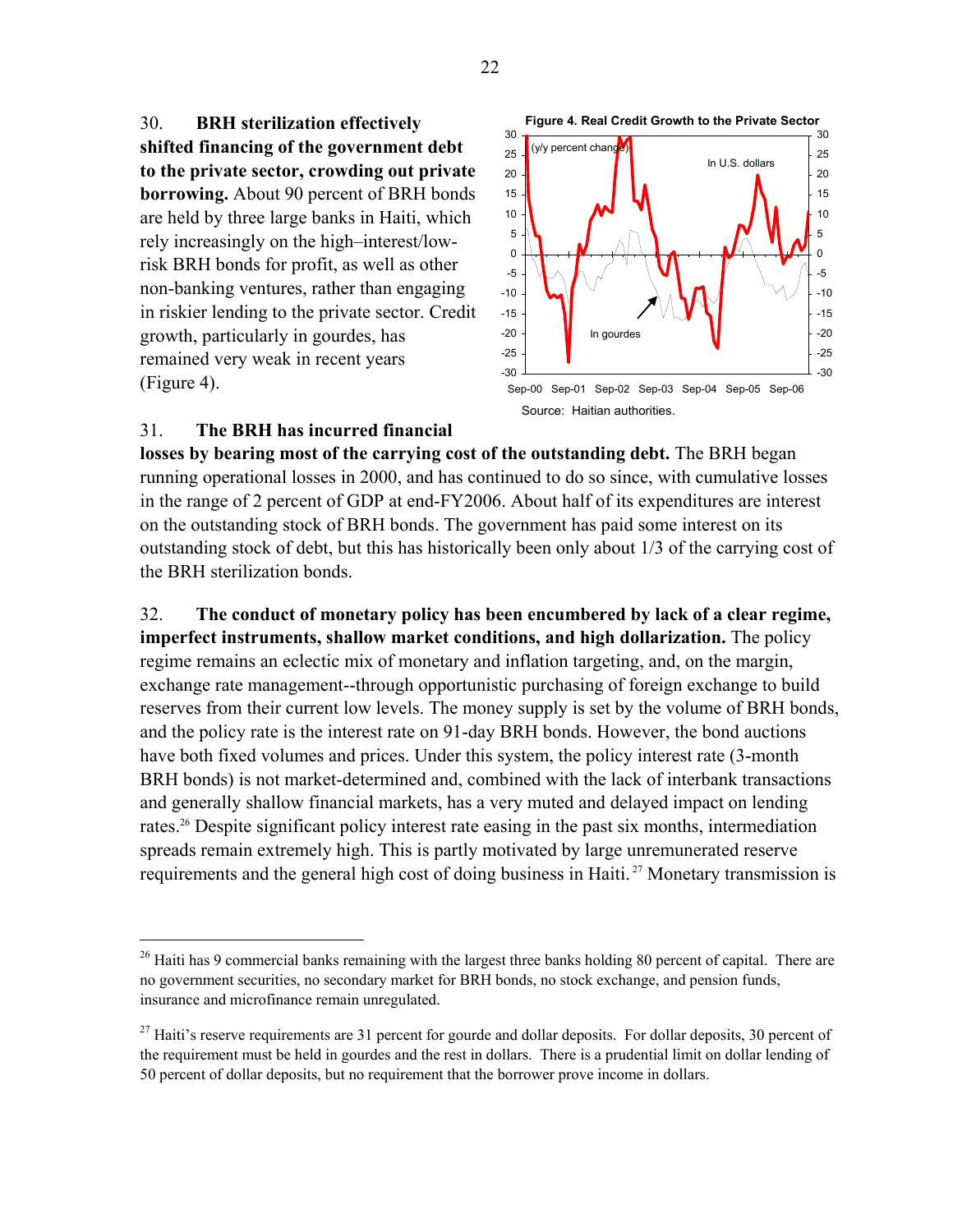30. **BRH sterilization effectively shifted financing of the government debt to the private sector, crowding out private borrowing.** About 90 percent of BRH bonds are held by three large banks in Haiti, which rely increasingly on the high–interest/low-risk BRH bonds for profit, as well as other non-banking ventures, rather than engaging in riskier lending to the private sector. Credit growth, particularly in gourdes, has remained very weak in recent years (Figure 4).

**Figure 4. Real Credit Growth to the Private Sector**

Source: Haitian authorities.

31. **The BRH has incurred financial losses by bearing most of the carrying cost of the outstanding debt.** The BRH began running operational losses in 2000, and has continued to do so since, with cumulative losses in the range of 2 percent of GDP at end-FY2006. About half of its expenditures are interest on the outstanding stock of BRH bonds. The government has paid some interest on its outstanding stock of debt, but this has historically been only about 1/3 of the carrying cost of the BRH sterilization bonds.

32. **The conduct of monetary policy has been encumbered by lack of a clear regime, imperfect instruments, shallow market conditions, and high dollarization.** The policy regime remains an eclectic mix of monetary and inflation targeting, and, on the margin, exchange rate management--through opportunistic purchasing of foreign exchange to build reserves from their current low levels. The money supply is set by the volume of BRH bonds, and the policy rate is the interest rate on 91-day BRH bonds. However, the bond auctions have both fixed volumes and prices. Under this system, the policy interest rate (3-month BRH bonds) is not market-determined and, combined with the lack of interbank transactions and generally shallow financial markets, has a very muted and delayed impact on lending rates.[26] Despite significant policy interest rate easing in the past six months, intermediation spreads remain extremely high. This is partly motivated by large unremunerated reserve requirements and the general high cost of doing business in Haiti.[27] Monetary transmission is

[26] Haiti has 9 commercial banks remaining with the largest three banks holding 80 percent of capital. There are no government securities, no secondary market for BRH bonds, no stock exchange, and pension funds, insurance and microfinance remain unregulated.

[27] Haiti's reserve requirements are 31 percent for gourde and dollar deposits. For dollar deposits, 30 percent of the requirement must be held in gourdes and the rest in dollars. There is a prudential limit on dollar lending of 50 percent of dollar deposits, but no requirement that the borrower prove income in dollars.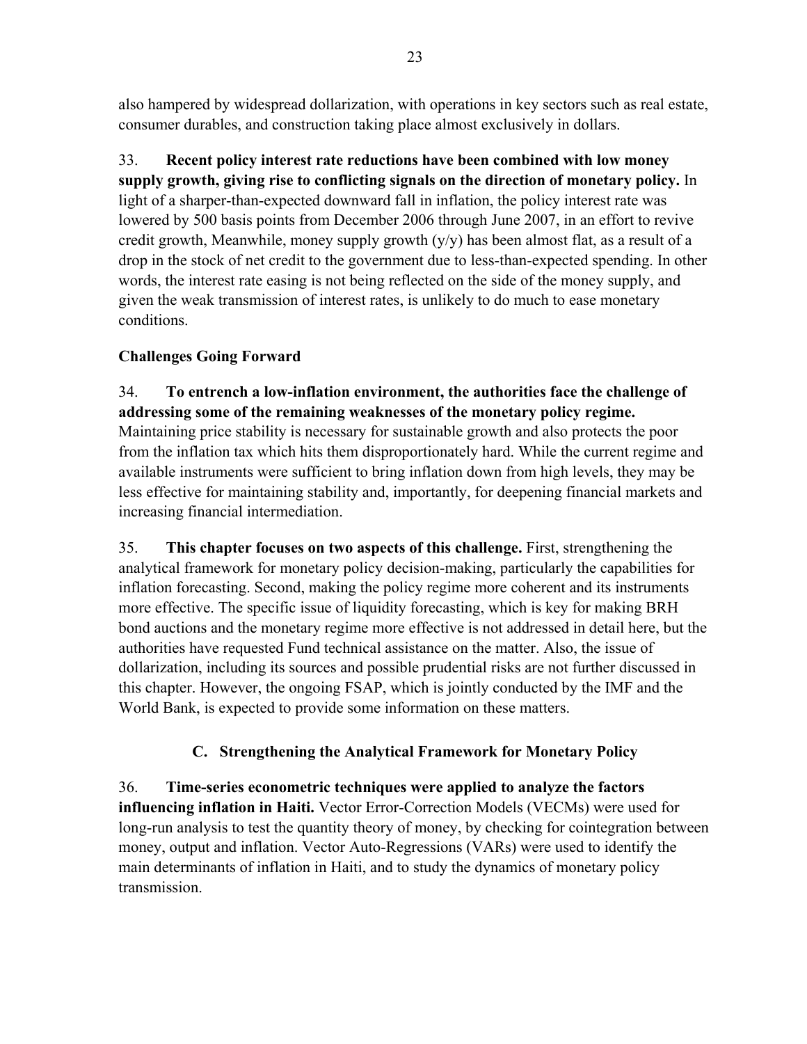also hampered by widespread dollarization, with operations in key sectors such as real estate, consumer durables, and construction taking place almost exclusively in dollars.

33. **Recent policy interest rate reductions have been combined with low money supply growth, giving rise to conflicting signals on the direction of monetary policy.** In light of a sharper-than-expected downward fall in inflation, the policy interest rate was lowered by 500 basis points from December 2006 through June 2007, in an effort to revive credit growth, Meanwhile, money supply growth (y/y) has been almost flat, as a result of a drop in the stock of net credit to the government due to less-than-expected spending. In other words, the interest rate easing is not being reflected on the side of the money supply, and given the weak transmission of interest rates, is unlikely to do much to ease monetary conditions.

### Challenges Going Forward

34. **To entrench a low-inflation environment, the authorities face the challenge of addressing some of the remaining weaknesses of the monetary policy regime.** Maintaining price stability is necessary for sustainable growth and also protects the poor from the inflation tax which hits them disproportionately hard. While the current regime and available instruments were sufficient to bring inflation down from high levels, they may be less effective for maintaining stability and, importantly, for deepening financial markets and increasing financial intermediation.

35. **This chapter focuses on two aspects of this challenge.** First, strengthening the analytical framework for monetary policy decision-making, particularly the capabilities for inflation forecasting. Second, making the policy regime more coherent and its instruments more effective. The specific issue of liquidity forecasting, which is key for making BRH bond auctions and the monetary regime more effective is not addressed in detail here, but the authorities have requested Fund technical assistance on the matter. Also, the issue of dollarization, including its sources and possible prudential risks are not further discussed in this chapter. However, the ongoing FSAP, which is jointly conducted by the IMF and the World Bank, is expected to provide some information on these matters.

## C. Strengthening the Analytical Framework for Monetary Policy

36. **Time-series econometric techniques were applied to analyze the factors influencing inflation in Haiti.** Vector Error-Correction Models (VECMs) were used for long-run analysis to test the quantity theory of money, by checking for cointegration between money, output and inflation. Vector Auto-Regressions (VARs) were used to identify the main determinants of inflation in Haiti, and to study the dynamics of monetary policy transmission.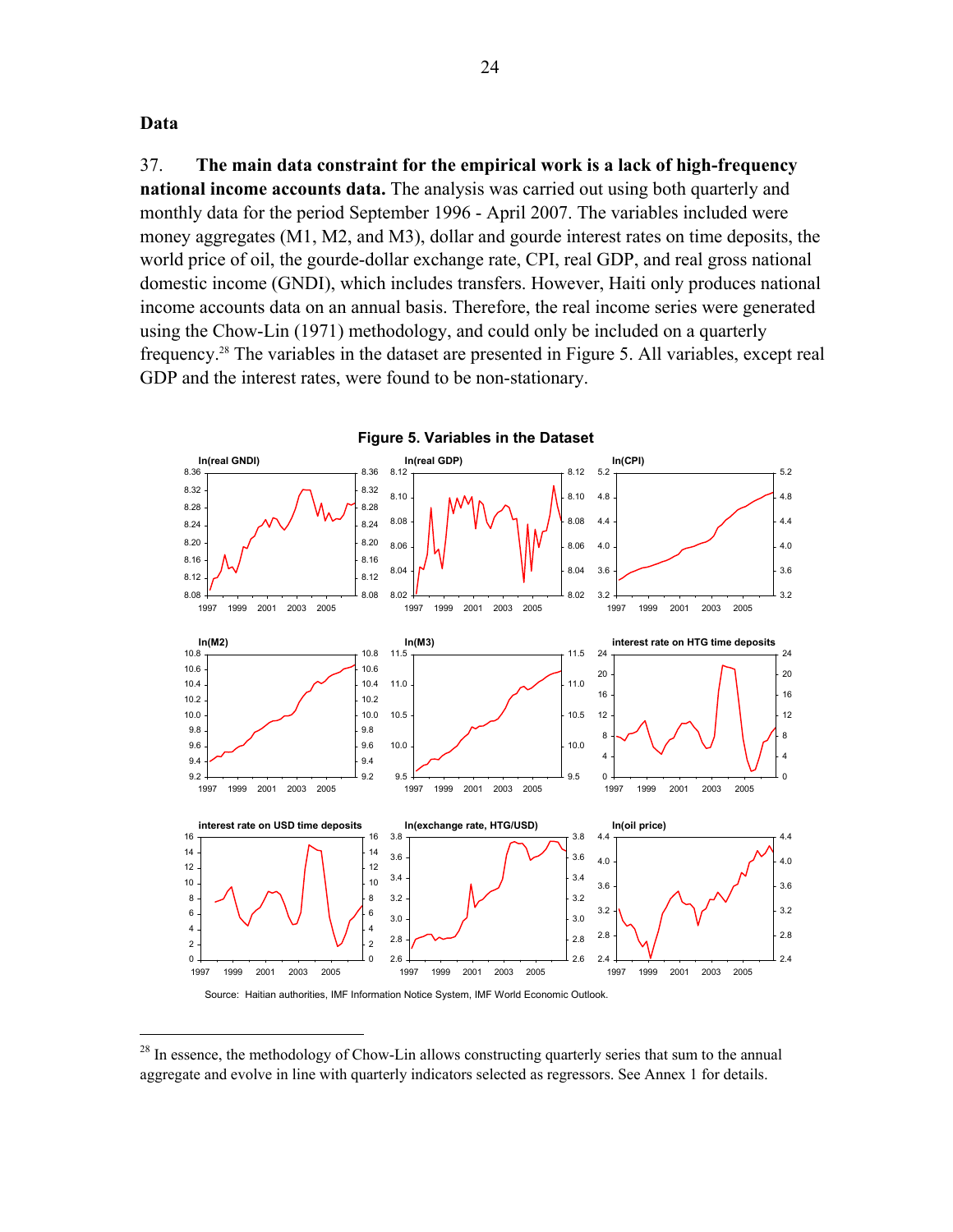### Data

37. **The main data constraint for the empirical work is a lack of high-frequency national income accounts data.** The analysis was carried out using both quarterly and monthly data for the period September 1996 - April 2007. The variables included were money aggregates (M1, M2, and M3), dollar and gourde interest rates on time deposits, the world price of oil, the gourde-dollar exchange rate, CPI, real GDP, and real gross national domestic income (GNDI), which includes transfers. However, Haiti only produces national income accounts data on an annual basis. Therefore, the real income series were generated using the Chow-Lin (1971) methodology, and could only be included on a quarterly frequency.[28] The variables in the dataset are presented in Figure 5. All variables, except real GDP and the interest rates, were found to be non-stationary.

**Figure 5. Variables in the Dataset**

Source: Haitian authorities, IMF Information Notice System, IMF World Economic Outlook.

---

[28] In essence, the methodology of Chow-Lin allows constructing quarterly series that sum to the annual aggregate and evolve in line with quarterly indicators selected as regressors. See Annex 1 for details.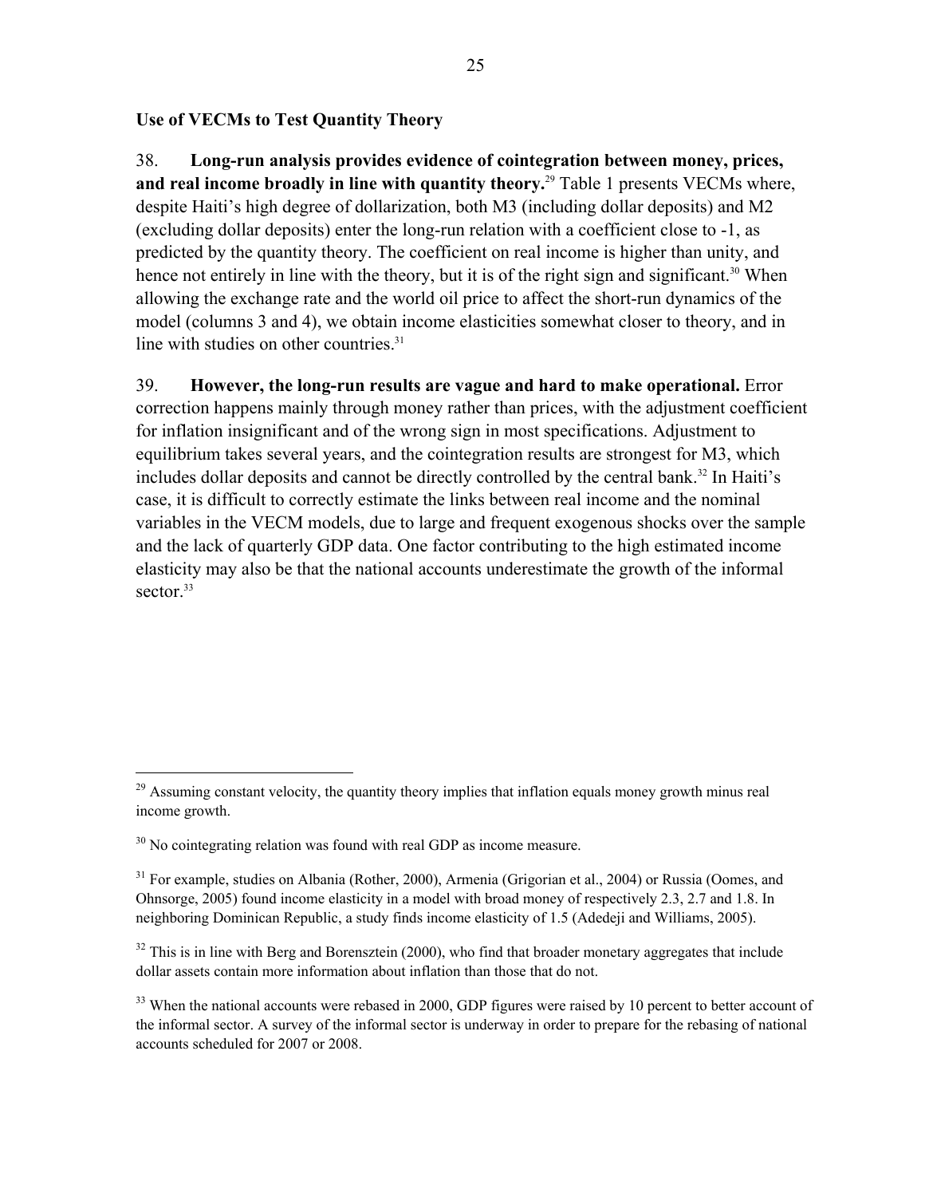### Use of VECMs to Test Quantity Theory

38. **Long-run analysis provides evidence of cointegration between money, prices, and real income broadly in line with quantity theory.**[29] Table 1 presents VECMs where, despite Haiti's high degree of dollarization, both M3 (including dollar deposits) and M2 (excluding dollar deposits) enter the long-run relation with a coefficient close to -1, as predicted by the quantity theory. The coefficient on real income is higher than unity, and hence not entirely in line with the theory, but it is of the right sign and significant.[30] When allowing the exchange rate and the world oil price to affect the short-run dynamics of the model (columns 3 and 4), we obtain income elasticities somewhat closer to theory, and in line with studies on other countries.[31]

39. **However, the long-run results are vague and hard to make operational.** Error correction happens mainly through money rather than prices, with the adjustment coefficient for inflation insignificant and of the wrong sign in most specifications. Adjustment to equilibrium takes several years, and the cointegration results are strongest for M3, which includes dollar deposits and cannot be directly controlled by the central bank.[32] In Haiti's case, it is difficult to correctly estimate the links between real income and the nominal variables in the VECM models, due to large and frequent exogenous shocks over the sample and the lack of quarterly GDP data. One factor contributing to the high estimated income elasticity may also be that the national accounts underestimate the growth of the informal sector.[33]

---

[29] Assuming constant velocity, the quantity theory implies that inflation equals money growth minus real income growth.

[30] No cointegrating relation was found with real GDP as income measure.

[31] For example, studies on Albania (Rother, 2000), Armenia (Grigorian et al., 2004) or Russia (Oomes, and Ohnsorge, 2005) found income elasticity in a model with broad money of respectively 2.3, 2.7 and 1.8. In neighboring Dominican Republic, a study finds income elasticity of 1.5 (Adedeji and Williams, 2005).

[32] This is in line with Berg and Borensztein (2000), who find that broader monetary aggregates that include dollar assets contain more information about inflation than those that do not.

[33] When the national accounts were rebased in 2000, GDP figures were raised by 10 percent to better account of the informal sector. A survey of the informal sector is underway in order to prepare for the rebasing of national accounts scheduled for 2007 or 2008.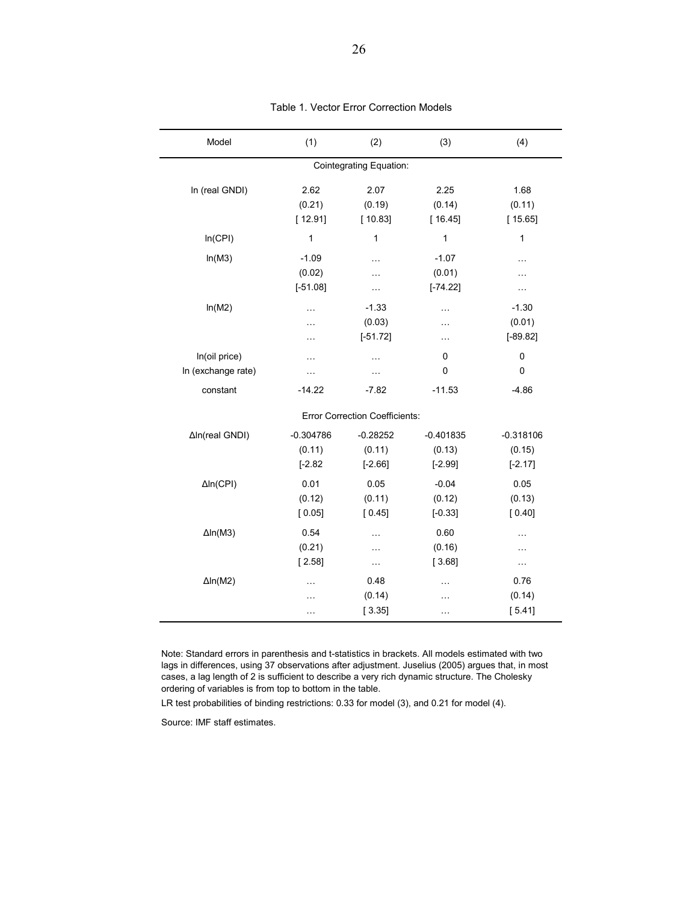Table 1. Vector Error Correction Models

| Model | (1) | (2) | (3) | (4) |
|---|---|---|---|---|
| | | Cointegrating Equation: | | |
| ln (real GNDI) | 2.62 | 2.07 | 2.25 | 1.68 |
| | (0.21) | (0.19) | (0.14) | (0.11) |
| | [ 12.91] | [ 10.83] | [ 16.45] | [ 15.65] |
| ln(CPI) | 1 | 1 | 1 | 1 |
| ln(M3) | -1.09 | … | -1.07 | … |
| | (0.02) | … | (0.01) | … |
| | [-51.08] | … | [-74.22] | … |
| ln(M2) | … | -1.33 | … | -1.30 |
| | … | (0.03) | … | (0.01) |
| | … | [-51.72] | … | [-89.82] |
| ln(oil price) | … | … | 0 | 0 |
| ln (exchange rate) | … | … | 0 | 0 |
| constant | -14.22 | -7.82 | -11.53 | -4.86 |
| | | Error Correction Coefficients: | | |
| Δln(real GNDI) | -0.304786 | -0.28252 | -0.401835 | -0.318106 |
| | (0.11) | (0.11) | (0.13) | (0.15) |
| | [-2.82 | [-2.66] | [-2.99] | [-2.17] |
| Δln(CPI) | 0.01 | 0.05 | -0.04 | 0.05 |
| | (0.12) | (0.11) | (0.12) | (0.13) |
| | [ 0.05] | [ 0.45] | [-0.33] | [ 0.40] |
| Δln(M3) | 0.54 | … | 0.60 | … |
| | (0.21) | … | (0.16) | … |
| | [ 2.58] | … | [ 3.68] | … |
| Δln(M2) | … | 0.48 | … | 0.76 |
| | … | (0.14) | … | (0.14) |
| | … | [ 3.35] | … | [ 5.41] |

Note: Standard errors in parenthesis and t-statistics in brackets. All models estimated with two lags in differences, using 37 observations after adjustment. Juselius (2005) argues that, in most cases, a lag length of 2 is sufficient to describe a very rich dynamic structure. The Cholesky ordering of variables is from top to bottom in the table.

LR test probabilities of binding restrictions: 0.33 for model (3), and 0.21 for model (4).

Source: IMF staff estimates.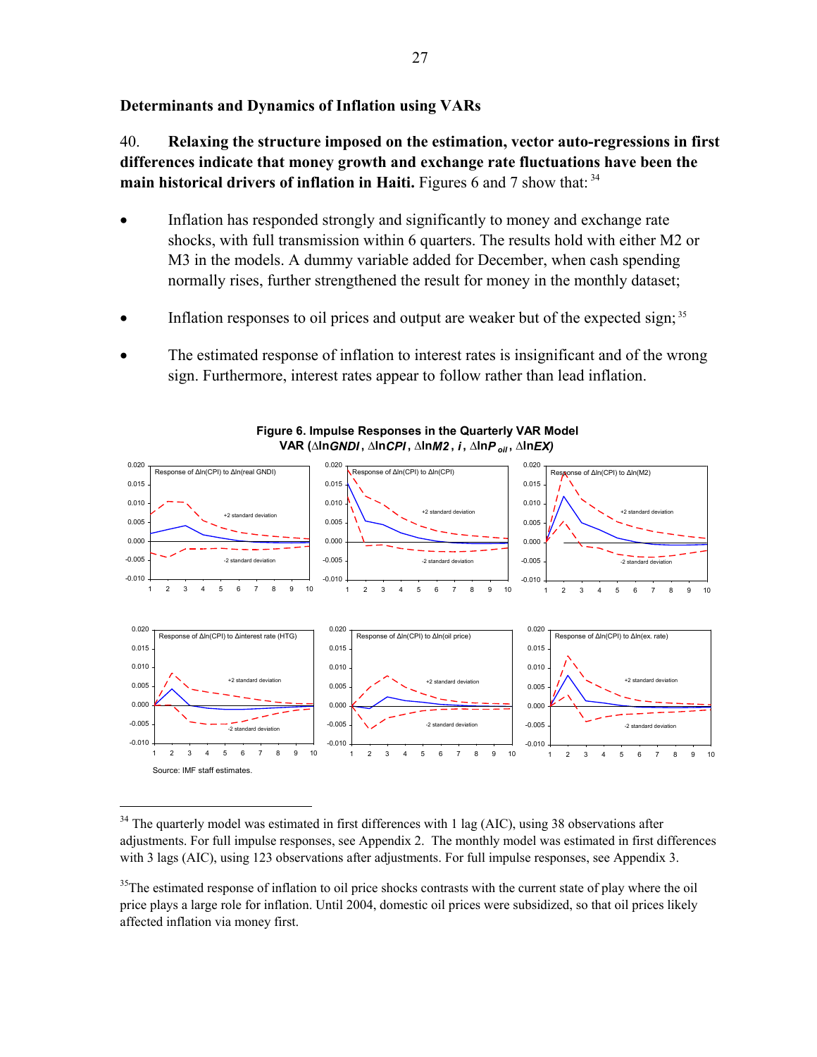### Determinants and Dynamics of Inflation using VARs

40. **Relaxing the structure imposed on the estimation, vector auto-regressions in first differences indicate that money growth and exchange rate fluctuations have been the main historical drivers of inflation in Haiti.** Figures 6 and 7 show that:[34]

- Inflation has responded strongly and significantly to money and exchange rate shocks, with full transmission within 6 quarters. The results hold with either M2 or M3 in the models. A dummy variable added for December, when cash spending normally rises, further strengthened the result for money in the monthly dataset;
- Inflation responses to oil prices and output are weaker but of the expected sign;[35]
- The estimated response of inflation to interest rates is insignificant and of the wrong sign. Furthermore, interest rates appear to follow rather than lead inflation.

**Figure 6. Impulse Responses in the Quarterly VAR Model**
**VAR ($\Delta \ln GNDI$, $\Delta \ln CPI$, $\Delta \ln M2$, $i$, $\Delta \ln P_{oil}$, $\Delta \ln EX$)**

Source: IMF staff estimates.

[34] The quarterly model was estimated in first differences with 1 lag (AIC), using 38 observations after adjustments. For full impulse responses, see Appendix 2. The monthly model was estimated in first differences with 3 lags (AIC), using 123 observations after adjustments. For full impulse responses, see Appendix 3.

[35] The estimated response of inflation to oil price shocks contrasts with the current state of play where the oil price plays a large role for inflation. Until 2004, domestic oil prices were subsidized, so that oil prices likely affected inflation via money first.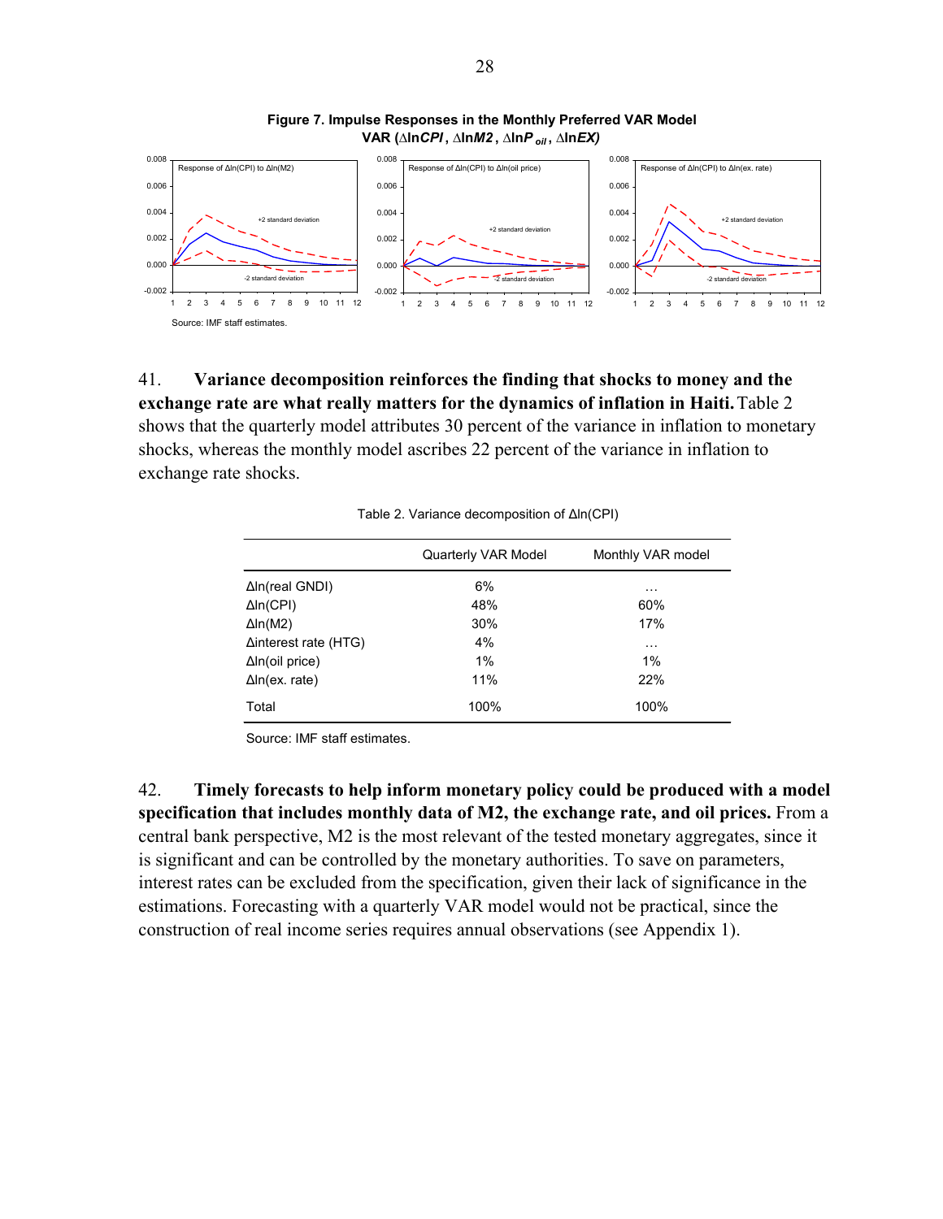**Figure 7. Impulse Responses in the Monthly Preferred VAR Model**
**VAR ($\Delta\ln CPI$, $\Delta\ln M2$, $\Delta\ln P_{oil}$, $\Delta\ln EX$)**

Source: IMF staff estimates.

41. **Variance decomposition reinforces the finding that shocks to money and the exchange rate are what really matters for the dynamics of inflation in Haiti.** Table 2 shows that the quarterly model attributes 30 percent of the variance in inflation to monetary shocks, whereas the monthly model ascribes 22 percent of the variance in inflation to exchange rate shocks.

Table 2. Variance decomposition of Δln(CPI)

| | Quarterly VAR Model | Monthly VAR model |
|---|---|---|
| Δln(real GNDI) | 6% | … |
| Δln(CPI) | 48% | 60% |
| Δln(M2) | 30% | 17% |
| Δinterest rate (HTG) | 4% | … |
| Δln(oil price) | 1% | 1% |
| Δln(ex. rate) | 11% | 22% |
| Total | 100% | 100% |

Source: IMF staff estimates.

42. **Timely forecasts to help inform monetary policy could be produced with a model specification that includes monthly data of M2, the exchange rate, and oil prices.** From a central bank perspective, M2 is the most relevant of the tested monetary aggregates, since it is significant and can be controlled by the monetary authorities. To save on parameters, interest rates can be excluded from the specification, given their lack of significance in the estimations. Forecasting with a quarterly VAR model would not be practical, since the construction of real income series requires annual observations (see Appendix 1).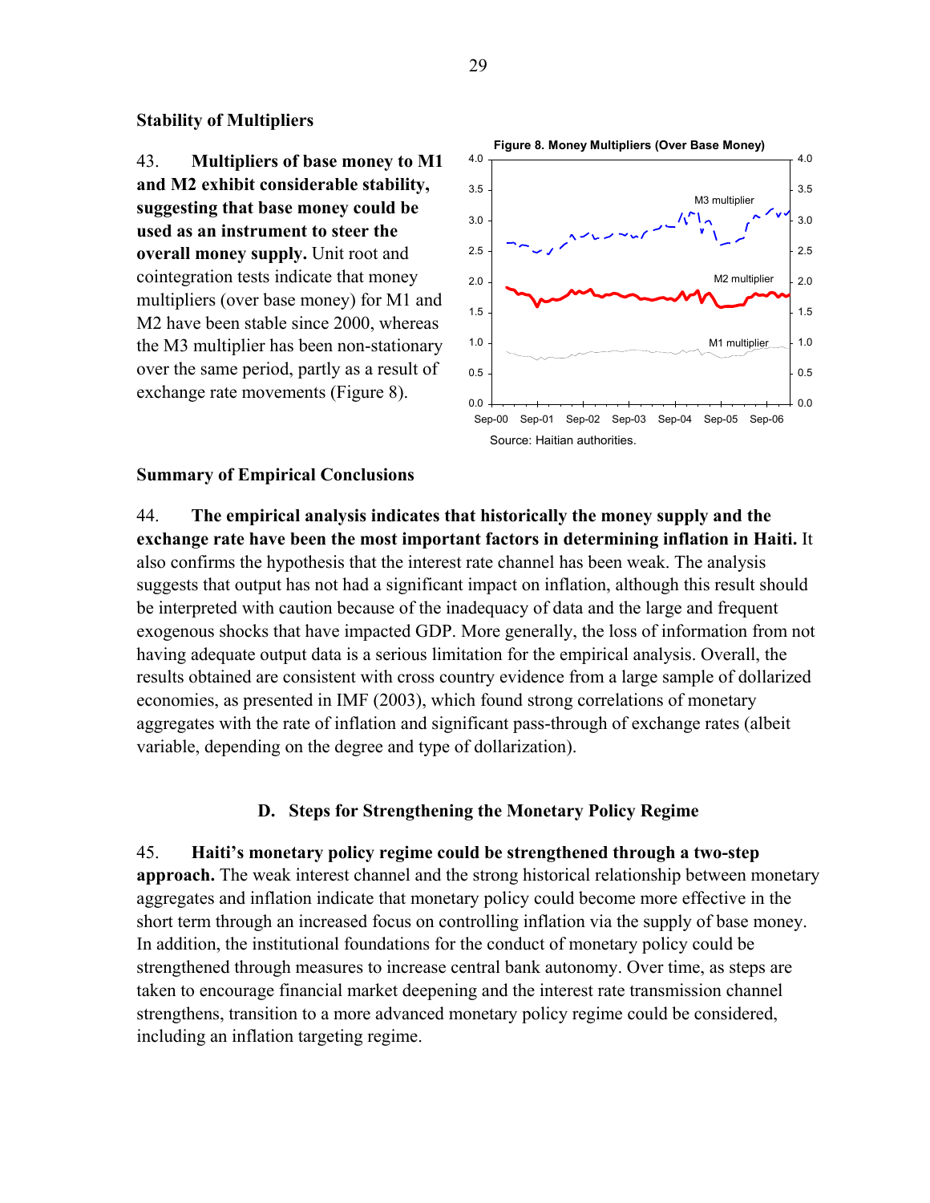### Stability of Multipliers

43. **Multipliers of base money to M1 and M2 exhibit considerable stability, suggesting that base money could be used as an instrument to steer the overall money supply.** Unit root and cointegration tests indicate that money multipliers (over base money) for M1 and M2 have been stable since 2000, whereas the M3 multiplier has been non-stationary over the same period, partly as a result of exchange rate movements (Figure 8).

**Figure 8. Money Multipliers (Over Base Money)**

Source: Haitian authorities.

### Summary of Empirical Conclusions

44. **The empirical analysis indicates that historically the money supply and the exchange rate have been the most important factors in determining inflation in Haiti.** It also confirms the hypothesis that the interest rate channel has been weak. The analysis suggests that output has not had a significant impact on inflation, although this result should be interpreted with caution because of the inadequacy of data and the large and frequent exogenous shocks that have impacted GDP. More generally, the loss of information from not having adequate output data is a serious limitation for the empirical analysis. Overall, the results obtained are consistent with cross country evidence from a large sample of dollarized economies, as presented in IMF (2003), which found strong correlations of monetary aggregates with the rate of inflation and significant pass-through of exchange rates (albeit variable, depending on the degree and type of dollarization).

## D. Steps for Strengthening the Monetary Policy Regime

45. **Haiti's monetary policy regime could be strengthened through a two-step approach.** The weak interest channel and the strong historical relationship between monetary aggregates and inflation indicate that monetary policy could become more effective in the short term through an increased focus on controlling inflation via the supply of base money. In addition, the institutional foundations for the conduct of monetary policy could be strengthened through measures to increase central bank autonomy. Over time, as steps are taken to encourage financial market deepening and the interest rate transmission channel strengthens, transition to a more advanced monetary policy regime could be considered, including an inflation targeting regime.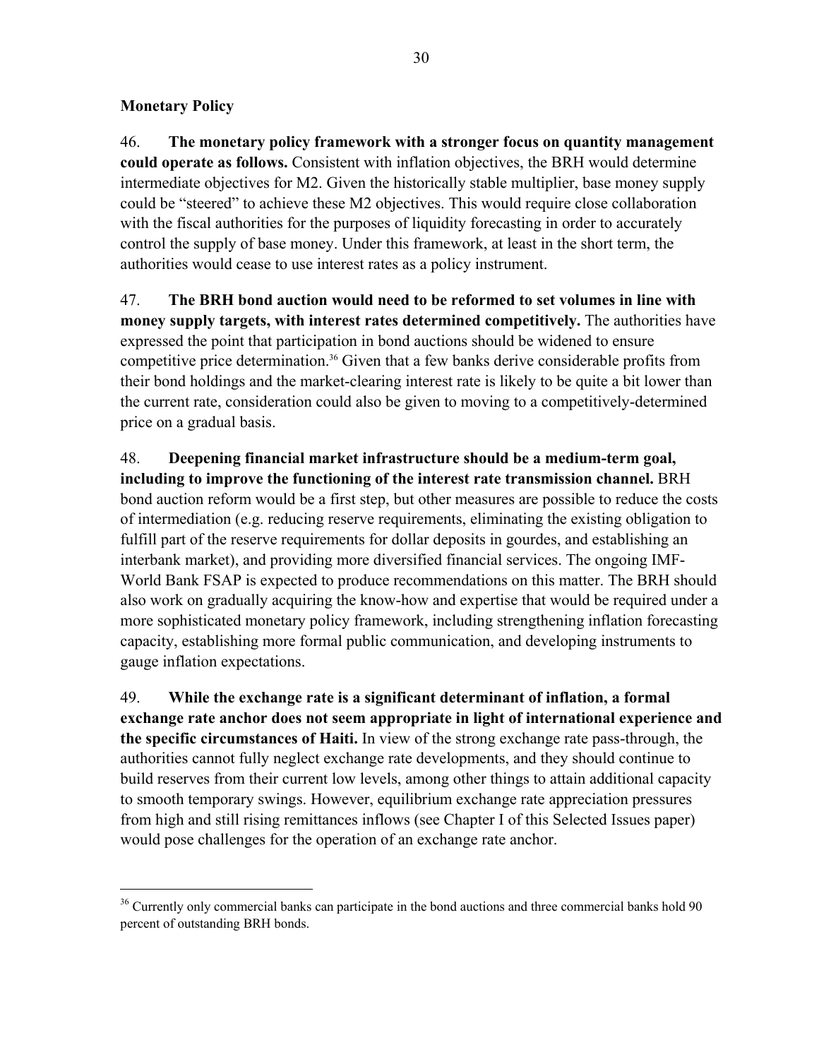## Monetary Policy

46. **The monetary policy framework with a stronger focus on quantity management could operate as follows.** Consistent with inflation objectives, the BRH would determine intermediate objectives for M2. Given the historically stable multiplier, base money supply could be "steered" to achieve these M2 objectives. This would require close collaboration with the fiscal authorities for the purposes of liquidity forecasting in order to accurately control the supply of base money. Under this framework, at least in the short term, the authorities would cease to use interest rates as a policy instrument.

47. **The BRH bond auction would need to be reformed to set volumes in line with money supply targets, with interest rates determined competitively.** The authorities have expressed the point that participation in bond auctions should be widened to ensure competitive price determination.[36] Given that a few banks derive considerable profits from their bond holdings and the market-clearing interest rate is likely to be quite a bit lower than the current rate, consideration could also be given to moving to a competitively-determined price on a gradual basis.

48. **Deepening financial market infrastructure should be a medium-term goal, including to improve the functioning of the interest rate transmission channel.** BRH bond auction reform would be a first step, but other measures are possible to reduce the costs of intermediation (e.g. reducing reserve requirements, eliminating the existing obligation to fulfill part of the reserve requirements for dollar deposits in gourdes, and establishing an interbank market), and providing more diversified financial services. The ongoing IMF-World Bank FSAP is expected to produce recommendations on this matter. The BRH should also work on gradually acquiring the know-how and expertise that would be required under a more sophisticated monetary policy framework, including strengthening inflation forecasting capacity, establishing more formal public communication, and developing instruments to gauge inflation expectations.

49. **While the exchange rate is a significant determinant of inflation, a formal exchange rate anchor does not seem appropriate in light of international experience and the specific circumstances of Haiti.** In view of the strong exchange rate pass-through, the authorities cannot fully neglect exchange rate developments, and they should continue to build reserves from their current low levels, among other things to attain additional capacity to smooth temporary swings. However, equilibrium exchange rate appreciation pressures from high and still rising remittances inflows (see Chapter I of this Selected Issues paper) would pose challenges for the operation of an exchange rate anchor.

[36] Currently only commercial banks can participate in the bond auctions and three commercial banks hold 90 percent of outstanding BRH bonds.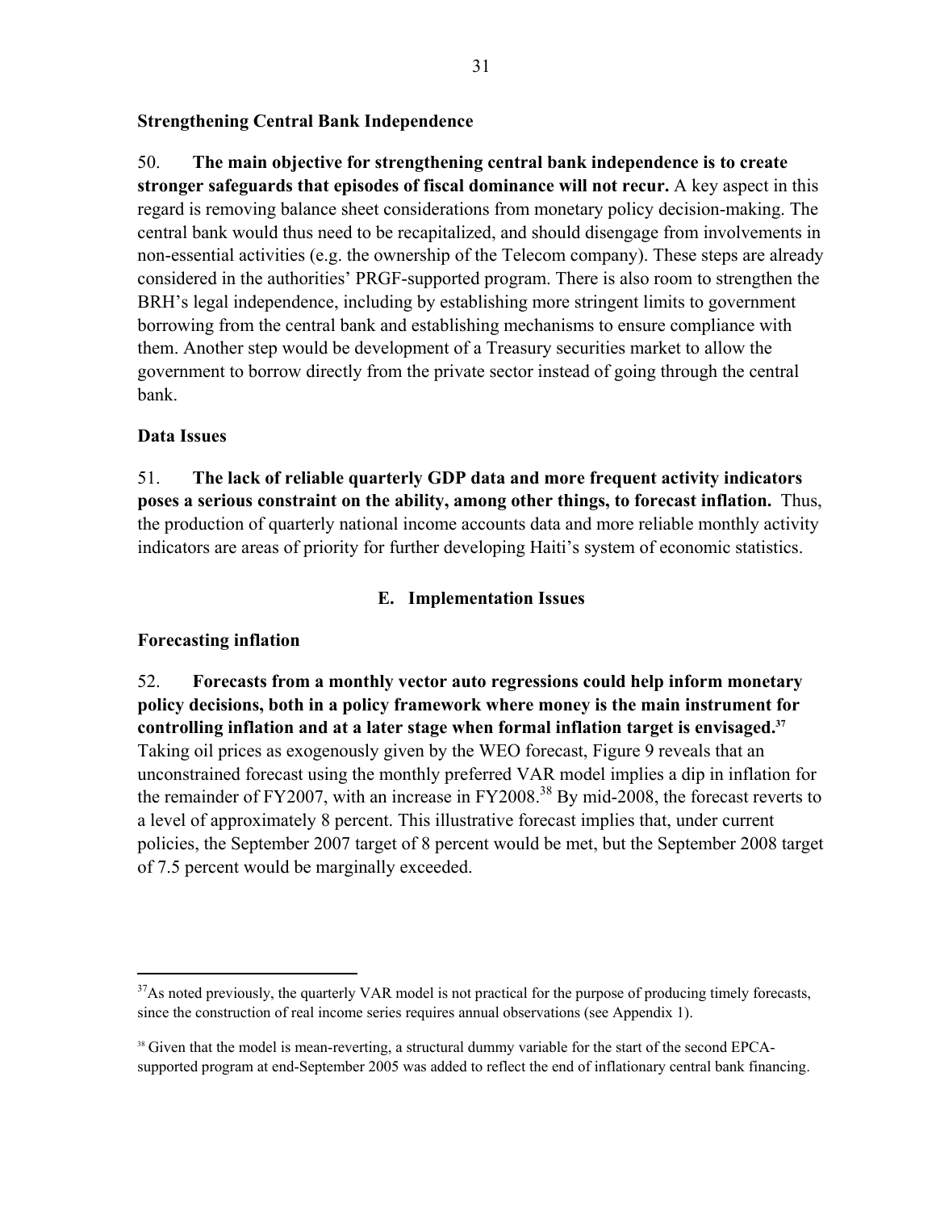### Strengthening Central Bank Independence

50. **The main objective for strengthening central bank independence is to create stronger safeguards that episodes of fiscal dominance will not recur.** A key aspect in this regard is removing balance sheet considerations from monetary policy decision-making. The central bank would thus need to be recapitalized, and should disengage from involvements in non-essential activities (e.g. the ownership of the Telecom company). These steps are already considered in the authorities' PRGF-supported program. There is also room to strengthen the BRH's legal independence, including by establishing more stringent limits to government borrowing from the central bank and establishing mechanisms to ensure compliance with them. Another step would be development of a Treasury securities market to allow the government to borrow directly from the private sector instead of going through the central bank.

### Data Issues

51. **The lack of reliable quarterly GDP data and more frequent activity indicators poses a serious constraint on the ability, among other things, to forecast inflation.** Thus, the production of quarterly national income accounts data and more reliable monthly activity indicators are areas of priority for further developing Haiti's system of economic statistics.

## E. Implementation Issues

### Forecasting inflation

52. **Forecasts from a monthly vector auto regressions could help inform monetary policy decisions, both in a policy framework where money is the main instrument for controlling inflation and at a later stage when formal inflation target is envisaged.**[37] Taking oil prices as exogenously given by the WEO forecast, Figure 9 reveals that an unconstrained forecast using the monthly preferred VAR model implies a dip in inflation for the remainder of FY2007, with an increase in FY2008.[38] By mid-2008, the forecast reverts to a level of approximately 8 percent. This illustrative forecast implies that, under current policies, the September 2007 target of 8 percent would be met, but the September 2008 target of 7.5 percent would be marginally exceeded.

---

[37] As noted previously, the quarterly VAR model is not practical for the purpose of producing timely forecasts, since the construction of real income series requires annual observations (see Appendix 1).

[38] Given that the model is mean-reverting, a structural dummy variable for the start of the second EPCA-supported program at end-September 2005 was added to reflect the end of inflationary central bank financing.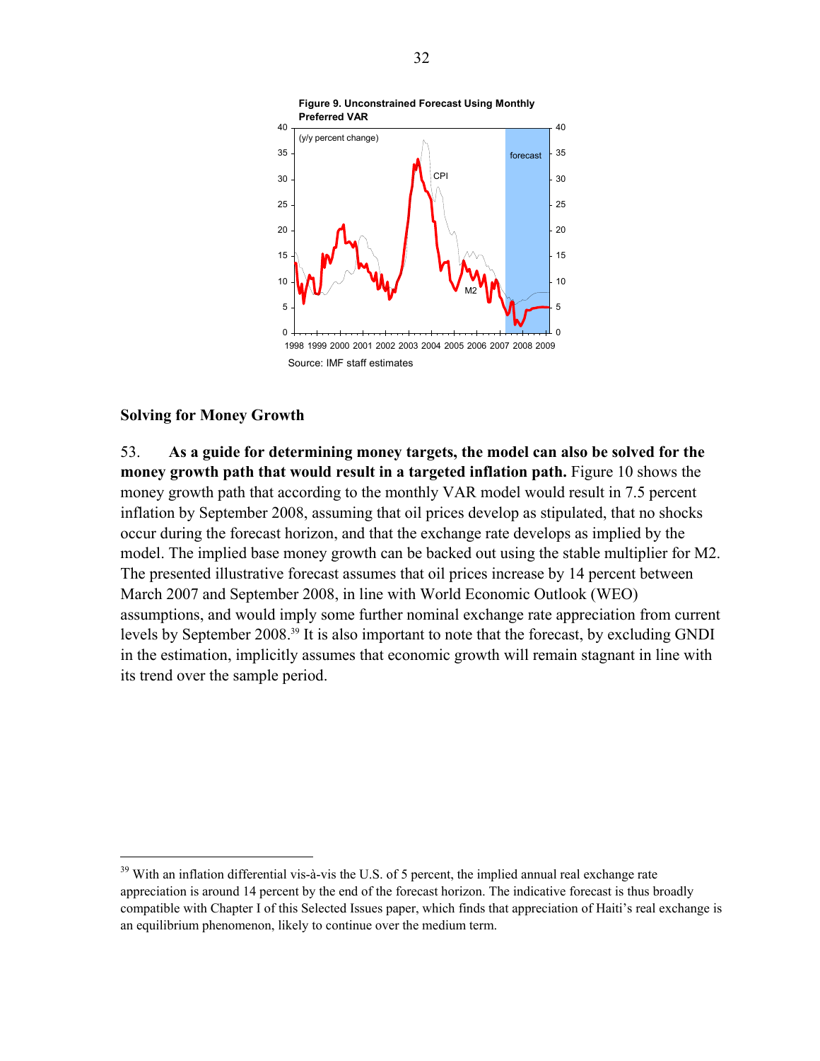**Figure 9. Unconstrained Forecast Using Monthly Preferred VAR**

Source: IMF staff estimates

### Solving for Money Growth

53. **As a guide for determining money targets, the model can also be solved for the money growth path that would result in a targeted inflation path.** Figure 10 shows the money growth path that according to the monthly VAR model would result in 7.5 percent inflation by September 2008, assuming that oil prices develop as stipulated, that no shocks occur during the forecast horizon, and that the exchange rate develops as implied by the model. The implied base money growth can be backed out using the stable multiplier for M2. The presented illustrative forecast assumes that oil prices increase by 14 percent between March 2007 and September 2008, in line with World Economic Outlook (WEO) assumptions, and would imply some further nominal exchange rate appreciation from current levels by September 2008.[39] It is also important to note that the forecast, by excluding GNDI in the estimation, implicitly assumes that economic growth will remain stagnant in line with its trend over the sample period.

---

[39] With an inflation differential vis-à-vis the U.S. of 5 percent, the implied annual real exchange rate appreciation is around 14 percent by the end of the forecast horizon. The indicative forecast is thus broadly compatible with Chapter I of this Selected Issues paper, which finds that appreciation of Haiti's real exchange is an equilibrium phenomenon, likely to continue over the medium term.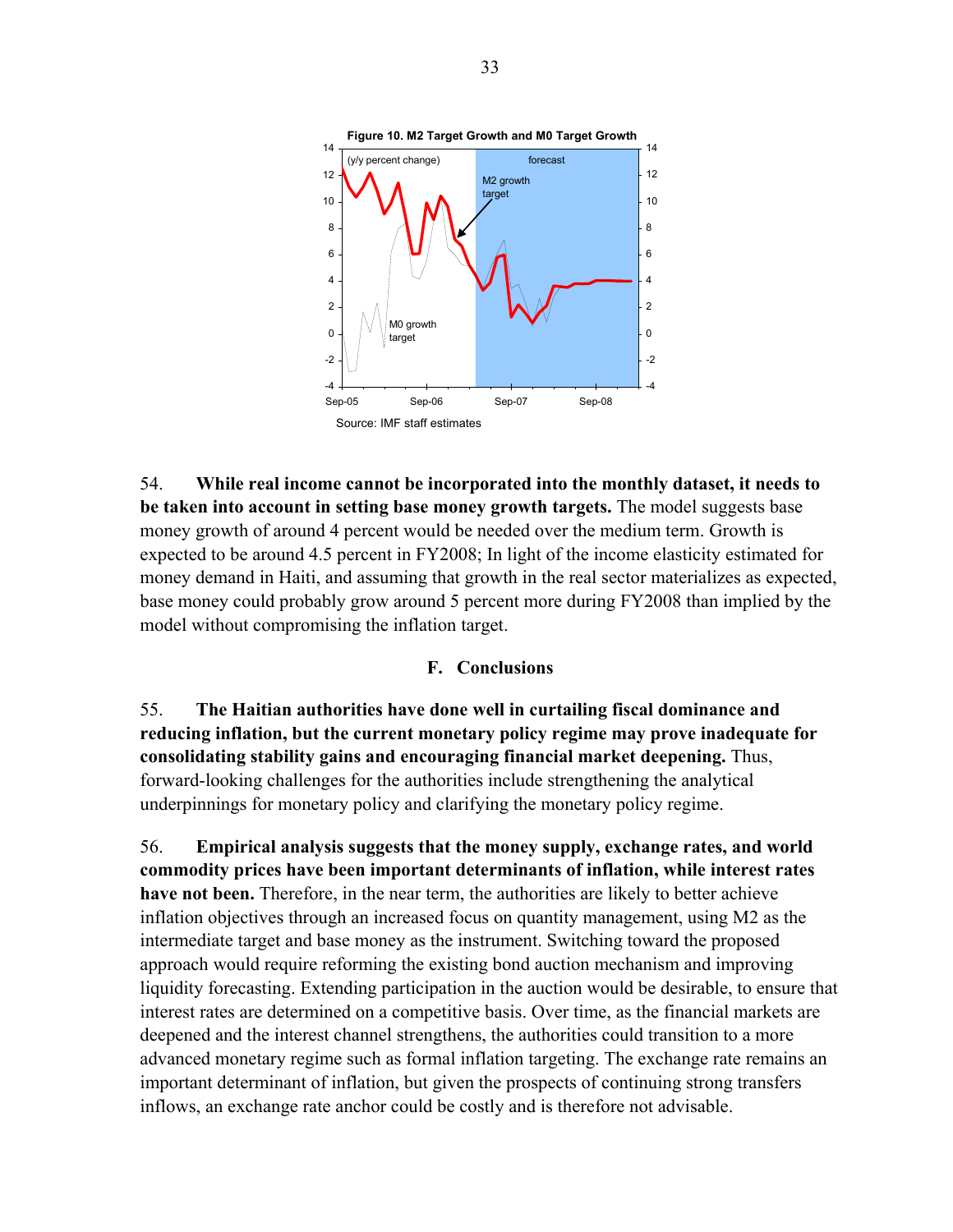**Figure 10. M2 Target Growth and M0 Target Growth**

Source: IMF staff estimates

54. **While real income cannot be incorporated into the monthly dataset, it needs to be taken into account in setting base money growth targets.** The model suggests base money growth of around 4 percent would be needed over the medium term. Growth is expected to be around 4.5 percent in FY2008; In light of the income elasticity estimated for money demand in Haiti, and assuming that growth in the real sector materializes as expected, base money could probably grow around 5 percent more during FY2008 than implied by the model without compromising the inflation target.

### F. Conclusions

55. **The Haitian authorities have done well in curtailing fiscal dominance and reducing inflation, but the current monetary policy regime may prove inadequate for consolidating stability gains and encouraging financial market deepening.** Thus, forward-looking challenges for the authorities include strengthening the analytical underpinnings for monetary policy and clarifying the monetary policy regime.

56. **Empirical analysis suggests that the money supply, exchange rates, and world commodity prices have been important determinants of inflation, while interest rates have not been.** Therefore, in the near term, the authorities are likely to better achieve inflation objectives through an increased focus on quantity management, using M2 as the intermediate target and base money as the instrument. Switching toward the proposed approach would require reforming the existing bond auction mechanism and improving liquidity forecasting. Extending participation in the auction would be desirable, to ensure that interest rates are determined on a competitive basis. Over time, as the financial markets are deepened and the interest channel strengthens, the authorities could transition to a more advanced monetary regime such as formal inflation targeting. The exchange rate remains an important determinant of inflation, but given the prospects of continuing strong transfers inflows, an exchange rate anchor could be costly and is therefore not advisable.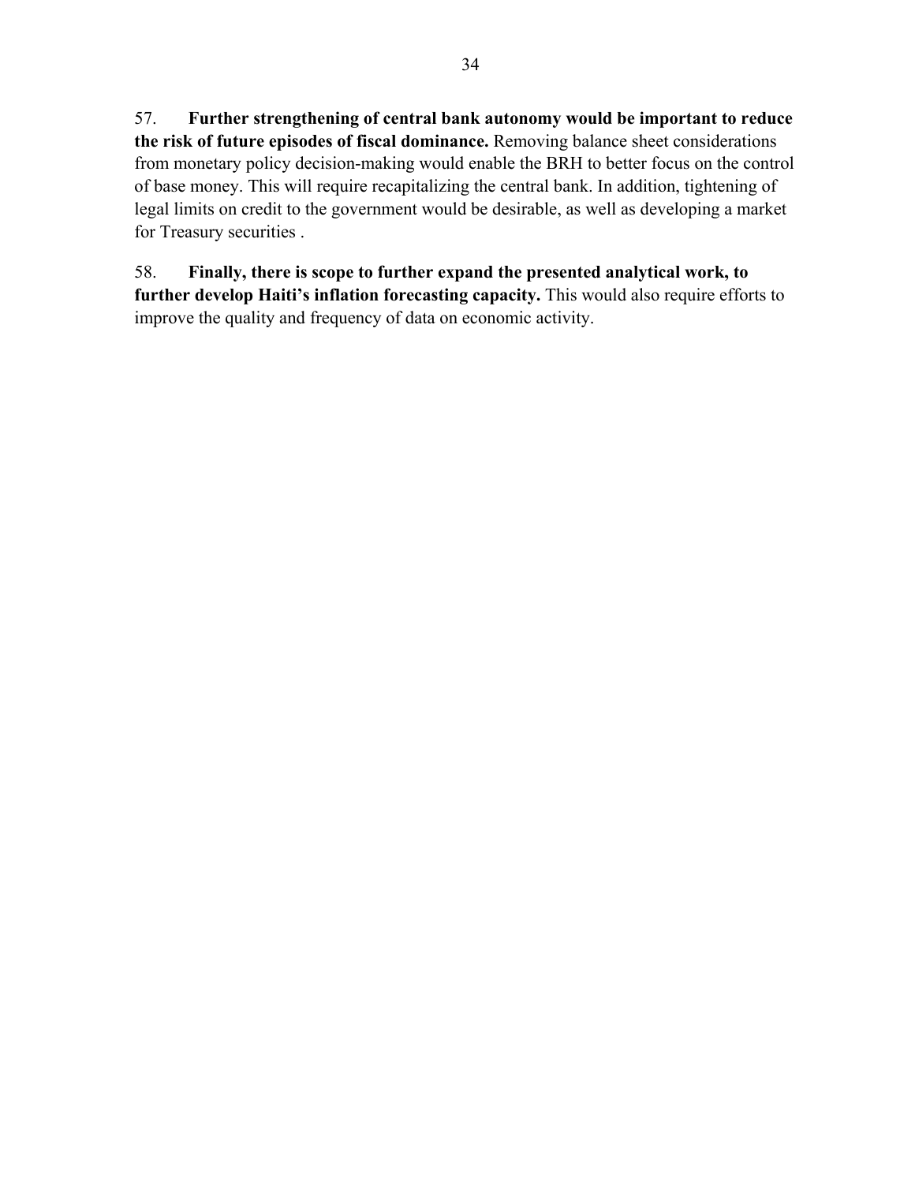57. **Further strengthening of central bank autonomy would be important to reduce the risk of future episodes of fiscal dominance.** Removing balance sheet considerations from monetary policy decision-making would enable the BRH to better focus on the control of base money. This will require recapitalizing the central bank. In addition, tightening of legal limits on credit to the government would be desirable, as well as developing a market for Treasury securities .

58. **Finally, there is scope to further expand the presented analytical work, to further develop Haiti's inflation forecasting capacity.** This would also require efforts to improve the quality and frequency of data on economic activity.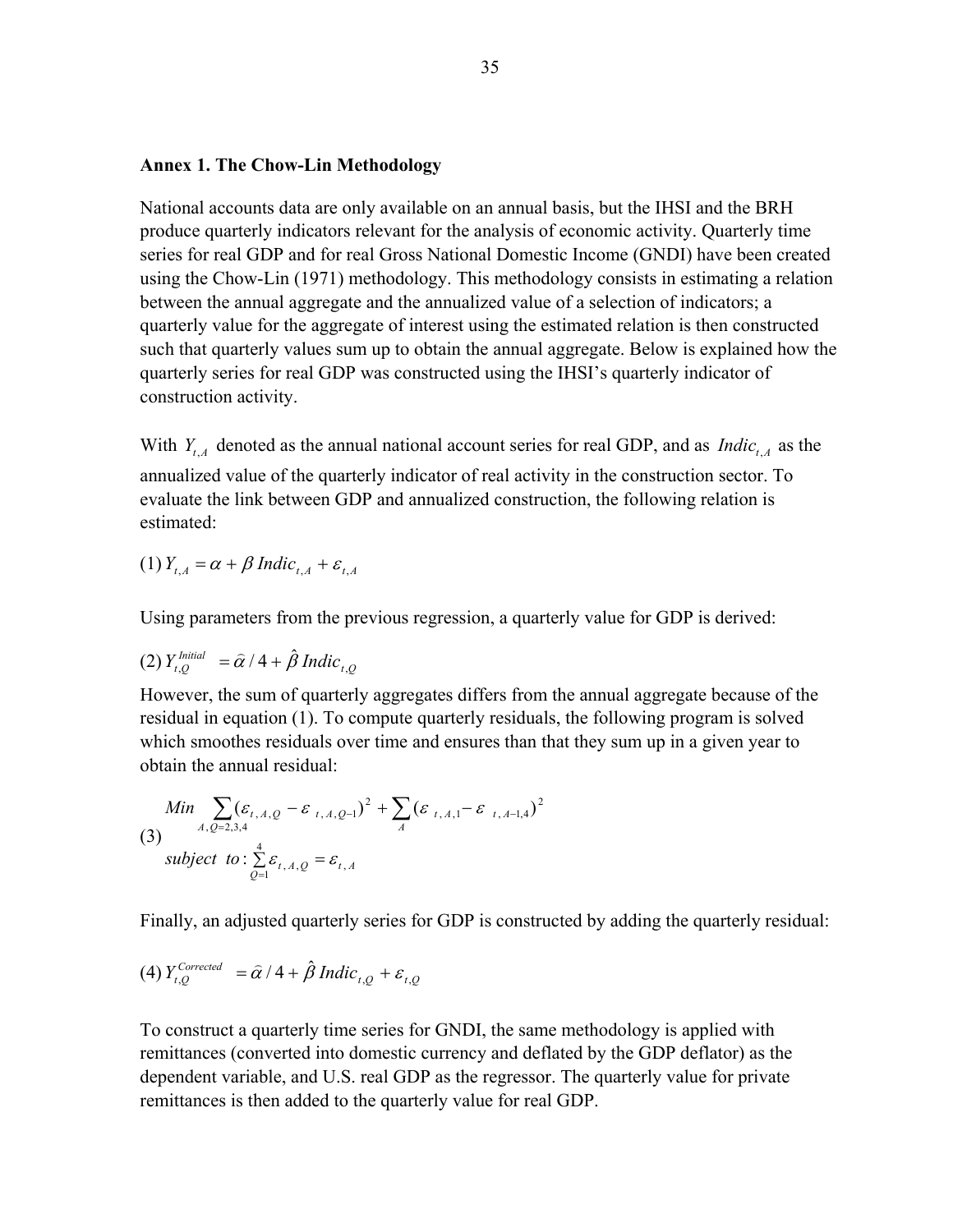## Annex 1. The Chow-Lin Methodology

National accounts data are only available on an annual basis, but the IHSI and the BRH produce quarterly indicators relevant for the analysis of economic activity. Quarterly time series for real GDP and for real Gross National Domestic Income (GNDI) have been created using the Chow-Lin (1971) methodology. This methodology consists in estimating a relation between the annual aggregate and the annualized value of a selection of indicators; a quarterly value for the aggregate of interest using the estimated relation is then constructed such that quarterly values sum up to obtain the annual aggregate. Below is explained how the quarterly series for real GDP was constructed using the IHSI's quarterly indicator of construction activity.

With $Y_{t,A}$ denoted as the annual national account series for real GDP, and as $Indic_{t,A}$ as the annualized value of the quarterly indicator of real activity in the construction sector. To evaluate the link between GDP and annualized construction, the following relation is estimated:

$$(1)\; Y_{t,A} = \alpha + \beta\, Indic_{t,A} + \varepsilon_{t,A}$$

Using parameters from the previous regression, a quarterly value for GDP is derived:

$$(2)\; Y_{t,Q}^{Initial} = \hat{\alpha}/4 + \hat{\beta}\, Indic_{t,Q}$$

However, the sum of quarterly aggregates differs from the annual aggregate because of the residual in equation (1). To compute quarterly residuals, the following program is solved which smoothes residuals over time and ensures than that they sum up in a given year to obtain the annual residual:

$$(3)\; \begin{array}{l} Min \sum\limits_{A,Q=2,3,4} (\varepsilon_{t,A,Q} - \varepsilon_{t,A,Q-1})^2 + \sum\limits_{A} (\varepsilon_{t,A,1} - \varepsilon_{t,A-1,4})^2 \\ subject\;\; to: \sum\limits_{Q=1}^{4} \varepsilon_{t,A,Q} = \varepsilon_{t,A} \end{array}$$

Finally, an adjusted quarterly series for GDP is constructed by adding the quarterly residual:

$$(4)\; Y_{t,Q}^{Corrected} = \hat{\alpha}/4 + \hat{\beta}\, Indic_{t,Q} + \varepsilon_{t,Q}$$

To construct a quarterly time series for GNDI, the same methodology is applied with remittances (converted into domestic currency and deflated by the GDP deflator) as the dependent variable, and U.S. real GDP as the regressor. The quarterly value for private remittances is then added to the quarterly value for real GDP.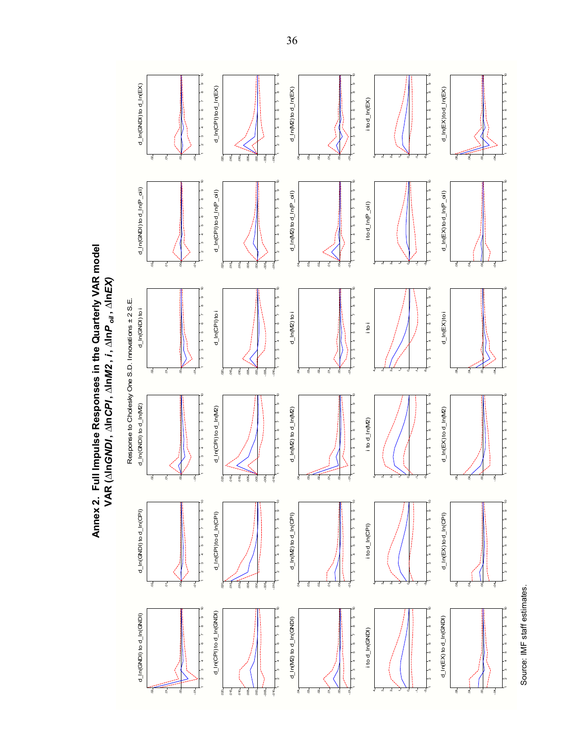# Annex 2. Full Impulse Responses in the Quarterly VAR model VAR ($\Delta \ln \mathit{GNDI}$, $\Delta \ln \mathit{CPI}$, $\Delta \ln \mathit{M2}$, $\mathit{i}$, $\Delta \ln P_{oil}$, $\Delta \ln \mathit{EX}$)

Response to Cholesky One S.D. Innovations ± 2 S.E.

| | | | | | |
|---|---|---|---|---|---|
| d_ln(GNDI) to d_ln(GNDI) | d_ln(GNDI) to d_ln(CPI) | d_ln(GNDI) to d_ln(M2) | d_ln(GNDI) to i | d_ln(GNDI) to d_ln(P_oil) | d_ln(GNDI) to d_ln(EX) |
| d_ln(CPI) to d_ln(GNDI) | d_ln(CPI) to d_ln(CPI) | d_ln(CPI) to d_ln(M2) | d_ln(CPI) to i | d_ln(CPI) to d_ln(P_oil) | d_ln(CPI) to d_ln(EX) |
| d_ln(M2) to d_ln(GNDI) | d_ln(M2) to d_ln(CPI) | d_ln(M2) to d_ln(M2) | d_ln(M2) to i | d_ln(M2) to d_ln(P_oil) | d_ln(M2) to d_ln(EX) |
| i to d_ln(GNDI) | i to d_ln(CPI) | i to d_ln(M2) | i to i | i to d_ln(P_oil) | i to d_ln(EX) |
| d_ln(EX) to d_ln(GNDI) | d_ln(EX) to d_ln(CPI) | d_ln(EX) to d_ln(M2) | d_ln(EX) to i | d_ln(EX) to d_ln(P_oil) | d_ln(EX) to d_ln(EX) |

Source: IMF staff estimates.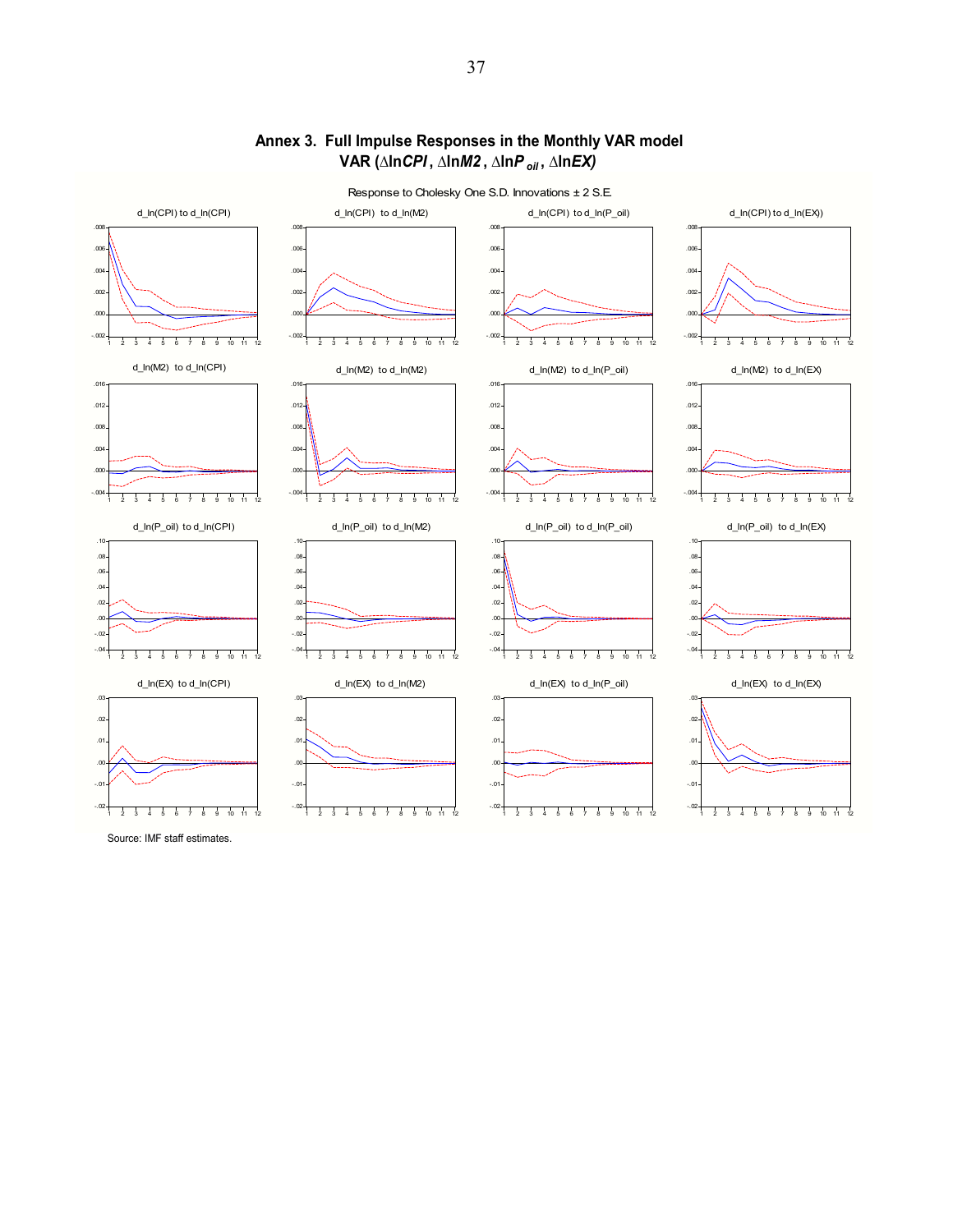# Annex 3. Full Impulse Responses in the Monthly VAR model VAR ($\Delta \ln CPI$, $\Delta \ln M2$, $\Delta \ln P_{oil}$, $\Delta \ln EX$)

Response to Cholesky One S.D. Innovations ± 2 S.E.

Source: IMF staff estimates.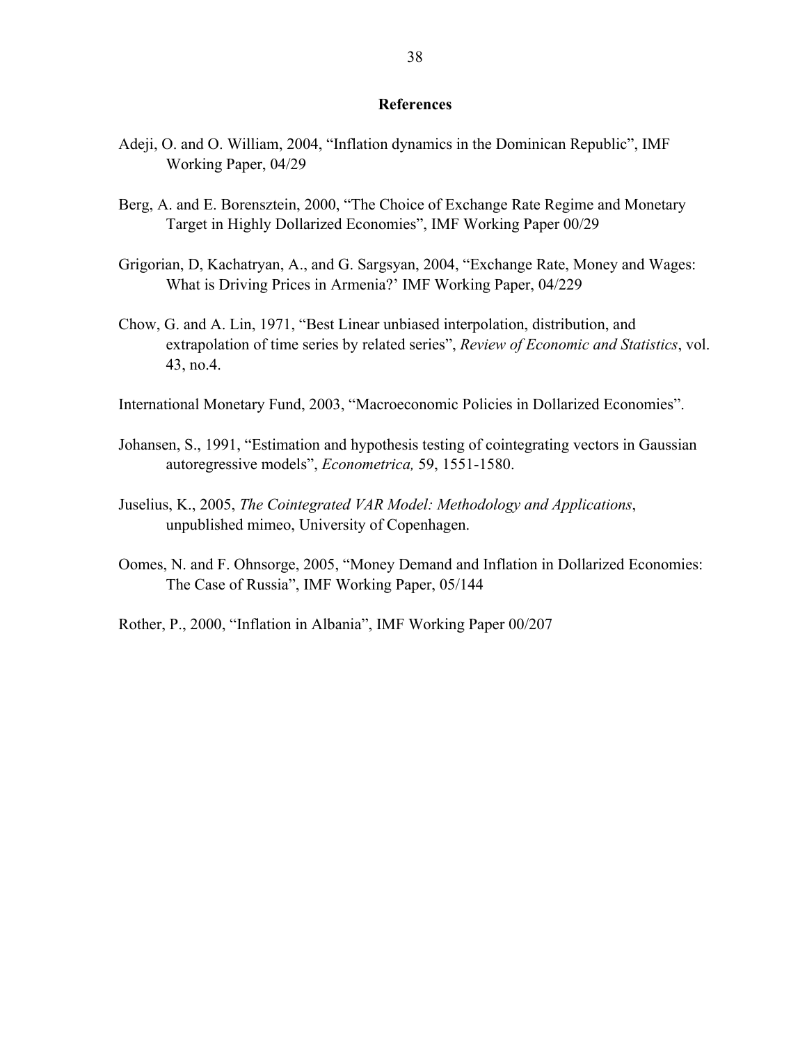## References

Adeji, O. and O. William, 2004, “Inflation dynamics in the Dominican Republic”, IMF Working Paper, 04/29

Berg, A. and E. Borensztein, 2000, “The Choice of Exchange Rate Regime and Monetary Target in Highly Dollarized Economies”, IMF Working Paper 00/29

Grigorian, D, Kachatryan, A., and G. Sargsyan, 2004, “Exchange Rate, Money and Wages: What is Driving Prices in Armenia?’ IMF Working Paper, 04/229

Chow, G. and A. Lin, 1971, “Best Linear unbiased interpolation, distribution, and extrapolation of time series by related series”, *Review of Economic and Statistics*, vol. 43, no.4.

International Monetary Fund, 2003, “Macroeconomic Policies in Dollarized Economies”.

Johansen, S., 1991, “Estimation and hypothesis testing of cointegrating vectors in Gaussian autoregressive models”, *Econometrica,* 59, 1551-1580.

Juselius, K., 2005, *The Cointegrated VAR Model: Methodology and Applications*, unpublished mimeo, University of Copenhagen.

Oomes, N. and F. Ohnsorge, 2005, “Money Demand and Inflation in Dollarized Economies: The Case of Russia”, IMF Working Paper, 05/144

Rother, P., 2000, “Inflation in Albania”, IMF Working Paper 00/207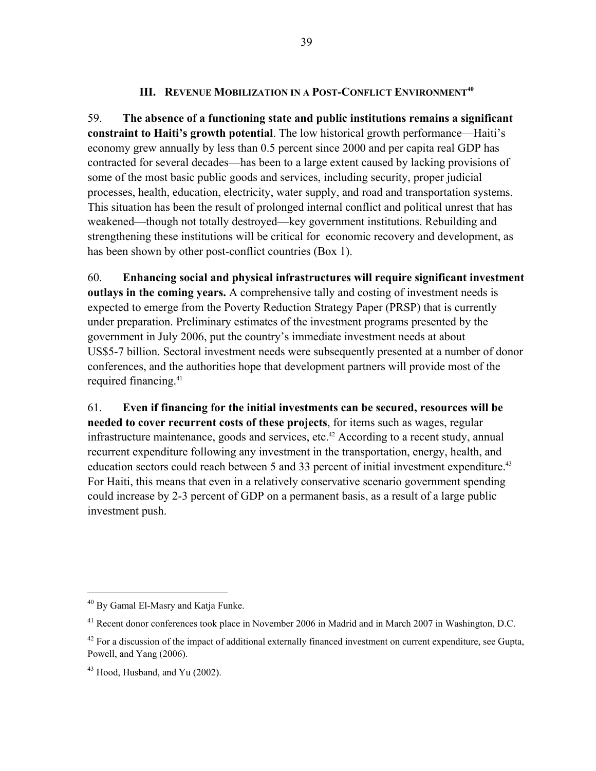## III. Revenue Mobilization in a Post-Conflict Environment[40]

59. **The absence of a functioning state and public institutions remains a significant constraint to Haiti's growth potential**. The low historical growth performance—Haiti's economy grew annually by less than 0.5 percent since 2000 and per capita real GDP has contracted for several decades—has been to a large extent caused by lacking provisions of some of the most basic public goods and services, including security, proper judicial processes, health, education, electricity, water supply, and road and transportation systems. This situation has been the result of prolonged internal conflict and political unrest that has weakened—though not totally destroyed—key government institutions. Rebuilding and strengthening these institutions will be critical for economic recovery and development, as has been shown by other post-conflict countries (Box 1).

60. **Enhancing social and physical infrastructures will require significant investment outlays in the coming years.** A comprehensive tally and costing of investment needs is expected to emerge from the Poverty Reduction Strategy Paper (PRSP) that is currently under preparation. Preliminary estimates of the investment programs presented by the government in July 2006, put the country's immediate investment needs at about US$5-7 billion. Sectoral investment needs were subsequently presented at a number of donor conferences, and the authorities hope that development partners will provide most of the required financing.[41]

61. **Even if financing for the initial investments can be secured, resources will be needed to cover recurrent costs of these projects**, for items such as wages, regular infrastructure maintenance, goods and services, etc.[42] According to a recent study, annual recurrent expenditure following any investment in the transportation, energy, health, and education sectors could reach between 5 and 33 percent of initial investment expenditure.[43] For Haiti, this means that even in a relatively conservative scenario government spending could increase by 2-3 percent of GDP on a permanent basis, as a result of a large public investment push.

---

[40] By Gamal El-Masry and Katja Funke.

[41] Recent donor conferences took place in November 2006 in Madrid and in March 2007 in Washington, D.C.

[42] For a discussion of the impact of additional externally financed investment on current expenditure, see Gupta, Powell, and Yang (2006).

[43] Hood, Husband, and Yu (2002).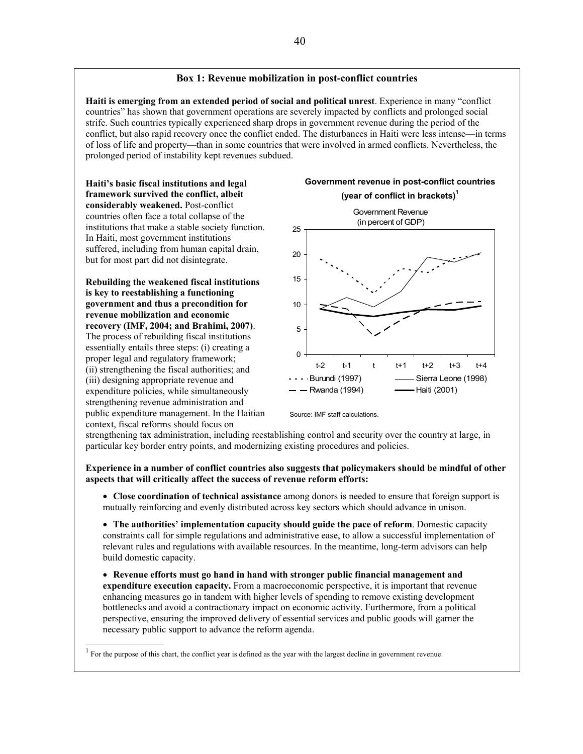## Box 1: Revenue mobilization in post-conflict countries

**Haiti is emerging from an extended period of social and political unrest**. Experience in many "conflict countries" has shown that government operations are severely impacted by conflicts and prolonged social strife. Such countries typically experienced sharp drops in government revenue during the period of the conflict, but also rapid recovery once the conflict ended. The disturbances in Haiti were less intense—in terms of loss of life and property—than in some countries that were involved in armed conflicts. Nevertheless, the prolonged period of instability kept revenues subdued.

**Haiti's basic fiscal institutions and legal framework survived the conflict, albeit considerably weakened.** Post-conflict countries often face a total collapse of the institutions that make a stable society function. In Haiti, most government institutions suffered, including from human capital drain, but for most part did not disintegrate.

**Rebuilding the weakened fiscal institutions is key to reestablishing a functioning government and thus a precondition for revenue mobilization and economic recovery (IMF, 2004; and Brahimi, 2007)**. The process of rebuilding fiscal institutions essentially entails three steps: (i) creating a proper legal and regulatory framework; (ii) strengthening the fiscal authorities; and (iii) designing appropriate revenue and expenditure policies, while simultaneously strengthening revenue administration and public expenditure management. In the Haitian context, fiscal reforms should focus on strengthening tax administration, including reestablishing control and security over the country at large, in particular key border entry points, and modernizing existing procedures and policies.

**Government revenue in post-conflict countries (year of conflict in brackets)[1]**

Government Revenue (in percent of GDP)

Burundi (1997); Sierra Leone (1998); Rwanda (1994); Haiti (2001)

Source: IMF staff calculations.

**Experience in a number of conflict countries also suggests that policymakers should be mindful of other aspects that will critically affect the success of revenue reform efforts:**

- **Close coordination of technical assistance** among donors is needed to ensure that foreign support is mutually reinforcing and evenly distributed across key sectors which should advance in unison.
- **The authorities' implementation capacity should guide the pace of reform**. Domestic capacity constraints call for simple regulations and administrative ease, to allow a successful implementation of relevant rules and regulations with available resources. In the meantime, long-term advisors can help build domestic capacity.
- **Revenue efforts must go hand in hand with stronger public financial management and expenditure execution capacity.** From a macroeconomic perspective, it is important that revenue enhancing measures go in tandem with higher levels of spending to remove existing development bottlenecks and avoid a contractionary impact on economic activity. Furthermore, from a political perspective, ensuring the improved delivery of essential services and public goods will garner the necessary public support to advance the reform agenda.

[1] For the purpose of this chart, the conflict year is defined as the year with the largest decline in government revenue.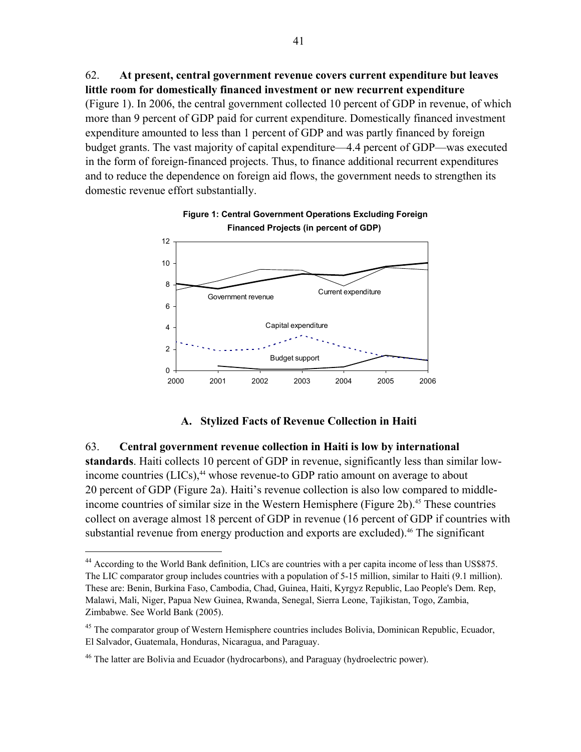62. **At present, central government revenue covers current expenditure but leaves little room for domestically financed investment or new recurrent expenditure** (Figure 1). In 2006, the central government collected 10 percent of GDP in revenue, of which more than 9 percent of GDP paid for current expenditure. Domestically financed investment expenditure amounted to less than 1 percent of GDP and was partly financed by foreign budget grants. The vast majority of capital expenditure—4.4 percent of GDP—was executed in the form of foreign-financed projects. Thus, to finance additional recurrent expenditures and to reduce the dependence on foreign aid flows, the government needs to strengthen its domestic revenue effort substantially.

**Figure 1: Central Government Operations Excluding Foreign Financed Projects (in percent of GDP)**

### A. Stylized Facts of Revenue Collection in Haiti

63. **Central government revenue collection in Haiti is low by international standards**. Haiti collects 10 percent of GDP in revenue, significantly less than similar low-income countries (LICs),[44] whose revenue-to GDP ratio amount on average to about 20 percent of GDP (Figure 2a). Haiti's revenue collection is also low compared to middle-income countries of similar size in the Western Hemisphere (Figure 2b).[45] These countries collect on average almost 18 percent of GDP in revenue (16 percent of GDP if countries with substantial revenue from energy production and exports are excluded).[46] The significant

---

[44] According to the World Bank definition, LICs are countries with a per capita income of less than US$875. The LIC comparator group includes countries with a population of 5-15 million, similar to Haiti (9.1 million). These are: Benin, Burkina Faso, Cambodia, Chad, Guinea, Haiti, Kyrgyz Republic, Lao People's Dem. Rep, Malawi, Mali, Niger, Papua New Guinea, Rwanda, Senegal, Sierra Leone, Tajikistan, Togo, Zambia, Zimbabwe. See World Bank (2005).

[45] The comparator group of Western Hemisphere countries includes Bolivia, Dominican Republic, Ecuador, El Salvador, Guatemala, Honduras, Nicaragua, and Paraguay.

[46] The latter are Bolivia and Ecuador (hydrocarbons), and Paraguay (hydroelectric power).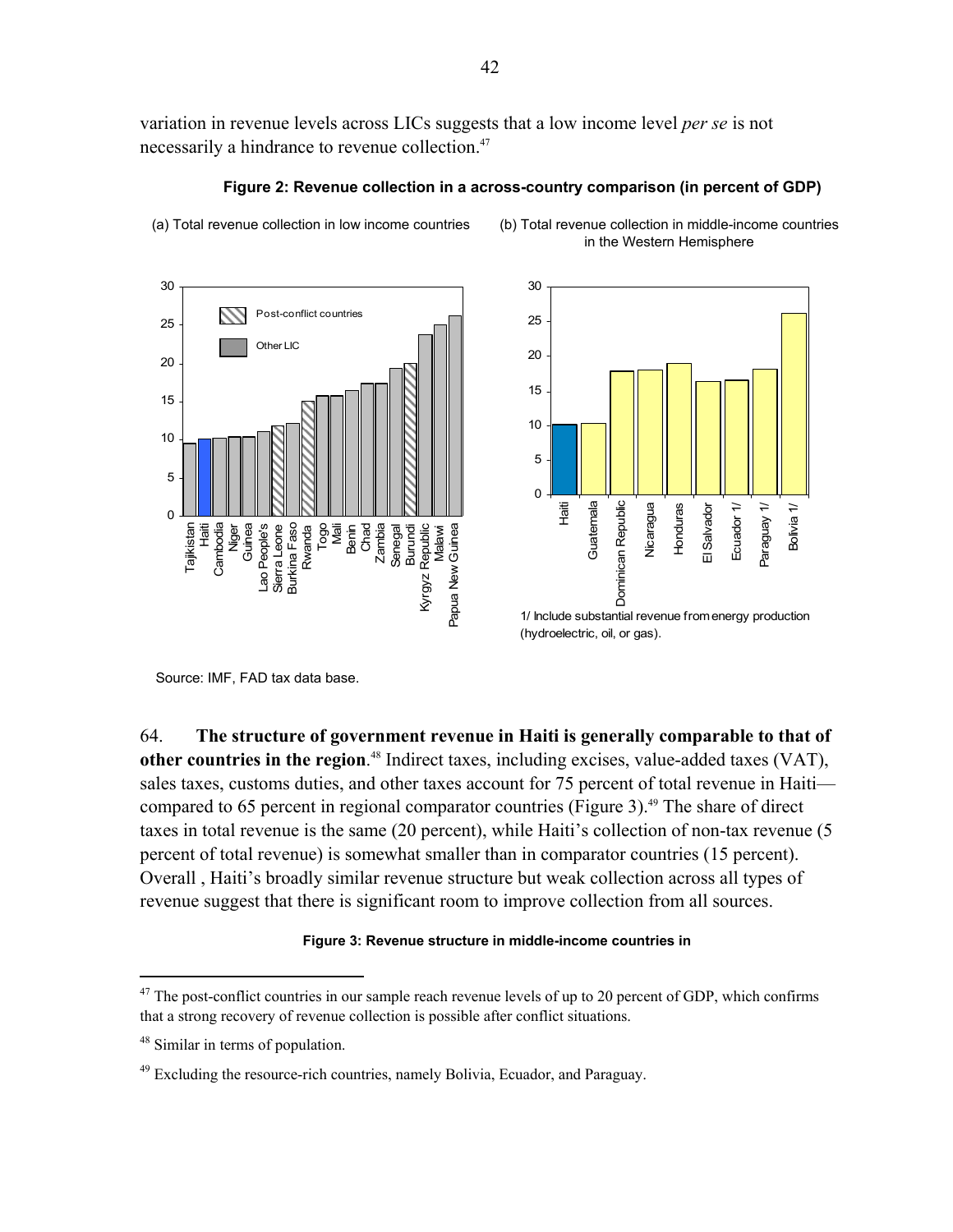variation in revenue levels across LICs suggests that a low income level *per se* is not necessarily a hindrance to revenue collection.[47]

**Figure 2: Revenue collection in a across-country comparison (in percent of GDP)**

(a) Total revenue collection in low income countries

(b) Total revenue collection in middle-income countries in the Western Hemisphere

1/ Include substantial revenue from energy production (hydroelectric, oil, or gas).

Source: IMF, FAD tax data base.

64. **The structure of government revenue in Haiti is generally comparable to that of other countries in the region**.[48] Indirect taxes, including excises, value-added taxes (VAT), sales taxes, customs duties, and other taxes account for 75 percent of total revenue in Haiti—compared to 65 percent in regional comparator countries (Figure 3).[49] The share of direct taxes in total revenue is the same (20 percent), while Haiti's collection of non-tax revenue (5 percent of total revenue) is somewhat smaller than in comparator countries (15 percent). Overall , Haiti's broadly similar revenue structure but weak collection across all types of revenue suggest that there is significant room to improve collection from all sources.

**Figure 3: Revenue structure in middle-income countries in**

---

[47] The post-conflict countries in our sample reach revenue levels of up to 20 percent of GDP, which confirms that a strong recovery of revenue collection is possible after conflict situations.

[48] Similar in terms of population.

[49] Excluding the resource-rich countries, namely Bolivia, Ecuador, and Paraguay.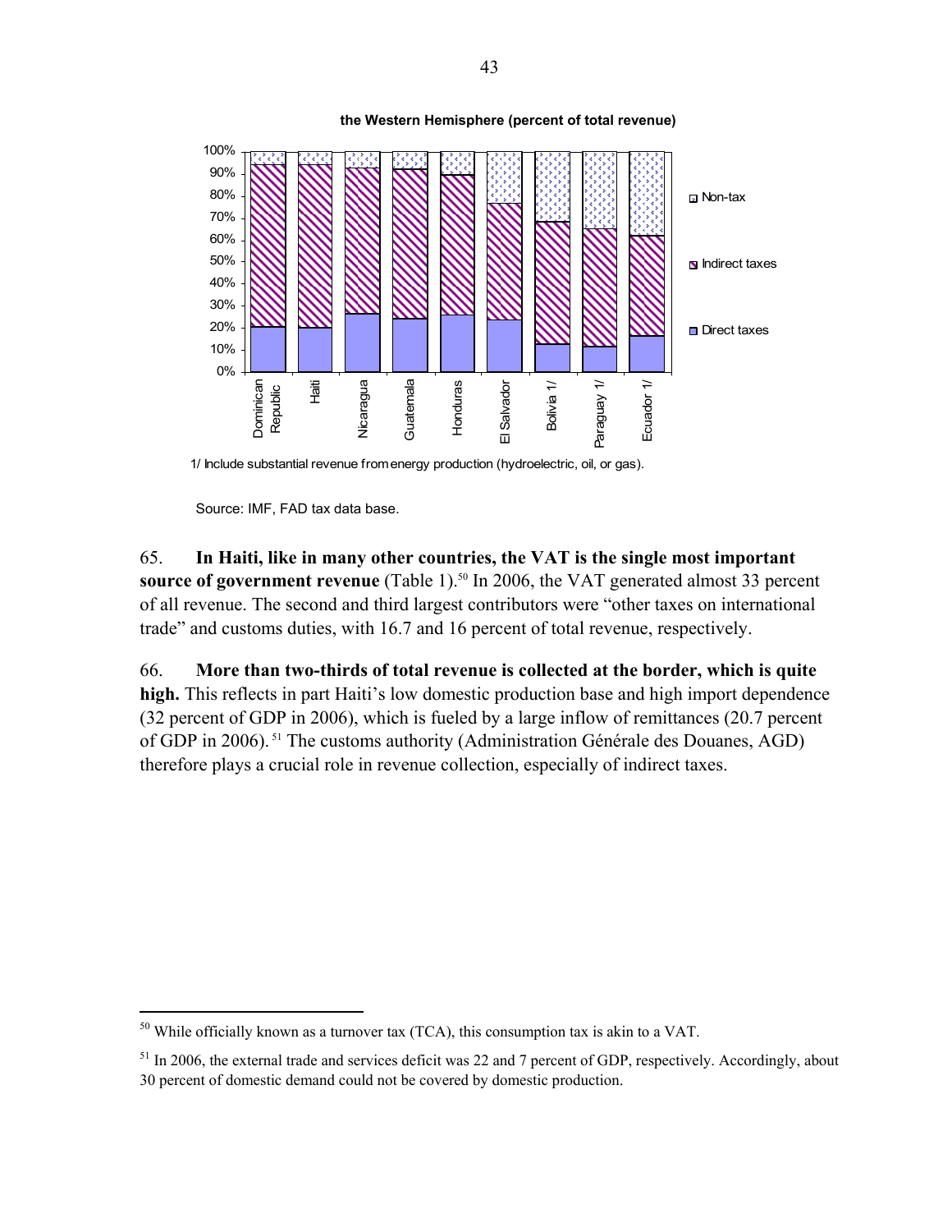**the Western Hemisphere (percent of total revenue)**

1/ Include substantial revenue from energy production (hydroelectric, oil, or gas).

Source: IMF, FAD tax data base.

65. **In Haiti, like in many other countries, the VAT is the single most important source of government revenue** (Table 1).[50] In 2006, the VAT generated almost 33 percent of all revenue. The second and third largest contributors were "other taxes on international trade" and customs duties, with 16.7 and 16 percent of total revenue, respectively.

66. **More than two-thirds of total revenue is collected at the border, which is quite high.** This reflects in part Haiti's low domestic production base and high import dependence (32 percent of GDP in 2006), which is fueled by a large inflow of remittances (20.7 percent of GDP in 2006).[51] The customs authority (Administration Générale des Douanes, AGD) therefore plays a crucial role in revenue collection, especially of indirect taxes.

---

[50] While officially known as a turnover tax (TCA), this consumption tax is akin to a VAT.

[51] In 2006, the external trade and services deficit was 22 and 7 percent of GDP, respectively. Accordingly, about 30 percent of domestic demand could not be covered by domestic production.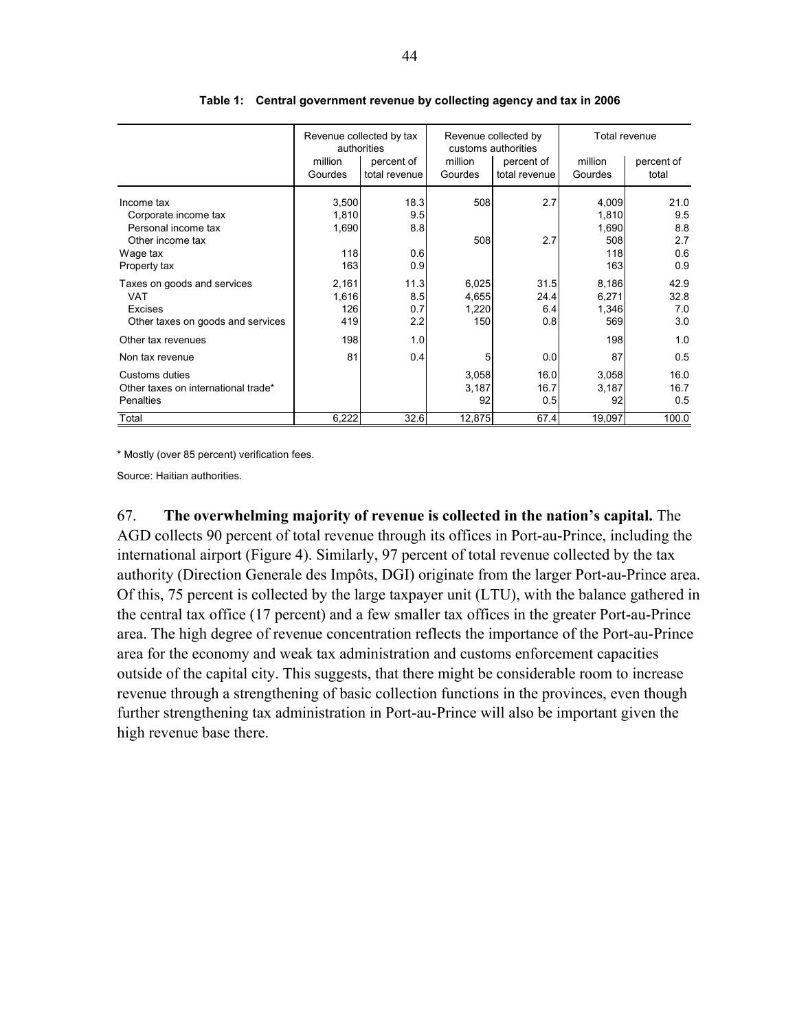**Table 1: Central government revenue by collecting agency and tax in 2006**

| | Revenue collected by tax authorities | | Revenue collected by customs authorities | | Total revenue | |
|---|---|---|---|---|---|---|
| | million Gourdes | percent of total revenue | million Gourdes | percent of total revenue | million Gourdes | percent of total |
| Income tax | 3,500 | 18.3 | 508 | 2.7 | 4,009 | 21.0 |
| Corporate income tax | 1,810 | 9.5 | | | 1,810 | 9.5 |
| Personal income tax | 1,690 | 8.8 | | | 1,690 | 8.8 |
| Other income tax | | | 508 | 2.7 | 508 | 2.7 |
| Wage tax | 118 | 0.6 | | | 118 | 0.6 |
| Property tax | 163 | 0.9 | | | 163 | 0.9 |
| Taxes on goods and services | 2,161 | 11.3 | 6,025 | 31.5 | 8,186 | 42.9 |
| VAT | 1,616 | 8.5 | 4,655 | 24.4 | 6,271 | 32.8 |
| Excises | 126 | 0.7 | 1,220 | 6.4 | 1,346 | 7.0 |
| Other taxes on goods and services | 419 | 2.2 | 150 | 0.8 | 569 | 3.0 |
| Other tax revenues | 198 | 1.0 | | | 198 | 1.0 |
| Non tax revenue | 81 | 0.4 | 5 | 0.0 | 87 | 0.5 |
| Customs duties | | | 3,058 | 16.0 | 3,058 | 16.0 |
| Other taxes on international trade* | | | 3,187 | 16.7 | 3,187 | 16.7 |
| Penalties | | | 92 | 0.5 | 92 | 0.5 |
| Total | 6,222 | 32.6 | 12,875 | 67.4 | 19,097 | 100.0 |

\* Mostly (over 85 percent) verification fees.

Source: Haitian authorities.

67. **The overwhelming majority of revenue is collected in the nation's capital.** The AGD collects 90 percent of total revenue through its offices in Port-au-Prince, including the international airport (Figure 4). Similarly, 97 percent of total revenue collected by the tax authority (Direction Generale des Impôts, DGI) originate from the larger Port-au-Prince area. Of this, 75 percent is collected by the large taxpayer unit (LTU), with the balance gathered in the central tax office (17 percent) and a few smaller tax offices in the greater Port-au-Prince area. The high degree of revenue concentration reflects the importance of the Port-au-Prince area for the economy and weak tax administration and customs enforcement capacities outside of the capital city. This suggests, that there might be considerable room to increase revenue through a strengthening of basic collection functions in the provinces, even though further strengthening tax administration in Port-au-Prince will also be important given the high revenue base there.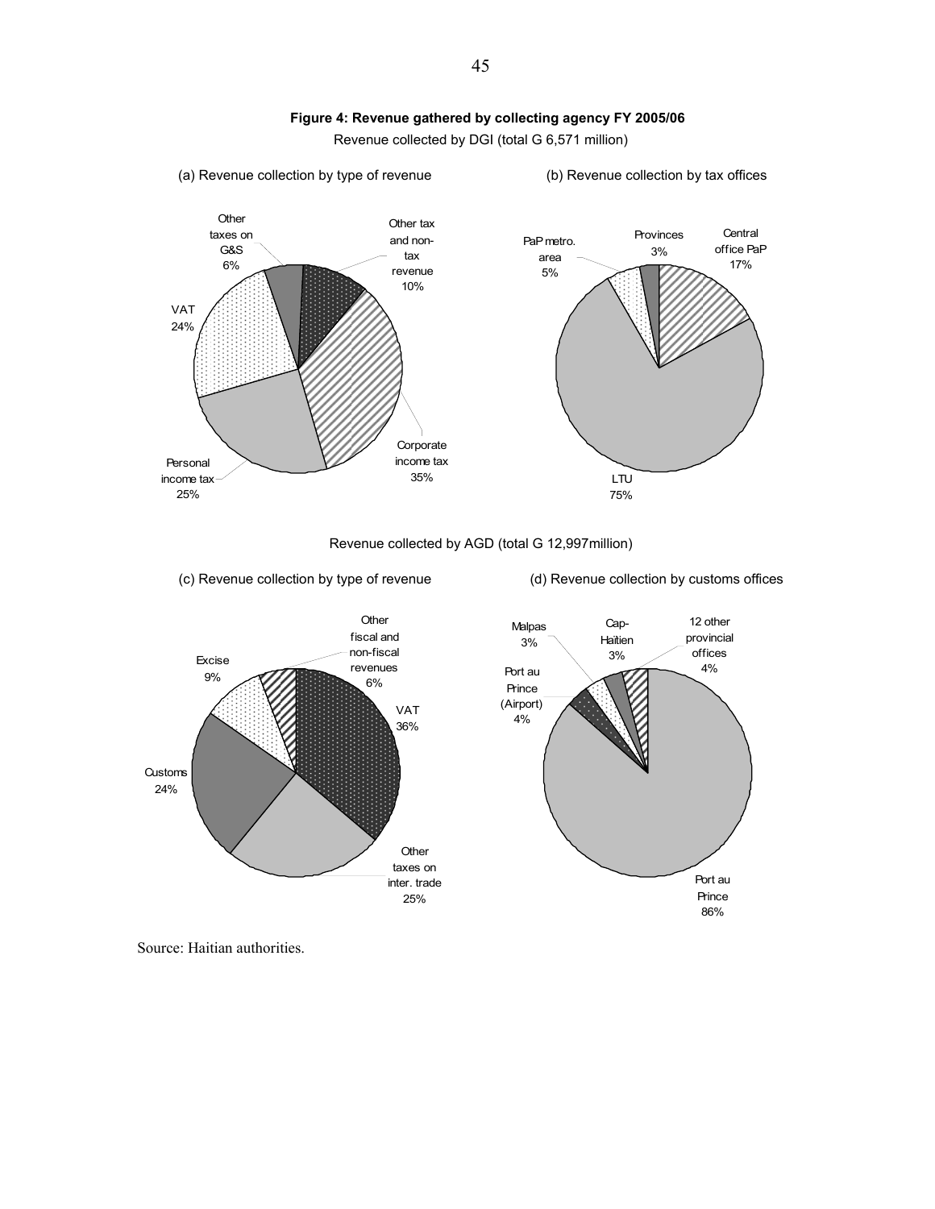**Figure 4: Revenue gathered by collecting agency FY 2005/06**

Revenue collected by DGI (total G 6,571 million)

(a) Revenue collection by type of revenue

| Type of revenue | Share |
|---|---|
| Corporate income tax | 35% |
| Personal income tax | 25% |
| VAT | 24% |
| Other taxes on G&S | 6% |
| Other tax and non-tax revenue | 10% |

(b) Revenue collection by tax offices

| Tax office | Share |
|---|---|
| LTU | 75% |
| Central office PaP | 17% |
| PaP metro. area | 5% |
| Provinces | 3% |

Revenue collected by AGD (total G 12,997million)

(c) Revenue collection by type of revenue

| Type of revenue | Share |
|---|---|
| VAT | 36% |
| Other taxes on inter. trade | 25% |
| Customs | 24% |
| Excise | 9% |
| Other fiscal and non-fiscal revenues | 6% |

(d) Revenue collection by customs offices

| Customs office | Share |
|---|---|
| Port au Prince | 86% |
| Port au Prince (Airport) | 4% |
| Malpas | 3% |
| Cap-Haïtien | 3% |
| 12 other provincial offices | 4% |

Source: Haitian authorities.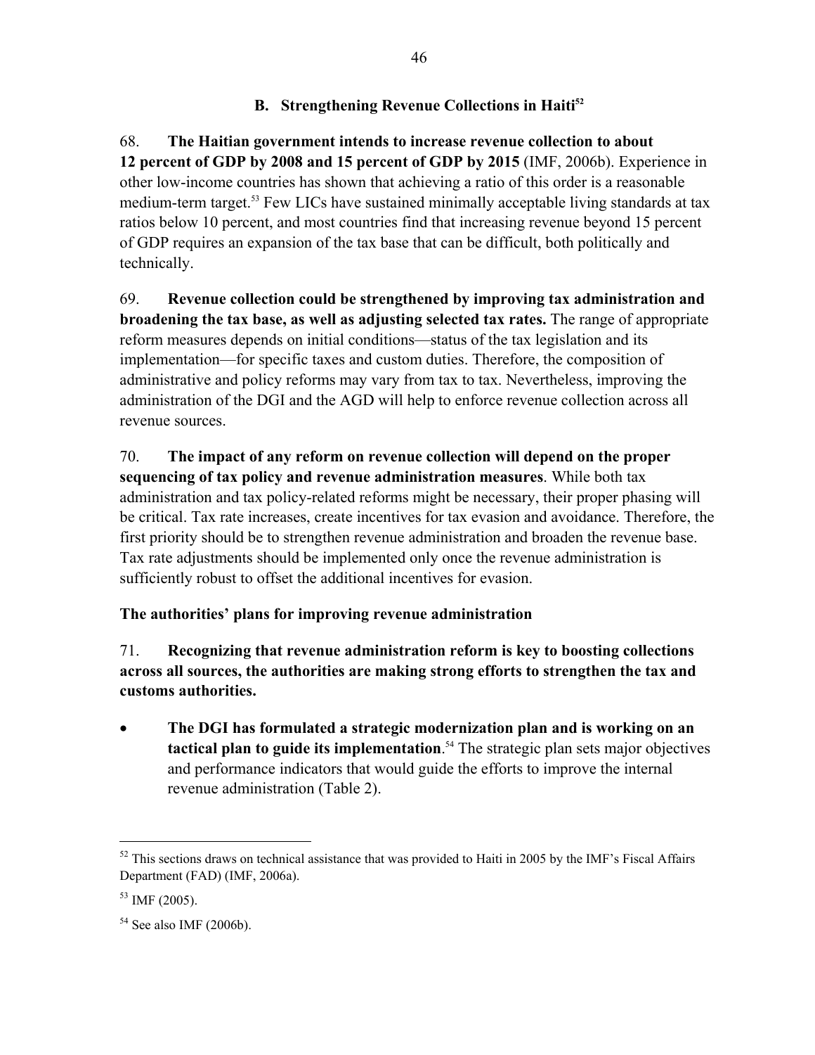### B. Strengthening Revenue Collections in Haiti[52]

68. **The Haitian government intends to increase revenue collection to about 12 percent of GDP by 2008 and 15 percent of GDP by 2015** (IMF, 2006b). Experience in other low-income countries has shown that achieving a ratio of this order is a reasonable medium-term target.[53] Few LICs have sustained minimally acceptable living standards at tax ratios below 10 percent, and most countries find that increasing revenue beyond 15 percent of GDP requires an expansion of the tax base that can be difficult, both politically and technically.

69. **Revenue collection could be strengthened by improving tax administration and broadening the tax base, as well as adjusting selected tax rates.** The range of appropriate reform measures depends on initial conditions—status of the tax legislation and its implementation—for specific taxes and custom duties. Therefore, the composition of administrative and policy reforms may vary from tax to tax. Nevertheless, improving the administration of the DGI and the AGD will help to enforce revenue collection across all revenue sources.

70. **The impact of any reform on revenue collection will depend on the proper sequencing of tax policy and revenue administration measures**. While both tax administration and tax policy-related reforms might be necessary, their proper phasing will be critical. Tax rate increases, create incentives for tax evasion and avoidance. Therefore, the first priority should be to strengthen revenue administration and broaden the revenue base. Tax rate adjustments should be implemented only once the revenue administration is sufficiently robust to offset the additional incentives for evasion.

**The authorities' plans for improving revenue administration**

71. **Recognizing that revenue administration reform is key to boosting collections across all sources, the authorities are making strong efforts to strengthen the tax and customs authorities.**

- **The DGI has formulated a strategic modernization plan and is working on an tactical plan to guide its implementation**.[54] The strategic plan sets major objectives and performance indicators that would guide the efforts to improve the internal revenue administration (Table 2).

---

[52] This sections draws on technical assistance that was provided to Haiti in 2005 by the IMF's Fiscal Affairs Department (FAD) (IMF, 2006a).

[53] IMF (2005).

[54] See also IMF (2006b).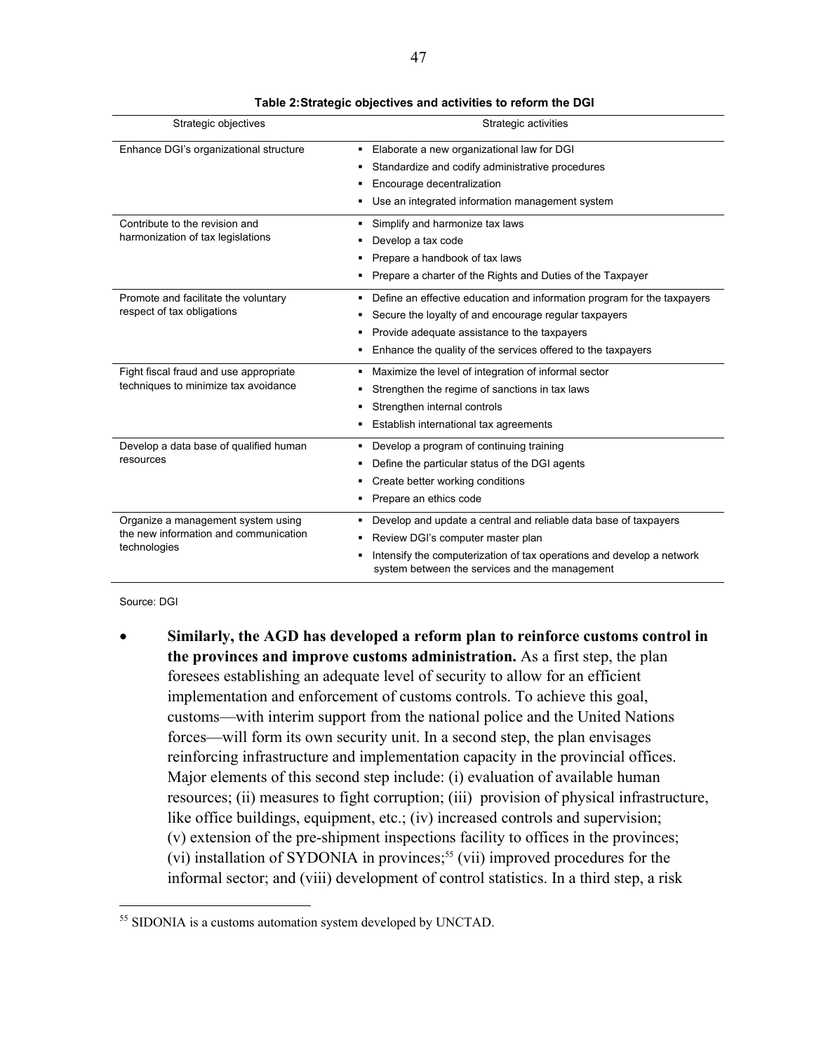**Table 2: Strategic objectives and activities to reform the DGI**

| Strategic objectives | Strategic activities |
|---|---|
| Enhance DGI's organizational structure | ▪ Elaborate a new organizational law for DGI<br>▪ Standardize and codify administrative procedures<br>▪ Encourage decentralization<br>▪ Use an integrated information management system |
| Contribute to the revision and harmonization of tax legislations | ▪ Simplify and harmonize tax laws<br>▪ Develop a tax code<br>▪ Prepare a handbook of tax laws<br>▪ Prepare a charter of the Rights and Duties of the Taxpayer |
| Promote and facilitate the voluntary respect of tax obligations | ▪ Define an effective education and information program for the taxpayers<br>▪ Secure the loyalty of and encourage regular taxpayers<br>▪ Provide adequate assistance to the taxpayers<br>▪ Enhance the quality of the services offered to the taxpayers |
| Fight fiscal fraud and use appropriate techniques to minimize tax avoidance | ▪ Maximize the level of integration of informal sector<br>▪ Strengthen the regime of sanctions in tax laws<br>▪ Strengthen internal controls<br>▪ Establish international tax agreements |
| Develop a data base of qualified human resources | ▪ Develop a program of continuing training<br>▪ Define the particular status of the DGI agents<br>▪ Create better working conditions<br>▪ Prepare an ethics code |
| Organize a management system using the new information and communication technologies | ▪ Develop and update a central and reliable data base of taxpayers<br>▪ Review DGI's computer master plan<br>▪ Intensify the computerization of tax operations and develop a network system between the services and the management |

Source: DGI

- **Similarly, the AGD has developed a reform plan to reinforce customs control in the provinces and improve customs administration.** As a first step, the plan foresees establishing an adequate level of security to allow for an efficient implementation and enforcement of customs controls. To achieve this goal, customs—with interim support from the national police and the United Nations forces—will form its own security unit. In a second step, the plan envisages reinforcing infrastructure and implementation capacity in the provincial offices. Major elements of this second step include: (i) evaluation of available human resources; (ii) measures to fight corruption; (iii) provision of physical infrastructure, like office buildings, equipment, etc.; (iv) increased controls and supervision; (v) extension of the pre-shipment inspections facility to offices in the provinces; (vi) installation of SYDONIA in provinces;[55] (vii) improved procedures for the informal sector; and (viii) development of control statistics. In a third step, a risk

[55] SIDONIA is a customs automation system developed by UNCTAD.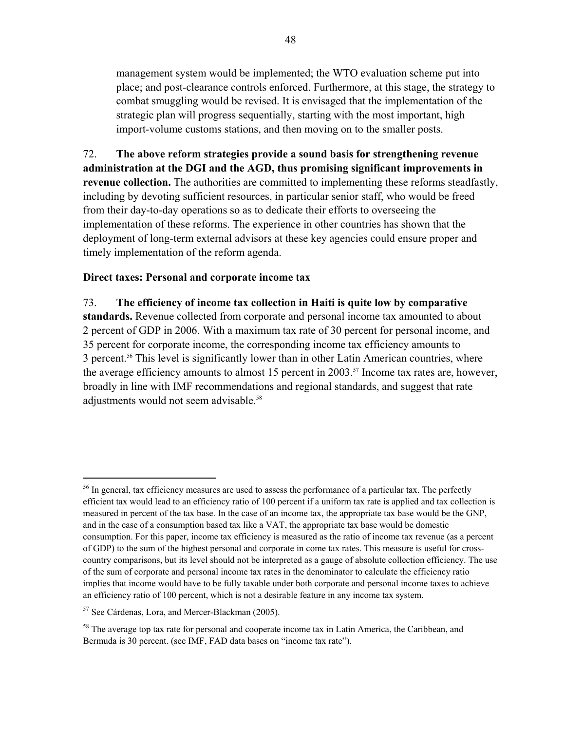management system would be implemented; the WTO evaluation scheme put into place; and post-clearance controls enforced. Furthermore, at this stage, the strategy to combat smuggling would be revised. It is envisaged that the implementation of the strategic plan will progress sequentially, starting with the most important, high import-volume customs stations, and then moving on to the smaller posts.

72. **The above reform strategies provide a sound basis for strengthening revenue administration at the DGI and the AGD, thus promising significant improvements in revenue collection.** The authorities are committed to implementing these reforms steadfastly, including by devoting sufficient resources, in particular senior staff, who would be freed from their day-to-day operations so as to dedicate their efforts to overseeing the implementation of these reforms. The experience in other countries has shown that the deployment of long-term external advisors at these key agencies could ensure proper and timely implementation of the reform agenda.

**Direct taxes: Personal and corporate income tax**

73. **The efficiency of income tax collection in Haiti is quite low by comparative standards.** Revenue collected from corporate and personal income tax amounted to about 2 percent of GDP in 2006. With a maximum tax rate of 30 percent for personal income, and 35 percent for corporate income, the corresponding income tax efficiency amounts to 3 percent.[56] This level is significantly lower than in other Latin American countries, where the average efficiency amounts to almost 15 percent in 2003.[57] Income tax rates are, however, broadly in line with IMF recommendations and regional standards, and suggest that rate adjustments would not seem advisable.[58]

---

[56] In general, tax efficiency measures are used to assess the performance of a particular tax. The perfectly efficient tax would lead to an efficiency ratio of 100 percent if a uniform tax rate is applied and tax collection is measured in percent of the tax base. In the case of an income tax, the appropriate tax base would be the GNP, and in the case of a consumption based tax like a VAT, the appropriate tax base would be domestic consumption. For this paper, income tax efficiency is measured as the ratio of income tax revenue (as a percent of GDP) to the sum of the highest personal and corporate in come tax rates. This measure is useful for cross-country comparisons, but its level should not be interpreted as a gauge of absolute collection efficiency. The use of the sum of corporate and personal income tax rates in the denominator to calculate the efficiency ratio implies that income would have to be fully taxable under both corporate and personal income taxes to achieve an efficiency ratio of 100 percent, which is not a desirable feature in any income tax system.

[57] See Cárdenas, Lora, and Mercer-Blackman (2005).

[58] The average top tax rate for personal and cooperate income tax in Latin America, the Caribbean, and Bermuda is 30 percent. (see IMF, FAD data bases on "income tax rate").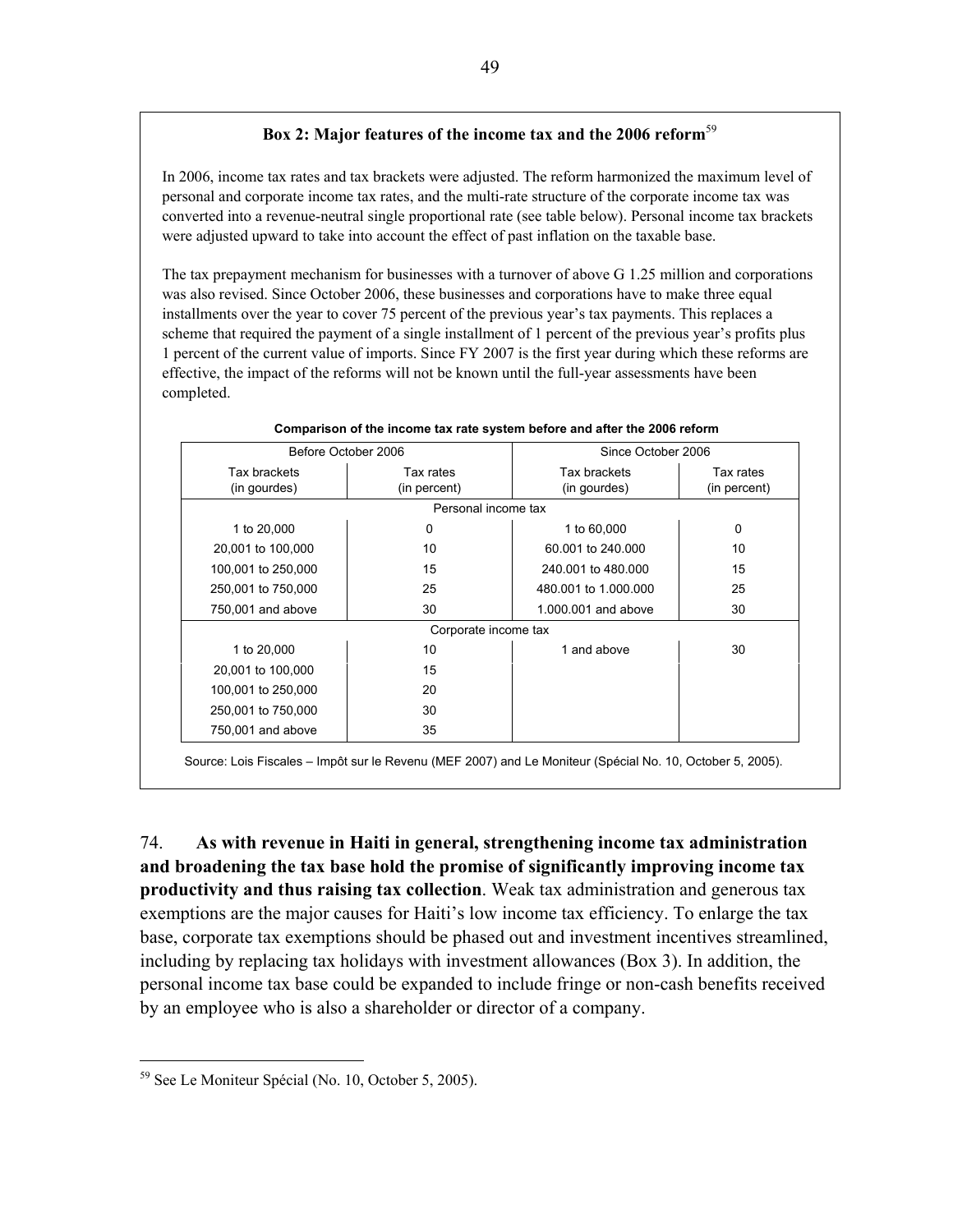### Box 2: Major features of the income tax and the 2006 reform[59]

In 2006, income tax rates and tax brackets were adjusted. The reform harmonized the maximum level of personal and corporate income tax rates, and the multi-rate structure of the corporate income tax was converted into a revenue-neutral single proportional rate (see table below). Personal income tax brackets were adjusted upward to take into account the effect of past inflation on the taxable base.

The tax prepayment mechanism for businesses with a turnover of above G 1.25 million and corporations was also revised. Since October 2006, these businesses and corporations have to make three equal installments over the year to cover 75 percent of the previous year's tax payments. This replaces a scheme that required the payment of a single installment of 1 percent of the previous year's profits plus 1 percent of the current value of imports. Since FY 2007 is the first year during which these reforms are effective, the impact of the reforms will not be known until the full-year assessments have been completed.

**Comparison of the income tax rate system before and after the 2006 reform**

| Before October 2006 | | Since October 2006 | |
|---|---|---|---|
| Tax brackets (in gourdes) | Tax rates (in percent) | Tax brackets (in gourdes) | Tax rates (in percent) |
| Personal income tax | | | |
| 1 to 20,000 | 0 | 1 to 60,000 | 0 |
| 20,001 to 100,000 | 10 | 60.001 to 240.000 | 10 |
| 100,001 to 250,000 | 15 | 240.001 to 480.000 | 15 |
| 250,001 to 750,000 | 25 | 480.001 to 1.000.000 | 25 |
| 750,001 and above | 30 | 1.000.001 and above | 30 |
| Corporate income tax | | | |
| 1 to 20,000 | 10 | 1 and above | 30 |
| 20,001 to 100,000 | 15 | | |
| 100,001 to 250,000 | 20 | | |
| 250,001 to 750,000 | 30 | | |
| 750,001 and above | 35 | | |

Source: Lois Fiscales – Impôt sur le Revenu (MEF 2007) and Le Moniteur (Spécial No. 10, October 5, 2005).

74. **As with revenue in Haiti in general, strengthening income tax administration and broadening the tax base hold the promise of significantly improving income tax productivity and thus raising tax collection**. Weak tax administration and generous tax exemptions are the major causes for Haiti's low income tax efficiency. To enlarge the tax base, corporate tax exemptions should be phased out and investment incentives streamlined, including by replacing tax holidays with investment allowances (Box 3). In addition, the personal income tax base could be expanded to include fringe or non-cash benefits received by an employee who is also a shareholder or director of a company.

[59] See Le Moniteur Spécial (No. 10, October 5, 2005).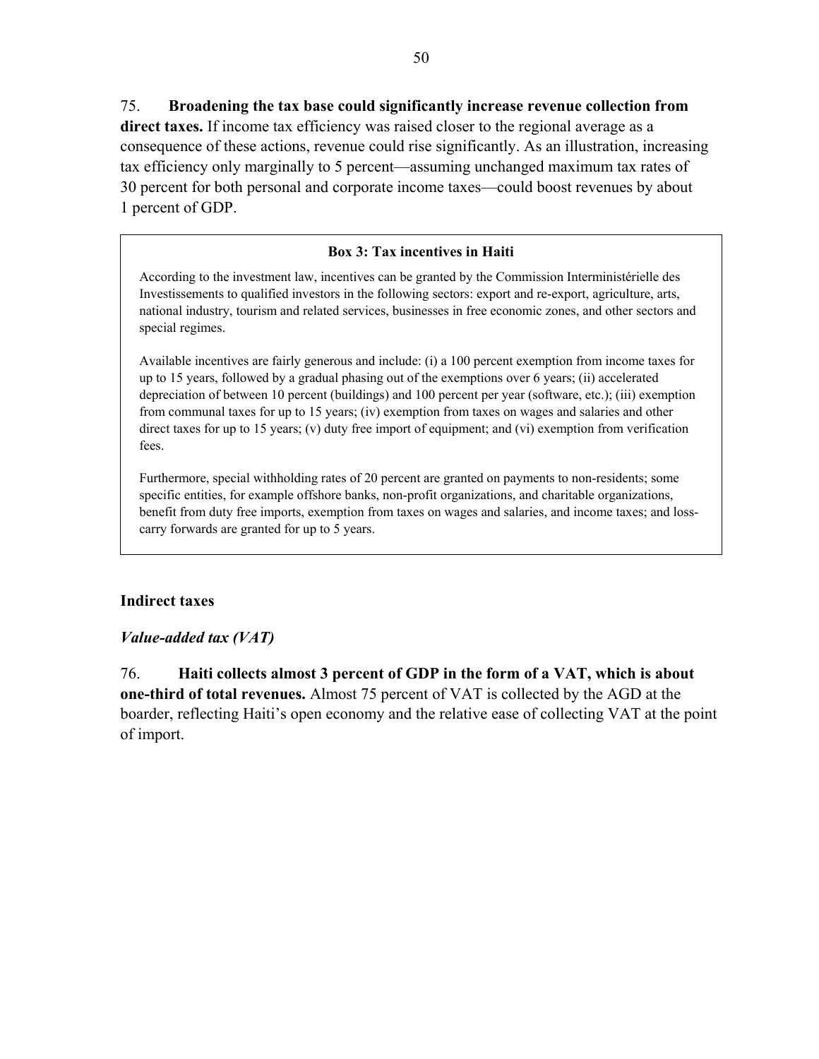75. **Broadening the tax base could significantly increase revenue collection from direct taxes.** If income tax efficiency was raised closer to the regional average as a consequence of these actions, revenue could rise significantly. As an illustration, increasing tax efficiency only marginally to 5 percent—assuming unchanged maximum tax rates of 30 percent for both personal and corporate income taxes—could boost revenues by about 1 percent of GDP.

> **Box 3: Tax incentives in Haiti**
>
> According to the investment law, incentives can be granted by the Commission Interministérielle des Investissements to qualified investors in the following sectors: export and re-export, agriculture, arts, national industry, tourism and related services, businesses in free economic zones, and other sectors and special regimes.
>
> Available incentives are fairly generous and include: (i) a 100 percent exemption from income taxes for up to 15 years, followed by a gradual phasing out of the exemptions over 6 years; (ii) accelerated depreciation of between 10 percent (buildings) and 100 percent per year (software, etc.); (iii) exemption from communal taxes for up to 15 years; (iv) exemption from taxes on wages and salaries and other direct taxes for up to 15 years; (v) duty free import of equipment; and (vi) exemption from verification fees.
>
> Furthermore, special withholding rates of 20 percent are granted on payments to non-residents; some specific entities, for example offshore banks, non-profit organizations, and charitable organizations, benefit from duty free imports, exemption from taxes on wages and salaries, and income taxes; and loss-carry forwards are granted for up to 5 years.

## Indirect taxes

### *Value-added tax (VAT)*

76. **Haiti collects almost 3 percent of GDP in the form of a VAT, which is about one-third of total revenues.** Almost 75 percent of VAT is collected by the AGD at the boarder, reflecting Haiti's open economy and the relative ease of collecting VAT at the point of import.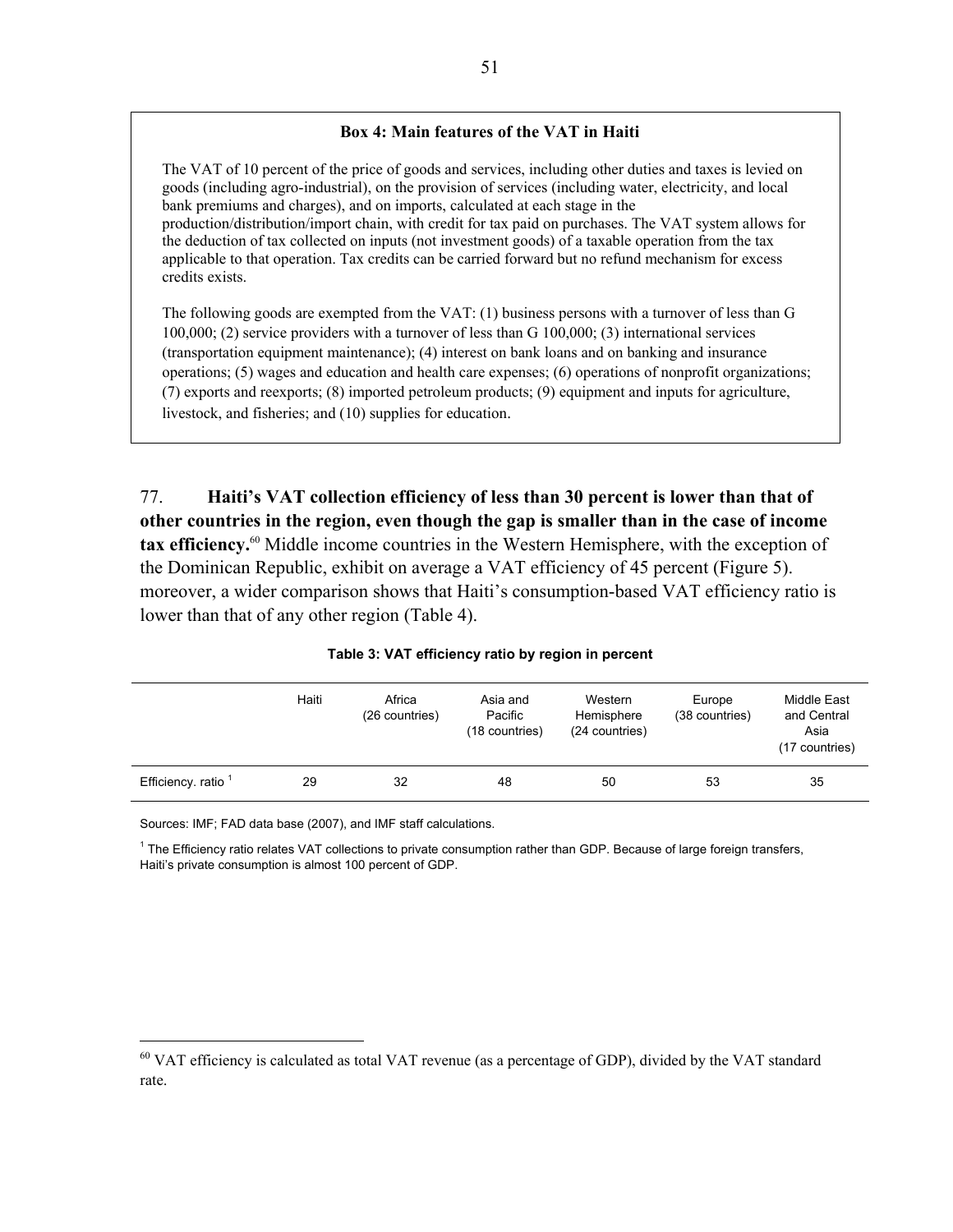**Box 4: Main features of the VAT in Haiti**

The VAT of 10 percent of the price of goods and services, including other duties and taxes is levied on goods (including agro-industrial), on the provision of services (including water, electricity, and local bank premiums and charges), and on imports, calculated at each stage in the production/distribution/import chain, with credit for tax paid on purchases. The VAT system allows for the deduction of tax collected on inputs (not investment goods) of a taxable operation from the tax applicable to that operation. Tax credits can be carried forward but no refund mechanism for excess credits exists.

The following goods are exempted from the VAT: (1) business persons with a turnover of less than G 100,000; (2) service providers with a turnover of less than G 100,000; (3) international services (transportation equipment maintenance); (4) interest on bank loans and on banking and insurance operations; (5) wages and education and health care expenses; (6) operations of nonprofit organizations; (7) exports and reexports; (8) imported petroleum products; (9) equipment and inputs for agriculture, livestock, and fisheries; and (10) supplies for education.

77. **Haiti's VAT collection efficiency of less than 30 percent is lower than that of other countries in the region, even though the gap is smaller than in the case of income tax efficiency.**[60] Middle income countries in the Western Hemisphere, with the exception of the Dominican Republic, exhibit on average a VAT efficiency of 45 percent (Figure 5). moreover, a wider comparison shows that Haiti's consumption-based VAT efficiency ratio is lower than that of any other region (Table 4).

**Table 3: VAT efficiency ratio by region in percent**

| | Haiti | Africa (26 countries) | Asia and Pacific (18 countries) | Western Hemisphere (24 countries) | Europe (38 countries) | Middle East and Central Asia (17 countries) |
|---|---|---|---|---|---|---|
| Efficiency. ratio [1] | 29 | 32 | 48 | 50 | 53 | 35 |

Sources: IMF; FAD data base (2007), and IMF staff calculations.

[1] The Efficiency ratio relates VAT collections to private consumption rather than GDP. Because of large foreign transfers, Haiti's private consumption is almost 100 percent of GDP.

[60] VAT efficiency is calculated as total VAT revenue (as a percentage of GDP), divided by the VAT standard rate.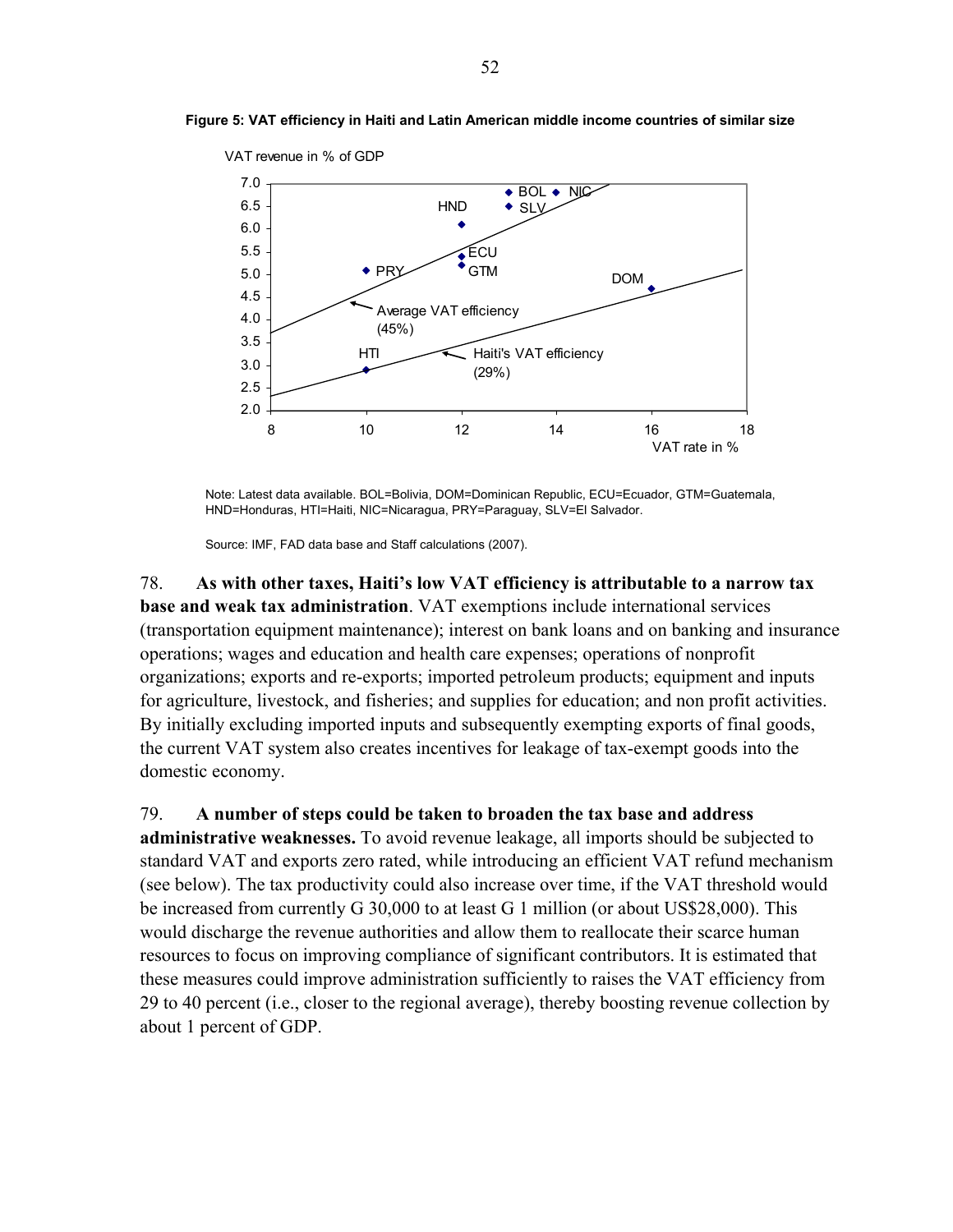**Figure 5: VAT efficiency in Haiti and Latin American middle income countries of similar size**

Note: Latest data available. BOL=Bolivia, DOM=Dominican Republic, ECU=Ecuador, GTM=Guatemala, HND=Honduras, HTI=Haiti, NIC=Nicaragua, PRY=Paraguay, SLV=El Salvador.

Source: IMF, FAD data base and Staff calculations (2007).

78. **As with other taxes, Haiti's low VAT efficiency is attributable to a narrow tax base and weak tax administration**. VAT exemptions include international services (transportation equipment maintenance); interest on bank loans and on banking and insurance operations; wages and education and health care expenses; operations of nonprofit organizations; exports and re-exports; imported petroleum products; equipment and inputs for agriculture, livestock, and fisheries; and supplies for education; and non profit activities. By initially excluding imported inputs and subsequently exempting exports of final goods, the current VAT system also creates incentives for leakage of tax-exempt goods into the domestic economy.

79. **A number of steps could be taken to broaden the tax base and address administrative weaknesses.** To avoid revenue leakage, all imports should be subjected to standard VAT and exports zero rated, while introducing an efficient VAT refund mechanism (see below). The tax productivity could also increase over time, if the VAT threshold would be increased from currently G 30,000 to at least G 1 million (or about US$28,000). This would discharge the revenue authorities and allow them to reallocate their scarce human resources to focus on improving compliance of significant contributors. It is estimated that these measures could improve administration sufficiently to raises the VAT efficiency from 29 to 40 percent (i.e., closer to the regional average), thereby boosting revenue collection by about 1 percent of GDP.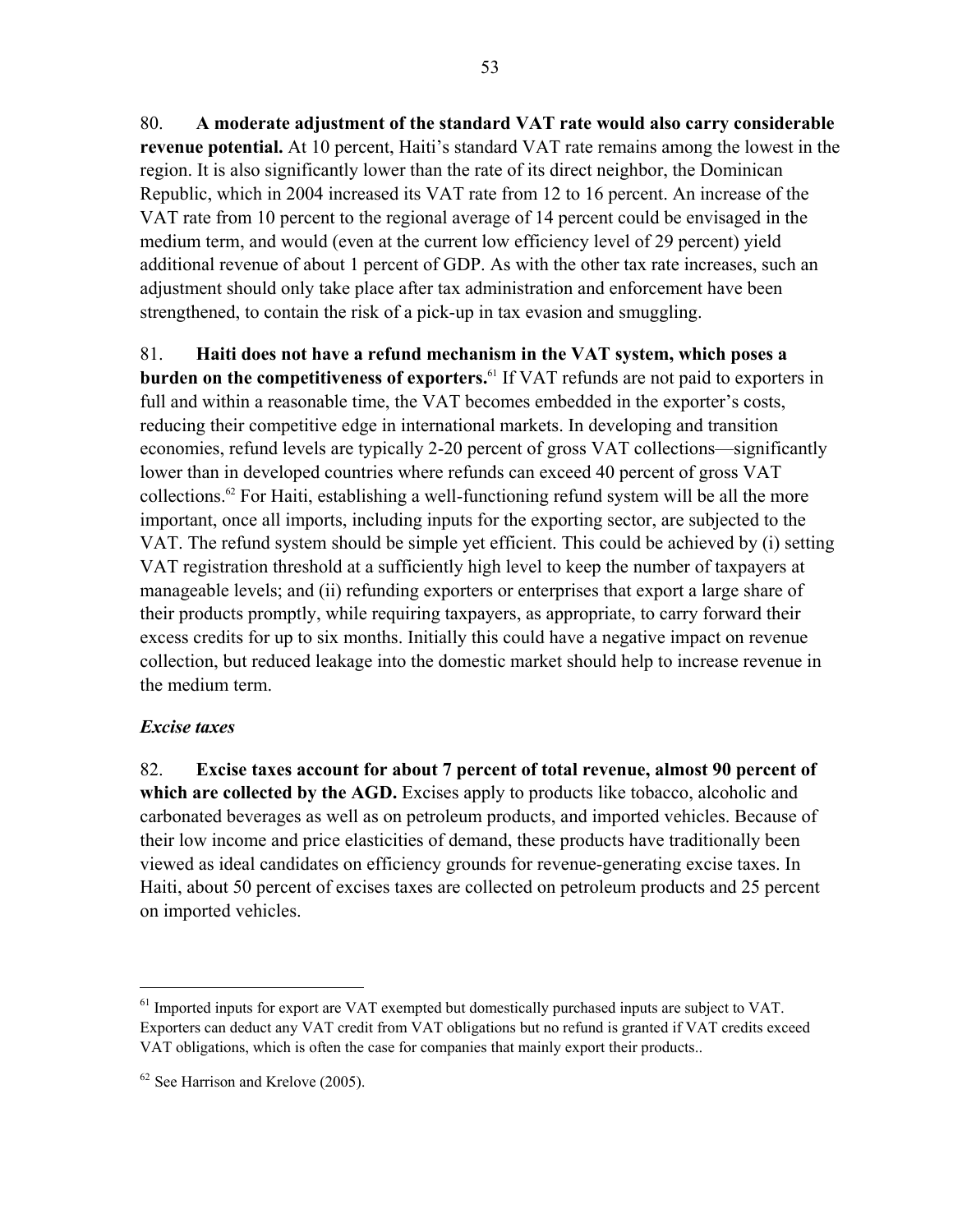80. **A moderate adjustment of the standard VAT rate would also carry considerable revenue potential.** At 10 percent, Haiti's standard VAT rate remains among the lowest in the region. It is also significantly lower than the rate of its direct neighbor, the Dominican Republic, which in 2004 increased its VAT rate from 12 to 16 percent. An increase of the VAT rate from 10 percent to the regional average of 14 percent could be envisaged in the medium term, and would (even at the current low efficiency level of 29 percent) yield additional revenue of about 1 percent of GDP. As with the other tax rate increases, such an adjustment should only take place after tax administration and enforcement have been strengthened, to contain the risk of a pick-up in tax evasion and smuggling.

81. **Haiti does not have a refund mechanism in the VAT system, which poses a burden on the competitiveness of exporters.**[61] If VAT refunds are not paid to exporters in full and within a reasonable time, the VAT becomes embedded in the exporter's costs, reducing their competitive edge in international markets. In developing and transition economies, refund levels are typically 2-20 percent of gross VAT collections—significantly lower than in developed countries where refunds can exceed 40 percent of gross VAT collections.[62] For Haiti, establishing a well-functioning refund system will be all the more important, once all imports, including inputs for the exporting sector, are subjected to the VAT. The refund system should be simple yet efficient. This could be achieved by (i) setting VAT registration threshold at a sufficiently high level to keep the number of taxpayers at manageable levels; and (ii) refunding exporters or enterprises that export a large share of their products promptly, while requiring taxpayers, as appropriate, to carry forward their excess credits for up to six months. Initially this could have a negative impact on revenue collection, but reduced leakage into the domestic market should help to increase revenue in the medium term.

### *Excise taxes*

82. **Excise taxes account for about 7 percent of total revenue, almost 90 percent of which are collected by the AGD.** Excises apply to products like tobacco, alcoholic and carbonated beverages as well as on petroleum products, and imported vehicles. Because of their low income and price elasticities of demand, these products have traditionally been viewed as ideal candidates on efficiency grounds for revenue-generating excise taxes. In Haiti, about 50 percent of excises taxes are collected on petroleum products and 25 percent on imported vehicles.

---

[61] Imported inputs for export are VAT exempted but domestically purchased inputs are subject to VAT. Exporters can deduct any VAT credit from VAT obligations but no refund is granted if VAT credits exceed VAT obligations, which is often the case for companies that mainly export their products..

[62] See Harrison and Krelove (2005).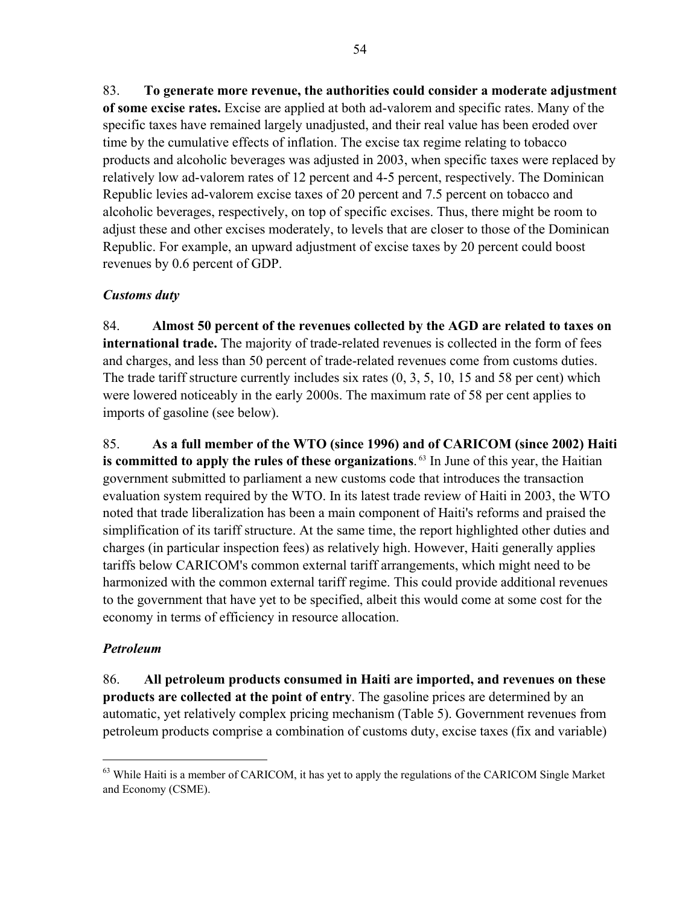83. **To generate more revenue, the authorities could consider a moderate adjustment of some excise rates.** Excise are applied at both ad-valorem and specific rates. Many of the specific taxes have remained largely unadjusted, and their real value has been eroded over time by the cumulative effects of inflation. The excise tax regime relating to tobacco products and alcoholic beverages was adjusted in 2003, when specific taxes were replaced by relatively low ad-valorem rates of 12 percent and 4-5 percent, respectively. The Dominican Republic levies ad-valorem excise taxes of 20 percent and 7.5 percent on tobacco and alcoholic beverages, respectively, on top of specific excises. Thus, there might be room to adjust these and other excises moderately, to levels that are closer to those of the Dominican Republic. For example, an upward adjustment of excise taxes by 20 percent could boost revenues by 0.6 percent of GDP.

### *Customs duty*

84. **Almost 50 percent of the revenues collected by the AGD are related to taxes on international trade.** The majority of trade-related revenues is collected in the form of fees and charges, and less than 50 percent of trade-related revenues come from customs duties. The trade tariff structure currently includes six rates (0, 3, 5, 10, 15 and 58 per cent) which were lowered noticeably in the early 2000s. The maximum rate of 58 per cent applies to imports of gasoline (see below).

85. **As a full member of the WTO (since 1996) and of CARICOM (since 2002) Haiti is committed to apply the rules of these organizations**. [63] In June of this year, the Haitian government submitted to parliament a new customs code that introduces the transaction evaluation system required by the WTO. In its latest trade review of Haiti in 2003, the WTO noted that trade liberalization has been a main component of Haiti's reforms and praised the simplification of its tariff structure. At the same time, the report highlighted other duties and charges (in particular inspection fees) as relatively high. However, Haiti generally applies tariffs below CARICOM's common external tariff arrangements, which might need to be harmonized with the common external tariff regime. This could provide additional revenues to the government that have yet to be specified, albeit this would come at some cost for the economy in terms of efficiency in resource allocation.

### *Petroleum*

86. **All petroleum products consumed in Haiti are imported, and revenues on these products are collected at the point of entry**. The gasoline prices are determined by an automatic, yet relatively complex pricing mechanism (Table 5). Government revenues from petroleum products comprise a combination of customs duty, excise taxes (fix and variable)

---

[63] While Haiti is a member of CARICOM, it has yet to apply the regulations of the CARICOM Single Market and Economy (CSME).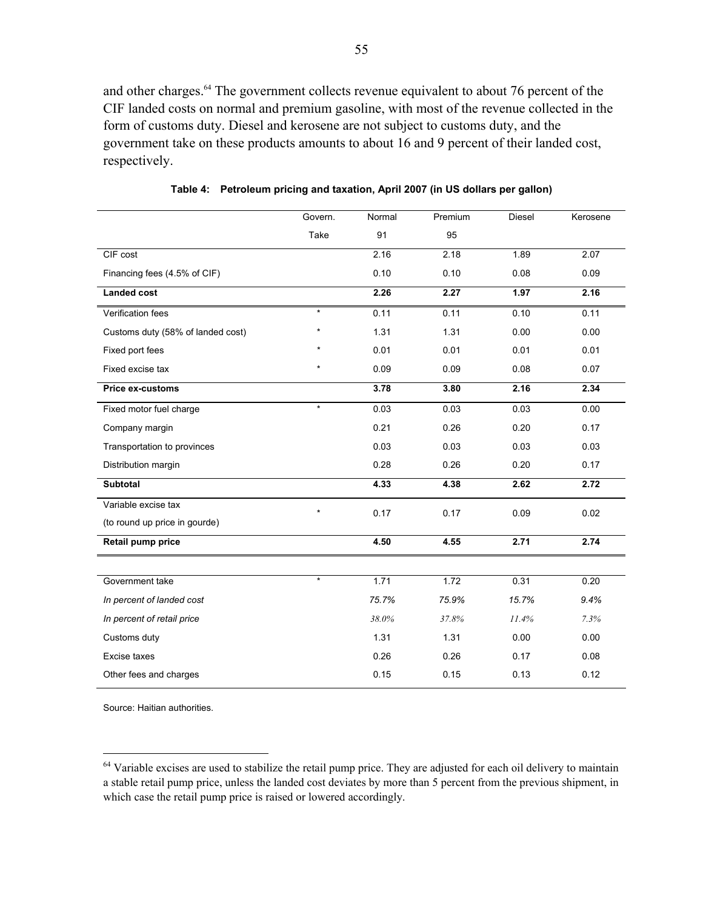and other charges.[64] The government collects revenue equivalent to about 76 percent of the CIF landed costs on normal and premium gasoline, with most of the revenue collected in the form of customs duty. Diesel and kerosene are not subject to customs duty, and the government take on these products amounts to about 16 and 9 percent of their landed cost, respectively.

**Table 4: Petroleum pricing and taxation, April 2007 (in US dollars per gallon)**

| | Govern. Take | Normal 91 | Premium 95 | Diesel | Kerosene |
|---|---|---|---|---|---|
| CIF cost | | 2.16 | 2.18 | 1.89 | 2.07 |
| Financing fees (4.5% of CIF) | | 0.10 | 0.10 | 0.08 | 0.09 |
| **Landed cost** | | **2.26** | **2.27** | **1.97** | **2.16** |
| Verification fees | * | 0.11 | 0.11 | 0.10 | 0.11 |
| Customs duty (58% of landed cost) | * | 1.31 | 1.31 | 0.00 | 0.00 |
| Fixed port fees | * | 0.01 | 0.01 | 0.01 | 0.01 |
| Fixed excise tax | * | 0.09 | 0.09 | 0.08 | 0.07 |
| **Price ex-customs** | | **3.78** | **3.80** | **2.16** | **2.34** |
| Fixed motor fuel charge | * | 0.03 | 0.03 | 0.03 | 0.00 |
| Company margin | | 0.21 | 0.26 | 0.20 | 0.17 |
| Transportation to provinces | | 0.03 | 0.03 | 0.03 | 0.03 |
| Distribution margin | | 0.28 | 0.26 | 0.20 | 0.17 |
| **Subtotal** | | **4.33** | **4.38** | **2.62** | **2.72** |
| Variable excise tax (to round up price in gourde) | * | 0.17 | 0.17 | 0.09 | 0.02 |
| **Retail pump price** | | **4.50** | **4.55** | **2.71** | **2.74** |
| | | | | | |
| Government take | * | 1.71 | 1.72 | 0.31 | 0.20 |
| *In percent of landed cost* | | *75.7%* | *75.9%* | *15.7%* | *9.4%* |
| *In percent of retail price* | | *38.0%* | *37.8%* | *11.4%* | *7.3%* |
| Customs duty | | 1.31 | 1.31 | 0.00 | 0.00 |
| Excise taxes | | 0.26 | 0.26 | 0.17 | 0.08 |
| Other fees and charges | | 0.15 | 0.15 | 0.13 | 0.12 |

Source: Haitian authorities.

[64] Variable excises are used to stabilize the retail pump price. They are adjusted for each oil delivery to maintain a stable retail pump price, unless the landed cost deviates by more than 5 percent from the previous shipment, in which case the retail pump price is raised or lowered accordingly.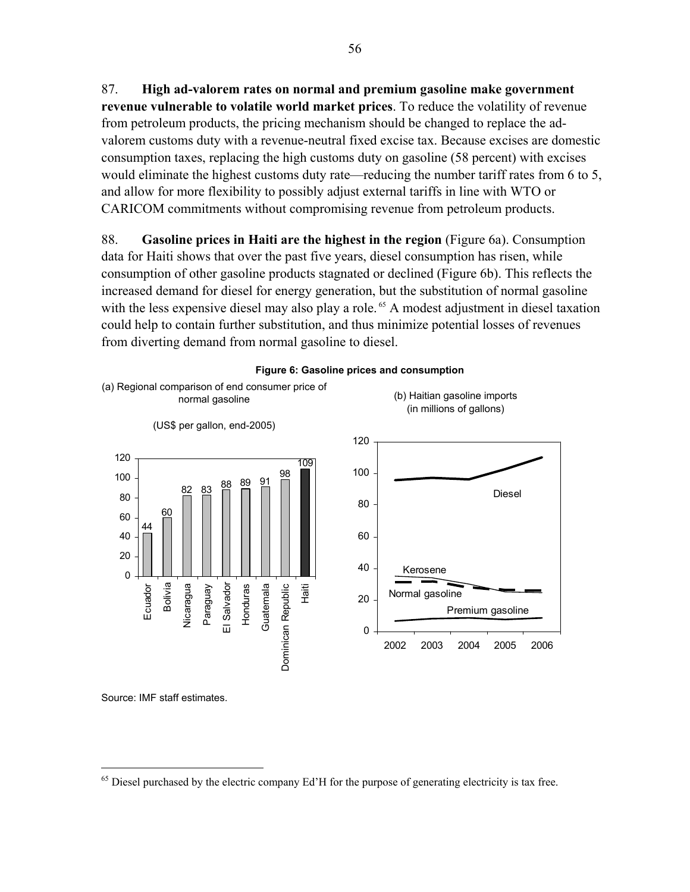87. **High ad-valorem rates on normal and premium gasoline make government revenue vulnerable to volatile world market prices**. To reduce the volatility of revenue from petroleum products, the pricing mechanism should be changed to replace the ad-valorem customs duty with a revenue-neutral fixed excise tax. Because excises are domestic consumption taxes, replacing the high customs duty on gasoline (58 percent) with excises would eliminate the highest customs duty rate—reducing the number tariff rates from 6 to 5, and allow for more flexibility to possibly adjust external tariffs in line with WTO or CARICOM commitments without compromising revenue from petroleum products.

88. **Gasoline prices in Haiti are the highest in the region** (Figure 6a). Consumption data for Haiti shows that over the past five years, diesel consumption has risen, while consumption of other gasoline products stagnated or declined (Figure 6b). This reflects the increased demand for diesel for energy generation, but the substitution of normal gasoline with the less expensive diesel may also play a role.[65] A modest adjustment in diesel taxation could help to contain further substitution, and thus minimize potential losses of revenues from diverting demand from normal gasoline to diesel.

**Figure 6: Gasoline prices and consumption**

(a) Regional comparison of end consumer price of normal gasoline

(US$ per gallon, end-2005)

| Country | Price |
|---|---|
| Ecuador | 44 |
| Bolivia | 60 |
| Nicaragua | 82 |
| Paraguay | 83 |
| El Salvador | 88 |
| Honduras | 89 |
| Guatemala | 91 |
| Dominican Republic | 98 |
| Haiti | 109 |

(b) Haitian gasoline imports (in millions of gallons)

Source: IMF staff estimates.

---

[65] Diesel purchased by the electric company Ed'H for the purpose of generating electricity is tax free.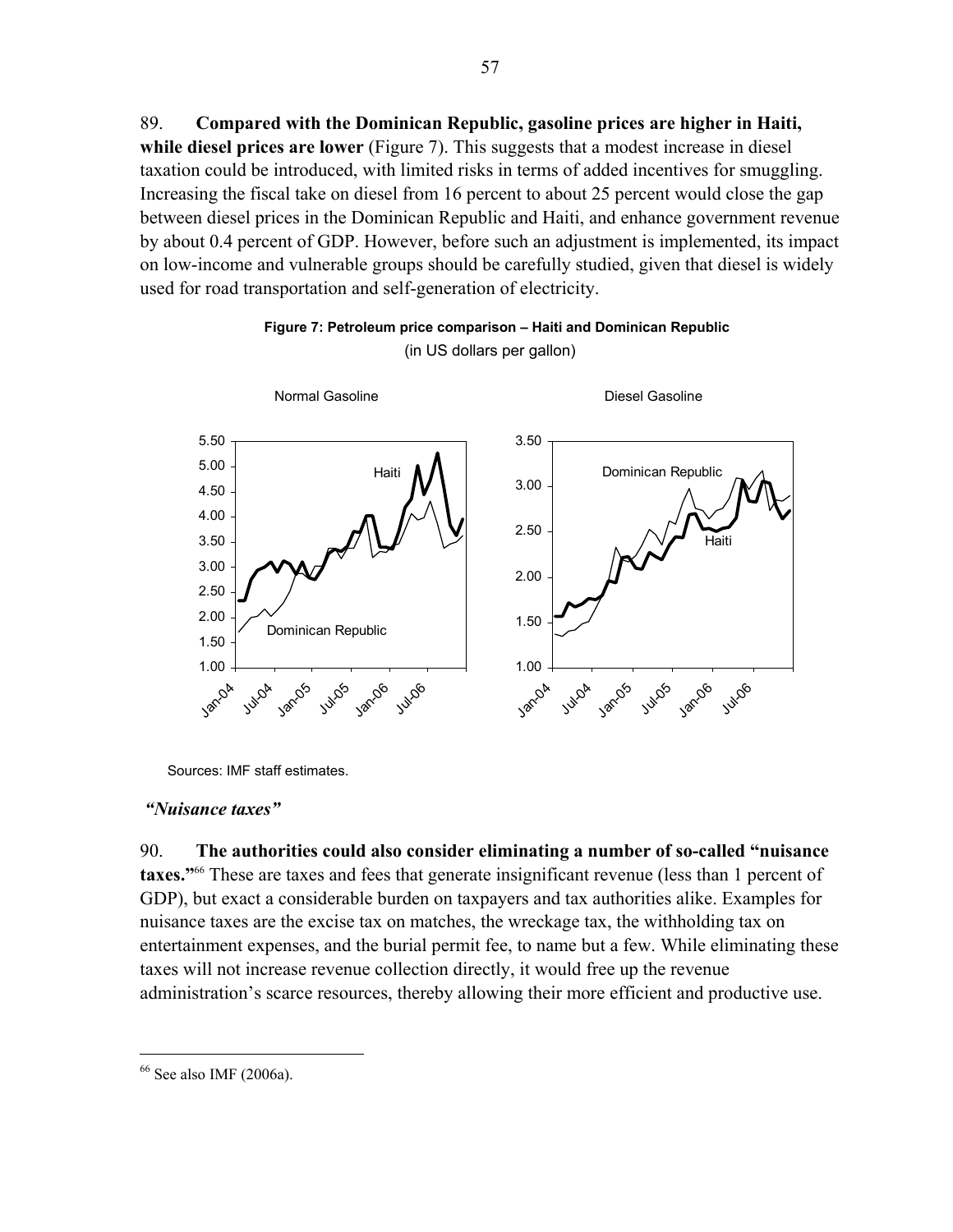89. **Compared with the Dominican Republic, gasoline prices are higher in Haiti, while diesel prices are lower** (Figure 7). This suggests that a modest increase in diesel taxation could be introduced, with limited risks in terms of added incentives for smuggling. Increasing the fiscal take on diesel from 16 percent to about 25 percent would close the gap between diesel prices in the Dominican Republic and Haiti, and enhance government revenue by about 0.4 percent of GDP. However, before such an adjustment is implemented, its impact on low-income and vulnerable groups should be carefully studied, given that diesel is widely used for road transportation and self-generation of electricity.

**Figure 7: Petroleum price comparison – Haiti and Dominican Republic**
(in US dollars per gallon)

Normal Gasoline

Diesel Gasoline

Sources: IMF staff estimates.

*"Nuisance taxes"*

90. **The authorities could also consider eliminating a number of so-called "nuisance taxes."**[66] These are taxes and fees that generate insignificant revenue (less than 1 percent of GDP), but exact a considerable burden on taxpayers and tax authorities alike. Examples for nuisance taxes are the excise tax on matches, the wreckage tax, the withholding tax on entertainment expenses, and the burial permit fee, to name but a few. While eliminating these taxes will not increase revenue collection directly, it would free up the revenue administration's scarce resources, thereby allowing their more efficient and productive use.

[66] See also IMF (2006a).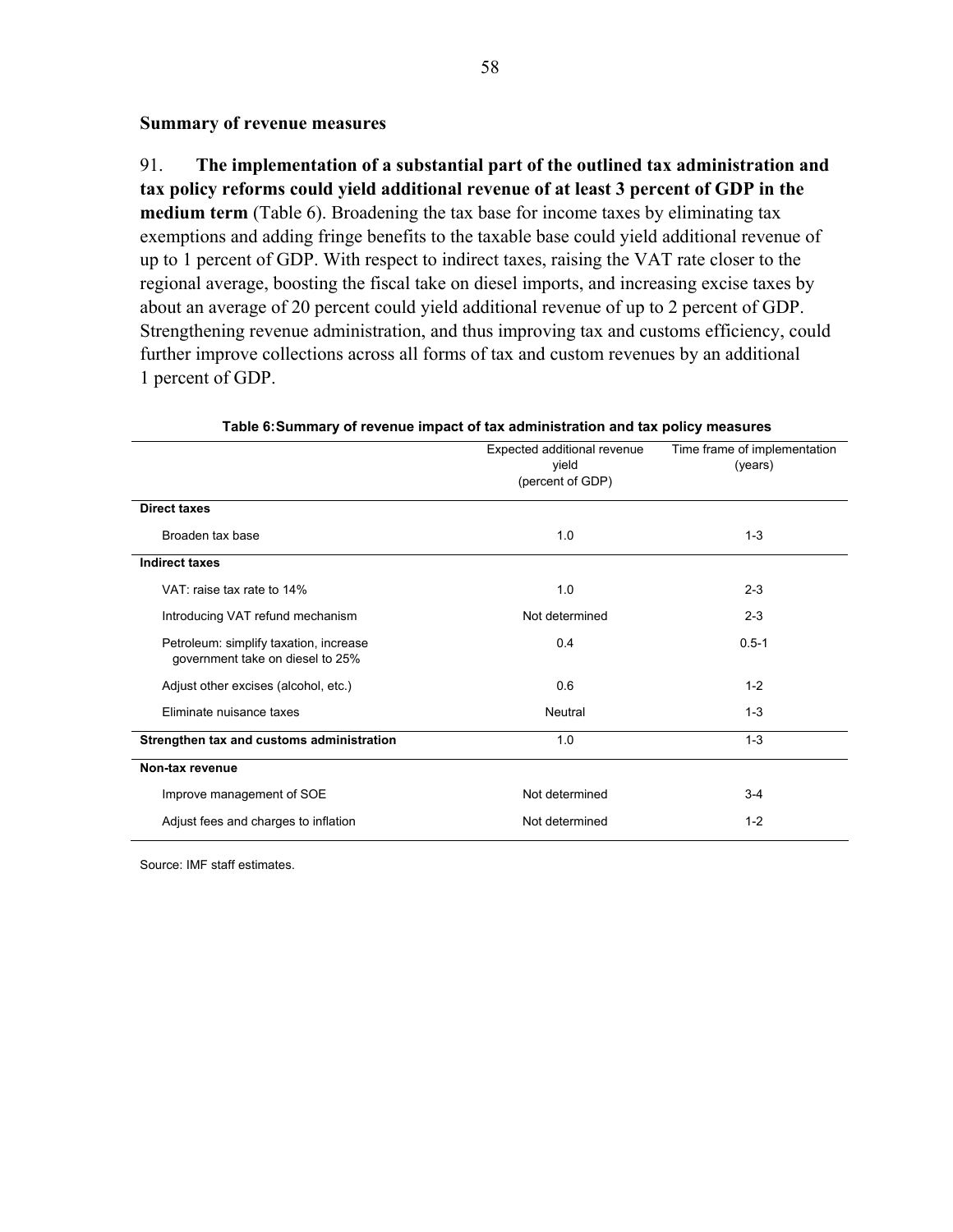### Summary of revenue measures

91. **The implementation of a substantial part of the outlined tax administration and tax policy reforms could yield additional revenue of at least 3 percent of GDP in the medium term** (Table 6). Broadening the tax base for income taxes by eliminating tax exemptions and adding fringe benefits to the taxable base could yield additional revenue of up to 1 percent of GDP. With respect to indirect taxes, raising the VAT rate closer to the regional average, boosting the fiscal take on diesel imports, and increasing excise taxes by about an average of 20 percent could yield additional revenue of up to 2 percent of GDP. Strengthening revenue administration, and thus improving tax and customs efficiency, could further improve collections across all forms of tax and custom revenues by an additional 1 percent of GDP.

**Table 6: Summary of revenue impact of tax administration and tax policy measures**

| | Expected additional revenue yield (percent of GDP) | Time frame of implementation (years) |
|---|---|---|
| **Direct taxes** | | |
| Broaden tax base | 1.0 | 1-3 |
| **Indirect taxes** | | |
| VAT: raise tax rate to 14% | 1.0 | 2-3 |
| Introducing VAT refund mechanism | Not determined | 2-3 |
| Petroleum: simplify taxation, increase government take on diesel to 25% | 0.4 | 0.5-1 |
| Adjust other excises (alcohol, etc.) | 0.6 | 1-2 |
| Eliminate nuisance taxes | Neutral | 1-3 |
| **Strengthen tax and customs administration** | 1.0 | 1-3 |
| **Non-tax revenue** | | |
| Improve management of SOE | Not determined | 3-4 |
| Adjust fees and charges to inflation | Not determined | 1-2 |

Source: IMF staff estimates.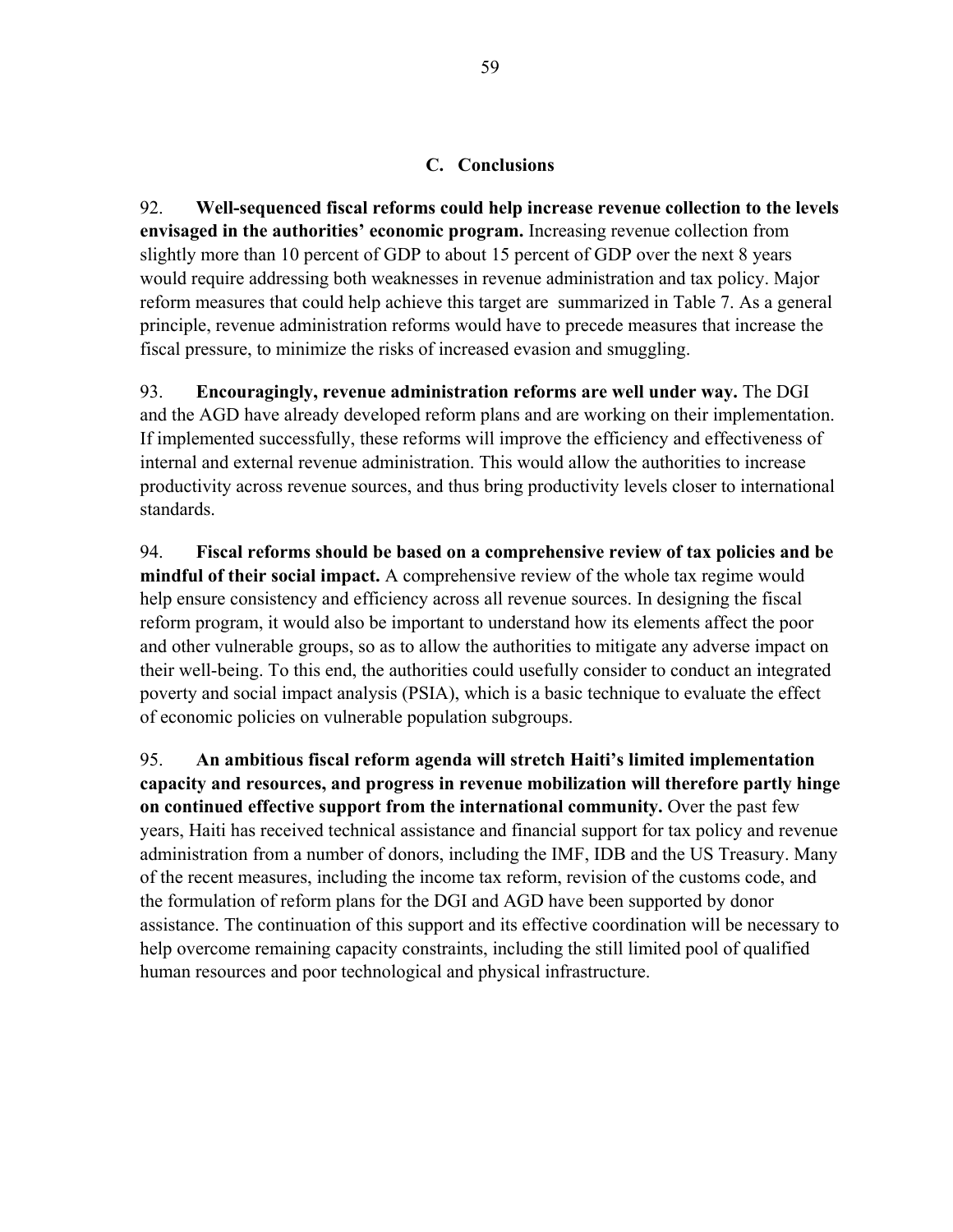### C. Conclusions

92. **Well-sequenced fiscal reforms could help increase revenue collection to the levels envisaged in the authorities' economic program.** Increasing revenue collection from slightly more than 10 percent of GDP to about 15 percent of GDP over the next 8 years would require addressing both weaknesses in revenue administration and tax policy. Major reform measures that could help achieve this target are summarized in Table 7. As a general principle, revenue administration reforms would have to precede measures that increase the fiscal pressure, to minimize the risks of increased evasion and smuggling.

93. **Encouragingly, revenue administration reforms are well under way.** The DGI and the AGD have already developed reform plans and are working on their implementation. If implemented successfully, these reforms will improve the efficiency and effectiveness of internal and external revenue administration. This would allow the authorities to increase productivity across revenue sources, and thus bring productivity levels closer to international standards.

94. **Fiscal reforms should be based on a comprehensive review of tax policies and be mindful of their social impact.** A comprehensive review of the whole tax regime would help ensure consistency and efficiency across all revenue sources. In designing the fiscal reform program, it would also be important to understand how its elements affect the poor and other vulnerable groups, so as to allow the authorities to mitigate any adverse impact on their well-being. To this end, the authorities could usefully consider to conduct an integrated poverty and social impact analysis (PSIA), which is a basic technique to evaluate the effect of economic policies on vulnerable population subgroups.

95. **An ambitious fiscal reform agenda will stretch Haiti's limited implementation capacity and resources, and progress in revenue mobilization will therefore partly hinge on continued effective support from the international community.** Over the past few years, Haiti has received technical assistance and financial support for tax policy and revenue administration from a number of donors, including the IMF, IDB and the US Treasury. Many of the recent measures, including the income tax reform, revision of the customs code, and the formulation of reform plans for the DGI and AGD have been supported by donor assistance. The continuation of this support and its effective coordination will be necessary to help overcome remaining capacity constraints, including the still limited pool of qualified human resources and poor technological and physical infrastructure.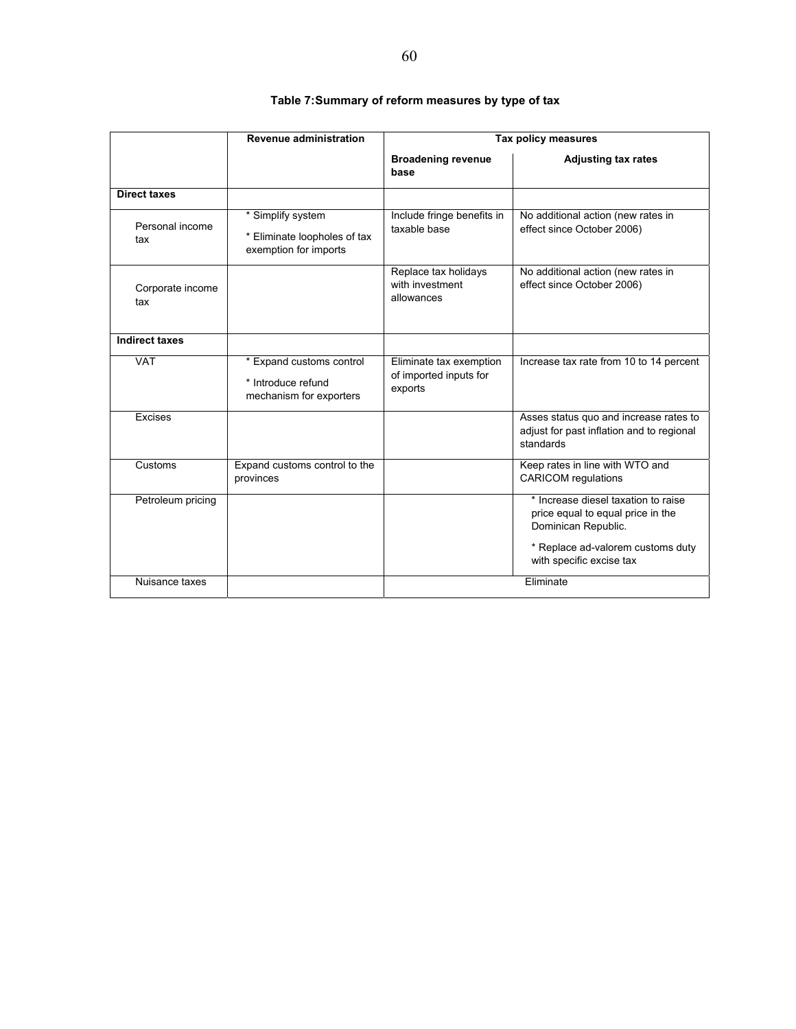**Table 7: Summary of reform measures by type of tax**

| | Revenue administration | Tax policy measures | |
|---|---|---|---|
| | | **Broadening revenue base** | **Adjusting tax rates** |
| **Direct taxes** | | | |
| Personal income tax | * Simplify system<br>* Eliminate loopholes of tax exemption for imports | Include fringe benefits in taxable base | No additional action (new rates in effect since October 2006) |
| Corporate income tax | | Replace tax holidays with investment allowances | No additional action (new rates in effect since October 2006) |
| **Indirect taxes** | | | |
| VAT | * Expand customs control<br>* Introduce refund mechanism for exporters | Eliminate tax exemption of imported inputs for exports | Increase tax rate from 10 to 14 percent |
| Excises | | | Asses status quo and increase rates to adjust for past inflation and to regional standards |
| Customs | Expand customs control to the provinces | | Keep rates in line with WTO and CARICOM regulations |
| Petroleum pricing | | | * Increase diesel taxation to raise price equal to equal price in the Dominican Republic.<br>* Replace ad-valorem customs duty with specific excise tax |
| Nuisance taxes | | Eliminate | |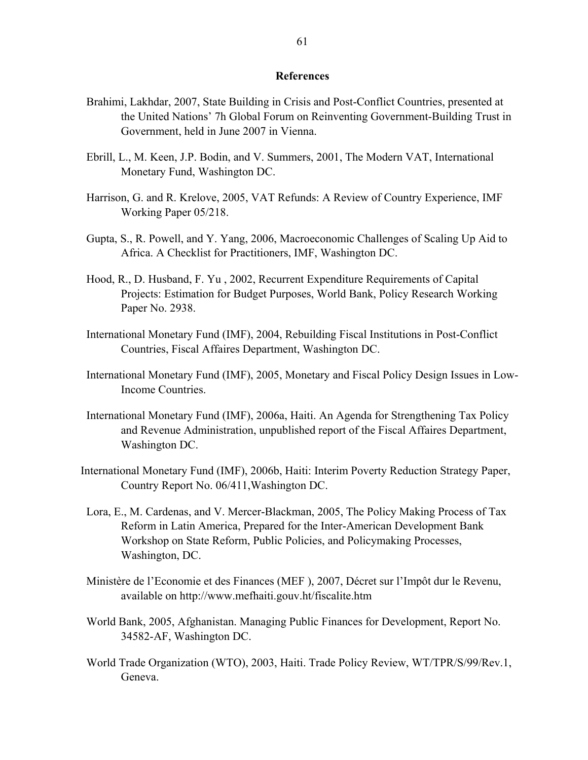## References

Brahimi, Lakhdar, 2007, State Building in Crisis and Post-Conflict Countries, presented at the United Nations' 7h Global Forum on Reinventing Government-Building Trust in Government, held in June 2007 in Vienna.

Ebrill, L., M. Keen, J.P. Bodin, and V. Summers, 2001, The Modern VAT, International Monetary Fund, Washington DC.

Harrison, G. and R. Krelove, 2005, VAT Refunds: A Review of Country Experience, IMF Working Paper 05/218.

Gupta, S., R. Powell, and Y. Yang, 2006, Macroeconomic Challenges of Scaling Up Aid to Africa. A Checklist for Practitioners, IMF, Washington DC.

Hood, R., D. Husband, F. Yu , 2002, Recurrent Expenditure Requirements of Capital Projects: Estimation for Budget Purposes, World Bank, Policy Research Working Paper No. 2938.

International Monetary Fund (IMF), 2004, Rebuilding Fiscal Institutions in Post-Conflict Countries, Fiscal Affaires Department, Washington DC.

International Monetary Fund (IMF), 2005, Monetary and Fiscal Policy Design Issues in Low-Income Countries.

International Monetary Fund (IMF), 2006a, Haiti. An Agenda for Strengthening Tax Policy and Revenue Administration, unpublished report of the Fiscal Affaires Department, Washington DC.

International Monetary Fund (IMF), 2006b, Haiti: Interim Poverty Reduction Strategy Paper, Country Report No. 06/411,Washington DC.

Lora, E., M. Cardenas, and V. Mercer-Blackman, 2005, The Policy Making Process of Tax Reform in Latin America, Prepared for the Inter-American Development Bank Workshop on State Reform, Public Policies, and Policymaking Processes, Washington, DC.

Ministère de l'Economie et des Finances (MEF ), 2007, Décret sur l'Impôt dur le Revenu, available on http://www.mefhaiti.gouv.ht/fiscalite.htm

World Bank, 2005, Afghanistan. Managing Public Finances for Development, Report No. 34582-AF, Washington DC.

World Trade Organization (WTO), 2003, Haiti. Trade Policy Review, WT/TPR/S/99/Rev.1, Geneva.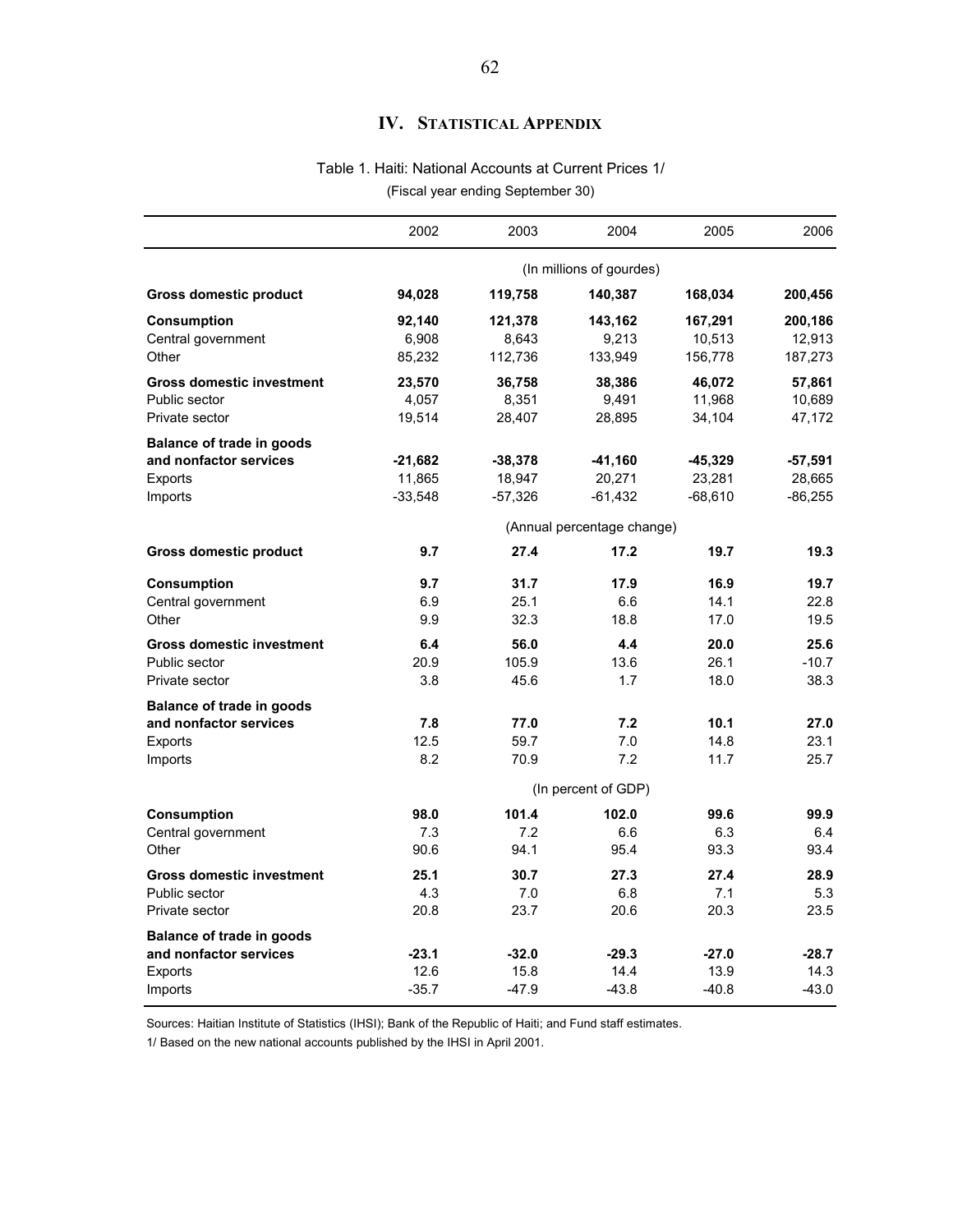# IV. Statistical Appendix

Table 1. Haiti: National Accounts at Current Prices 1/

(Fiscal year ending September 30)

| | 2002 | 2003 | 2004 | 2005 | 2006 |
|---|---|---|---|---|---|
| | | | (In millions of gourdes) | | |
| **Gross domestic product** | **94,028** | **119,758** | **140,387** | **168,034** | **200,456** |
| **Consumption** | **92,140** | **121,378** | **143,162** | **167,291** | **200,186** |
| Central government | 6,908 | 8,643 | 9,213 | 10,513 | 12,913 |
| Other | 85,232 | 112,736 | 133,949 | 156,778 | 187,273 |
| **Gross domestic investment** | **23,570** | **36,758** | **38,386** | **46,072** | **57,861** |
| Public sector | 4,057 | 8,351 | 9,491 | 11,968 | 10,689 |
| Private sector | 19,514 | 28,407 | 28,895 | 34,104 | 47,172 |
| **Balance of trade in goods and nonfactor services** | **-21,682** | **-38,378** | **-41,160** | **-45,329** | **-57,591** |
| Exports | 11,865 | 18,947 | 20,271 | 23,281 | 28,665 |
| Imports | -33,548 | -57,326 | -61,432 | -68,610 | -86,255 |
| | | | (Annual percentage change) | | |
| **Gross domestic product** | **9.7** | **27.4** | **17.2** | **19.7** | **19.3** |
| **Consumption** | **9.7** | **31.7** | **17.9** | **16.9** | **19.7** |
| Central government | 6.9 | 25.1 | 6.6 | 14.1 | 22.8 |
| Other | 9.9 | 32.3 | 18.8 | 17.0 | 19.5 |
| **Gross domestic investment** | **6.4** | **56.0** | **4.4** | **20.0** | **25.6** |
| Public sector | 20.9 | 105.9 | 13.6 | 26.1 | -10.7 |
| Private sector | 3.8 | 45.6 | 1.7 | 18.0 | 38.3 |
| **Balance of trade in goods and nonfactor services** | **7.8** | **77.0** | **7.2** | **10.1** | **27.0** |
| Exports | 12.5 | 59.7 | 7.0 | 14.8 | 23.1 |
| Imports | 8.2 | 70.9 | 7.2 | 11.7 | 25.7 |
| | | | (In percent of GDP) | | |
| **Consumption** | **98.0** | **101.4** | **102.0** | **99.6** | **99.9** |
| Central government | 7.3 | 7.2 | 6.6 | 6.3 | 6.4 |
| Other | 90.6 | 94.1 | 95.4 | 93.3 | 93.4 |
| **Gross domestic investment** | **25.1** | **30.7** | **27.3** | **27.4** | **28.9** |
| Public sector | 4.3 | 7.0 | 6.8 | 7.1 | 5.3 |
| Private sector | 20.8 | 23.7 | 20.6 | 20.3 | 23.5 |
| **Balance of trade in goods and nonfactor services** | **-23.1** | **-32.0** | **-29.3** | **-27.0** | **-28.7** |
| Exports | 12.6 | 15.8 | 14.4 | 13.9 | 14.3 |
| Imports | -35.7 | -47.9 | -43.8 | -40.8 | -43.0 |

Sources: Haitian Institute of Statistics (IHSI); Bank of the Republic of Haiti; and Fund staff estimates.

1/ Based on the new national accounts published by the IHSI in April 2001.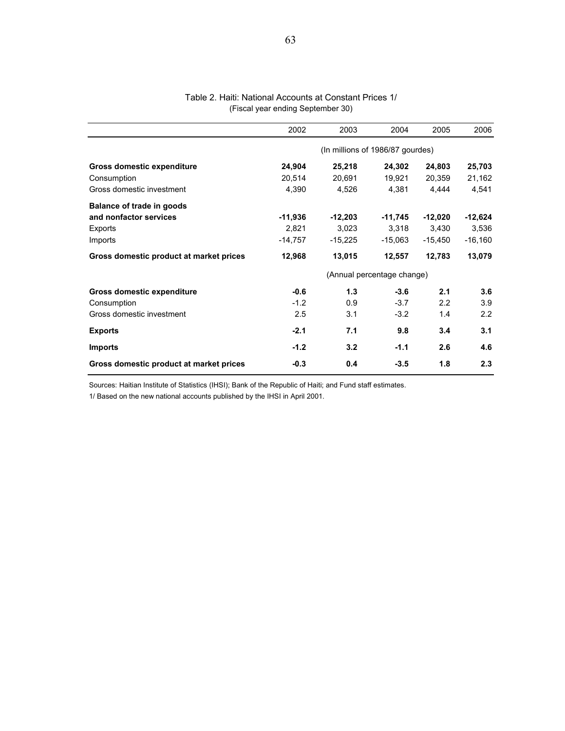Table 2. Haiti: National Accounts at Constant Prices 1/
(Fiscal year ending September 30)

| | 2002 | 2003 | 2004 | 2005 | 2006 |
|---|---|---|---|---|---|
| | (In millions of 1986/87 gourdes) | | | | |
| **Gross domestic expenditure** | **24,904** | **25,218** | **24,302** | **24,803** | **25,703** |
| Consumption | 20,514 | 20,691 | 19,921 | 20,359 | 21,162 |
| Gross domestic investment | 4,390 | 4,526 | 4,381 | 4,444 | 4,541 |
| **Balance of trade in goods and nonfactor services** | **-11,936** | **-12,203** | **-11,745** | **-12,020** | **-12,624** |
| Exports | 2,821 | 3,023 | 3,318 | 3,430 | 3,536 |
| Imports | -14,757 | -15,225 | -15,063 | -15,450 | -16,160 |
| **Gross domestic product at market prices** | **12,968** | **13,015** | **12,557** | **12,783** | **13,079** |
| | (Annual percentage change) | | | | |
| **Gross domestic expenditure** | **-0.6** | **1.3** | **-3.6** | **2.1** | **3.6** |
| Consumption | -1.2 | 0.9 | -3.7 | 2.2 | 3.9 |
| Gross domestic investment | 2.5 | 3.1 | -3.2 | 1.4 | 2.2 |
| **Exports** | **-2.1** | **7.1** | **9.8** | **3.4** | **3.1** |
| **Imports** | **-1.2** | **3.2** | **-1.1** | **2.6** | **4.6** |
| **Gross domestic product at market prices** | **-0.3** | **0.4** | **-3.5** | **1.8** | **2.3** |

Sources: Haitian Institute of Statistics (IHSI); Bank of the Republic of Haiti; and Fund staff estimates.

1/ Based on the new national accounts published by the IHSI in April 2001.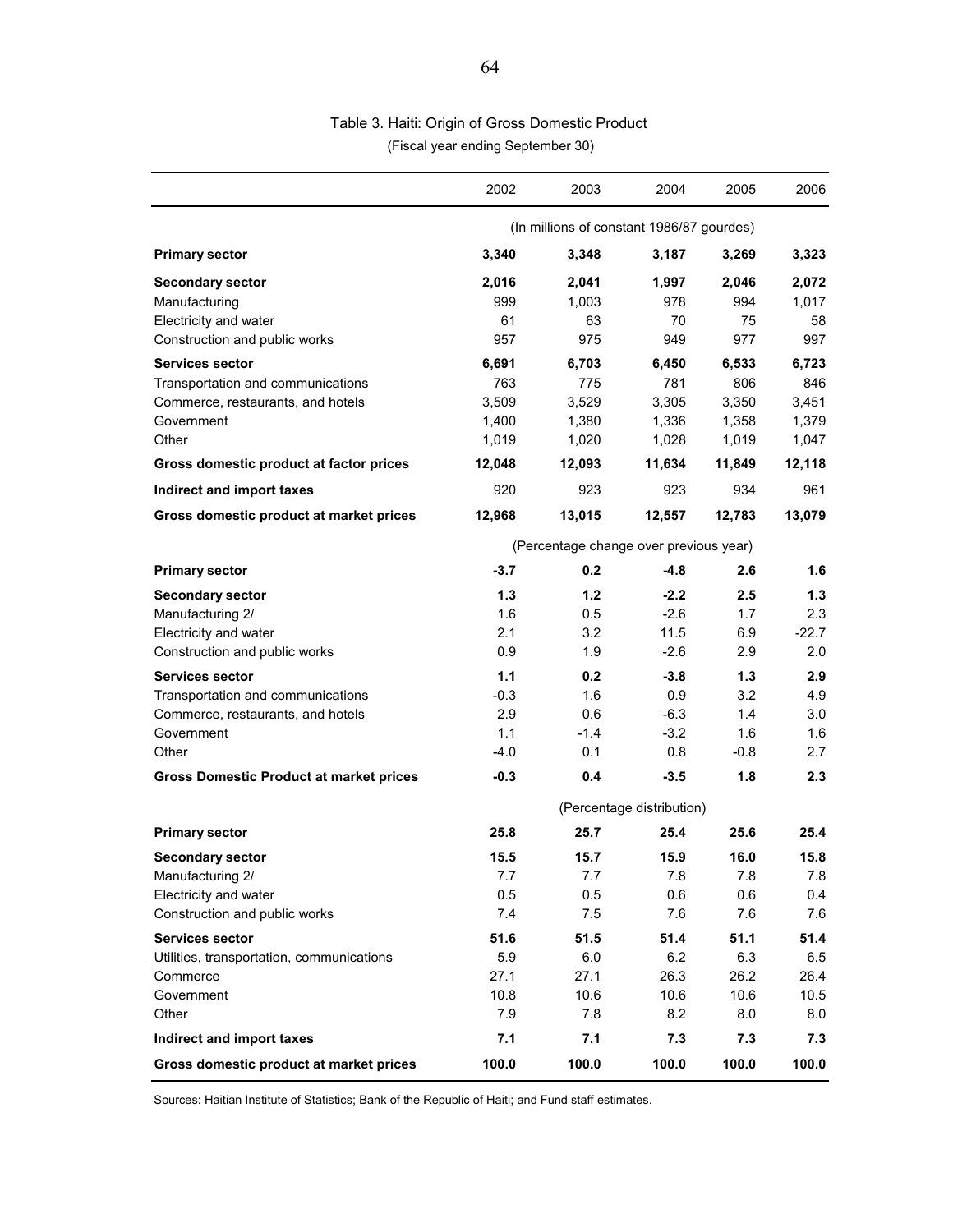Table 3. Haiti: Origin of Gross Domestic Product

(Fiscal year ending September 30)

| | 2002 | 2003 | 2004 | 2005 | 2006 |
|---|---|---|---|---|---|
| | (In millions of constant 1986/87 gourdes) | | | | |
| **Primary sector** | **3,340** | **3,348** | **3,187** | **3,269** | **3,323** |
| **Secondary sector** | **2,016** | **2,041** | **1,997** | **2,046** | **2,072** |
| Manufacturing | 999 | 1,003 | 978 | 994 | 1,017 |
| Electricity and water | 61 | 63 | 70 | 75 | 58 |
| Construction and public works | 957 | 975 | 949 | 977 | 997 |
| **Services sector** | **6,691** | **6,703** | **6,450** | **6,533** | **6,723** |
| Transportation and communications | 763 | 775 | 781 | 806 | 846 |
| Commerce, restaurants, and hotels | 3,509 | 3,529 | 3,305 | 3,350 | 3,451 |
| Government | 1,400 | 1,380 | 1,336 | 1,358 | 1,379 |
| Other | 1,019 | 1,020 | 1,028 | 1,019 | 1,047 |
| **Gross domestic product at factor prices** | **12,048** | **12,093** | **11,634** | **11,849** | **12,118** |
| **Indirect and import taxes** | 920 | 923 | 923 | 934 | 961 |
| **Gross domestic product at market prices** | **12,968** | **13,015** | **12,557** | **12,783** | **13,079** |
| | (Percentage change over previous year) | | | | |
| **Primary sector** | **-3.7** | **0.2** | **-4.8** | **2.6** | **1.6** |
| **Secondary sector** | **1.3** | **1.2** | **-2.2** | **2.5** | **1.3** |
| Manufacturing 2/ | 1.6 | 0.5 | -2.6 | 1.7 | 2.3 |
| Electricity and water | 2.1 | 3.2 | 11.5 | 6.9 | -22.7 |
| Construction and public works | 0.9 | 1.9 | -2.6 | 2.9 | 2.0 |
| **Services sector** | **1.1** | **0.2** | **-3.8** | **1.3** | **2.9** |
| Transportation and communications | -0.3 | 1.6 | 0.9 | 3.2 | 4.9 |
| Commerce, restaurants, and hotels | 2.9 | 0.6 | -6.3 | 1.4 | 3.0 |
| Government | 1.1 | -1.4 | -3.2 | 1.6 | 1.6 |
| Other | -4.0 | 0.1 | 0.8 | -0.8 | 2.7 |
| **Gross Domestic Product at market prices** | **-0.3** | **0.4** | **-3.5** | **1.8** | **2.3** |
| | (Percentage distribution) | | | | |
| **Primary sector** | **25.8** | **25.7** | **25.4** | **25.6** | **25.4** |
| **Secondary sector** | **15.5** | **15.7** | **15.9** | **16.0** | **15.8** |
| Manufacturing 2/ | 7.7 | 7.7 | 7.8 | 7.8 | 7.8 |
| Electricity and water | 0.5 | 0.5 | 0.6 | 0.6 | 0.4 |
| Construction and public works | 7.4 | 7.5 | 7.6 | 7.6 | 7.6 |
| **Services sector** | **51.6** | **51.5** | **51.4** | **51.1** | **51.4** |
| Utilities, transportation, communications | 5.9 | 6.0 | 6.2 | 6.3 | 6.5 |
| Commerce | 27.1 | 27.1 | 26.3 | 26.2 | 26.4 |
| Government | 10.8 | 10.6 | 10.6 | 10.6 | 10.5 |
| Other | 7.9 | 7.8 | 8.2 | 8.0 | 8.0 |
| **Indirect and import taxes** | **7.1** | **7.1** | **7.3** | **7.3** | **7.3** |
| **Gross domestic product at market prices** | **100.0** | **100.0** | **100.0** | **100.0** | **100.0** |

Sources: Haitian Institute of Statistics; Bank of the Republic of Haiti; and Fund staff estimates.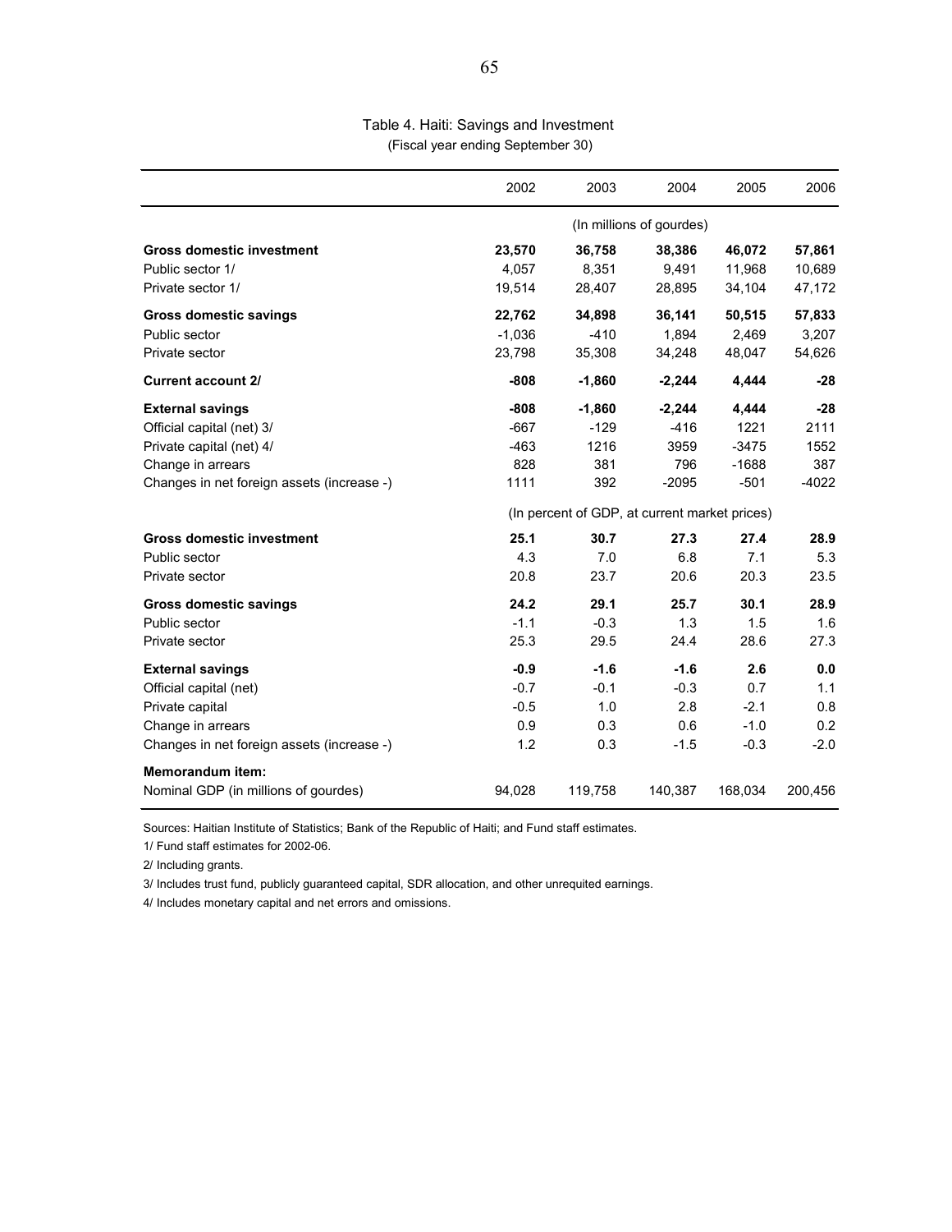## Table 4. Haiti: Savings and Investment

(Fiscal year ending September 30)

| | 2002 | 2003 | 2004 | 2005 | 2006 |
|---|---|---|---|---|---|
| | (In millions of gourdes) | | | | |
| **Gross domestic investment** | **23,570** | **36,758** | **38,386** | **46,072** | **57,861** |
| Public sector 1/ | 4,057 | 8,351 | 9,491 | 11,968 | 10,689 |
| Private sector 1/ | 19,514 | 28,407 | 28,895 | 34,104 | 47,172 |
| **Gross domestic savings** | **22,762** | **34,898** | **36,141** | **50,515** | **57,833** |
| Public sector | -1,036 | -410 | 1,894 | 2,469 | 3,207 |
| Private sector | 23,798 | 35,308 | 34,248 | 48,047 | 54,626 |
| **Current account 2/** | **-808** | **-1,860** | **-2,244** | **4,444** | **-28** |
| **External savings** | **-808** | **-1,860** | **-2,244** | **4,444** | **-28** |
| Official capital (net) 3/ | -667 | -129 | -416 | 1221 | 2111 |
| Private capital (net) 4/ | -463 | 1216 | 3959 | -3475 | 1552 |
| Change in arrears | 828 | 381 | 796 | -1688 | 387 |
| Changes in net foreign assets (increase -) | 1111 | 392 | -2095 | -501 | -4022 |
| | (In percent of GDP, at current market prices) | | | | |
| **Gross domestic investment** | **25.1** | **30.7** | **27.3** | **27.4** | **28.9** |
| Public sector | 4.3 | 7.0 | 6.8 | 7.1 | 5.3 |
| Private sector | 20.8 | 23.7 | 20.6 | 20.3 | 23.5 |
| **Gross domestic savings** | **24.2** | **29.1** | **25.7** | **30.1** | **28.9** |
| Public sector | -1.1 | -0.3 | 1.3 | 1.5 | 1.6 |
| Private sector | 25.3 | 29.5 | 24.4 | 28.6 | 27.3 |
| **External savings** | **-0.9** | **-1.6** | **-1.6** | **2.6** | **0.0** |
| Official capital (net) | -0.7 | -0.1 | -0.3 | 0.7 | 1.1 |
| Private capital | -0.5 | 1.0 | 2.8 | -2.1 | 0.8 |
| Change in arrears | 0.9 | 0.3 | 0.6 | -1.0 | 0.2 |
| Changes in net foreign assets (increase -) | 1.2 | 0.3 | -1.5 | -0.3 | -2.0 |
| **Memorandum item:** | | | | | |
| Nominal GDP (in millions of gourdes) | 94,028 | 119,758 | 140,387 | 168,034 | 200,456 |

Sources: Haitian Institute of Statistics; Bank of the Republic of Haiti; and Fund staff estimates.

1/ Fund staff estimates for 2002-06.

2/ Including grants.

3/ Includes trust fund, publicly guaranteed capital, SDR allocation, and other unrequited earnings.

4/ Includes monetary capital and net errors and omissions.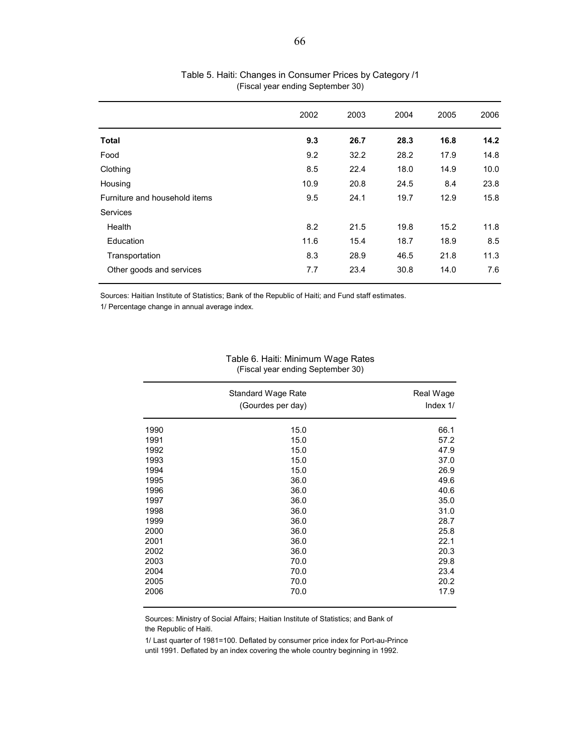## Table 5. Haiti: Changes in Consumer Prices by Category /1
(Fiscal year ending September 30)

| | 2002 | 2003 | 2004 | 2005 | 2006 |
|---|---|---|---|---|---|
| **Total** | **9.3** | **26.7** | **28.3** | **16.8** | **14.2** |
| Food | 9.2 | 32.2 | 28.2 | 17.9 | 14.8 |
| Clothing | 8.5 | 22.4 | 18.0 | 14.9 | 10.0 |
| Housing | 10.9 | 20.8 | 24.5 | 8.4 | 23.8 |
| Furniture and household items | 9.5 | 24.1 | 19.7 | 12.9 | 15.8 |
| Services | | | | | |
| Health | 8.2 | 21.5 | 19.8 | 15.2 | 11.8 |
| Education | 11.6 | 15.4 | 18.7 | 18.9 | 8.5 |
| Transportation | 8.3 | 28.9 | 46.5 | 21.8 | 11.3 |
| Other goods and services | 7.7 | 23.4 | 30.8 | 14.0 | 7.6 |

Sources: Haitian Institute of Statistics; Bank of the Republic of Haiti; and Fund staff estimates.

1/ Percentage change in annual average index.

## Table 6. Haiti: Minimum Wage Rates
(Fiscal year ending September 30)

| | Standard Wage Rate (Gourdes per day) | Real Wage Index 1/ |
|---|---|---|
| 1990 | 15.0 | 66.1 |
| 1991 | 15.0 | 57.2 |
| 1992 | 15.0 | 47.9 |
| 1993 | 15.0 | 37.0 |
| 1994 | 15.0 | 26.9 |
| 1995 | 36.0 | 49.6 |
| 1996 | 36.0 | 40.6 |
| 1997 | 36.0 | 35.0 |
| 1998 | 36.0 | 31.0 |
| 1999 | 36.0 | 28.7 |
| 2000 | 36.0 | 25.8 |
| 2001 | 36.0 | 22.1 |
| 2002 | 36.0 | 20.3 |
| 2003 | 70.0 | 29.8 |
| 2004 | 70.0 | 23.4 |
| 2005 | 70.0 | 20.2 |
| 2006 | 70.0 | 17.9 |

Sources: Ministry of Social Affairs; Haitian Institute of Statistics; and Bank of the Republic of Haiti.

1/ Last quarter of 1981=100. Deflated by consumer price index for Port-au-Prince until 1991. Deflated by an index covering the whole country beginning in 1992.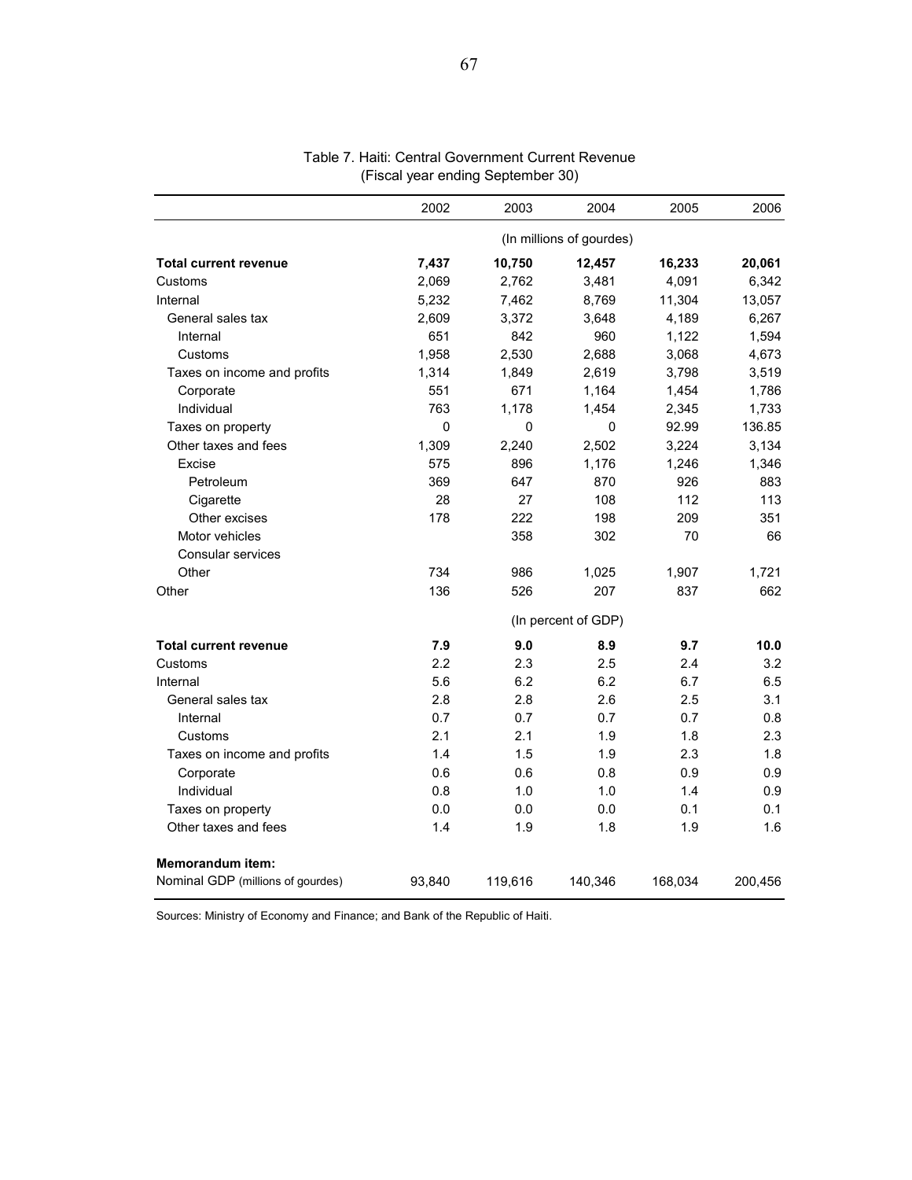Table 7. Haiti: Central Government Current Revenue
(Fiscal year ending September 30)

| | 2002 | 2003 | 2004 | 2005 | 2006 |
|---|---|---|---|---|---|
| | (In millions of gourdes) | | | | |
| **Total current revenue** | **7,437** | **10,750** | **12,457** | **16,233** | **20,061** |
| Customs | 2,069 | 2,762 | 3,481 | 4,091 | 6,342 |
| Internal | 5,232 | 7,462 | 8,769 | 11,304 | 13,057 |
| General sales tax | 2,609 | 3,372 | 3,648 | 4,189 | 6,267 |
| Internal | 651 | 842 | 960 | 1,122 | 1,594 |
| Customs | 1,958 | 2,530 | 2,688 | 3,068 | 4,673 |
| Taxes on income and profits | 1,314 | 1,849 | 2,619 | 3,798 | 3,519 |
| Corporate | 551 | 671 | 1,164 | 1,454 | 1,786 |
| Individual | 763 | 1,178 | 1,454 | 2,345 | 1,733 |
| Taxes on property | 0 | 0 | 0 | 92.99 | 136.85 |
| Other taxes and fees | 1,309 | 2,240 | 2,502 | 3,224 | 3,134 |
| Excise | 575 | 896 | 1,176 | 1,246 | 1,346 |
| Petroleum | 369 | 647 | 870 | 926 | 883 |
| Cigarette | 28 | 27 | 108 | 112 | 113 |
| Other excises | 178 | 222 | 198 | 209 | 351 |
| Motor vehicles | | 358 | 302 | 70 | 66 |
| Consular services | | | | | |
| Other | 734 | 986 | 1,025 | 1,907 | 1,721 |
| Other | 136 | 526 | 207 | 837 | 662 |
| | (In percent of GDP) | | | | |
| **Total current revenue** | **7.9** | **9.0** | **8.9** | **9.7** | **10.0** |
| Customs | 2.2 | 2.3 | 2.5 | 2.4 | 3.2 |
| Internal | 5.6 | 6.2 | 6.2 | 6.7 | 6.5 |
| General sales tax | 2.8 | 2.8 | 2.6 | 2.5 | 3.1 |
| Internal | 0.7 | 0.7 | 0.7 | 0.7 | 0.8 |
| Customs | 2.1 | 2.1 | 1.9 | 1.8 | 2.3 |
| Taxes on income and profits | 1.4 | 1.5 | 1.9 | 2.3 | 1.8 |
| Corporate | 0.6 | 0.6 | 0.8 | 0.9 | 0.9 |
| Individual | 0.8 | 1.0 | 1.0 | 1.4 | 0.9 |
| Taxes on property | 0.0 | 0.0 | 0.0 | 0.1 | 0.1 |
| Other taxes and fees | 1.4 | 1.9 | 1.8 | 1.9 | 1.6 |
| **Memorandum item:** | | | | | |
| Nominal GDP (millions of gourdes) | 93,840 | 119,616 | 140,346 | 168,034 | 200,456 |

Sources: Ministry of Economy and Finance; and Bank of the Republic of Haiti.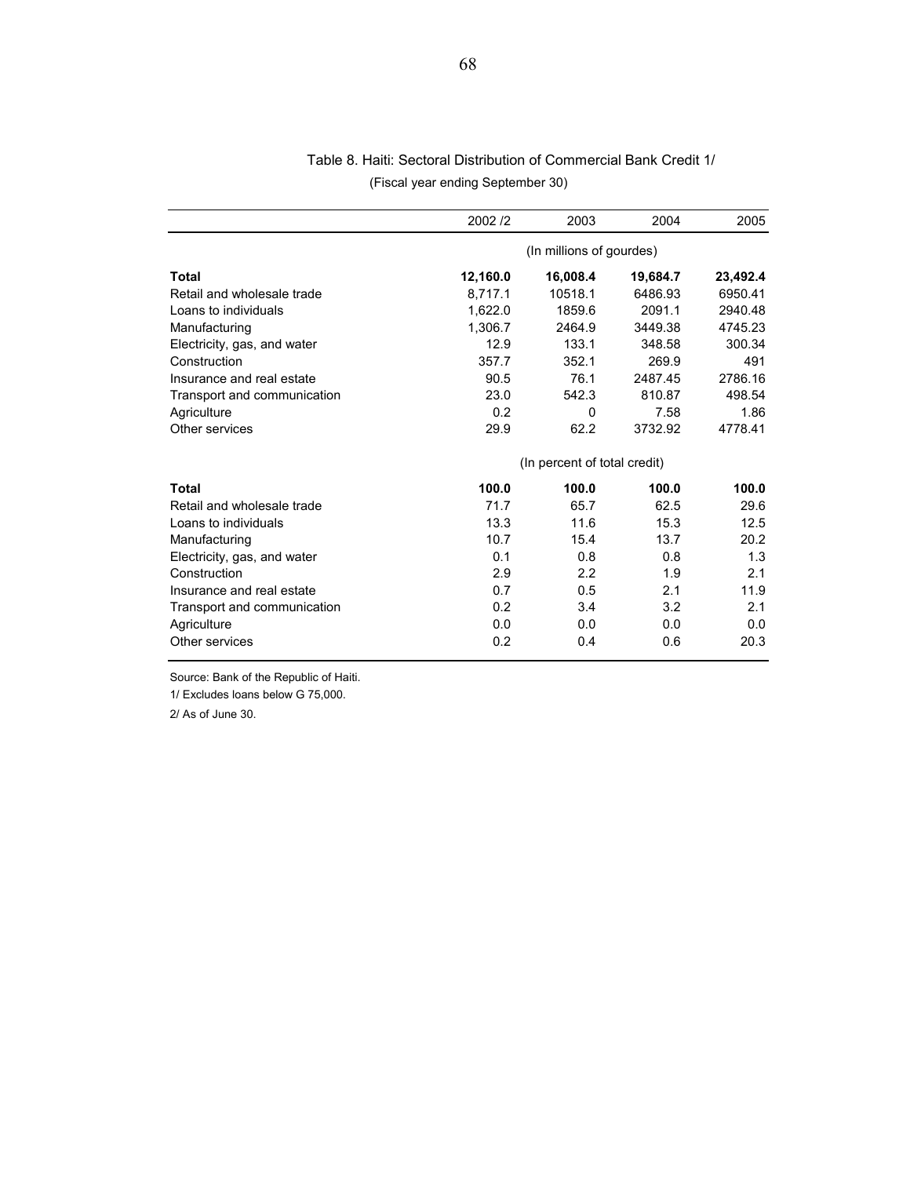# Table 8. Haiti: Sectoral Distribution of Commercial Bank Credit 1/

(Fiscal year ending September 30)

| | 2002 /2 | 2003 | 2004 | 2005 |
|---|---|---|---|---|
| | (In millions of gourdes) | | | |
| **Total** | **12,160.0** | **16,008.4** | **19,684.7** | **23,492.4** |
| Retail and wholesale trade | 8,717.1 | 10518.1 | 6486.93 | 6950.41 |
| Loans to individuals | 1,622.0 | 1859.6 | 2091.1 | 2940.48 |
| Manufacturing | 1,306.7 | 2464.9 | 3449.38 | 4745.23 |
| Electricity, gas, and water | 12.9 | 133.1 | 348.58 | 300.34 |
| Construction | 357.7 | 352.1 | 269.9 | 491 |
| Insurance and real estate | 90.5 | 76.1 | 2487.45 | 2786.16 |
| Transport and communication | 23.0 | 542.3 | 810.87 | 498.54 |
| Agriculture | 0.2 | 0 | 7.58 | 1.86 |
| Other services | 29.9 | 62.2 | 3732.92 | 4778.41 |
| | (In percent of total credit) | | | |
| **Total** | **100.0** | **100.0** | **100.0** | **100.0** |
| Retail and wholesale trade | 71.7 | 65.7 | 62.5 | 29.6 |
| Loans to individuals | 13.3 | 11.6 | 15.3 | 12.5 |
| Manufacturing | 10.7 | 15.4 | 13.7 | 20.2 |
| Electricity, gas, and water | 0.1 | 0.8 | 0.8 | 1.3 |
| Construction | 2.9 | 2.2 | 1.9 | 2.1 |
| Insurance and real estate | 0.7 | 0.5 | 2.1 | 11.9 |
| Transport and communication | 0.2 | 3.4 | 3.2 | 2.1 |
| Agriculture | 0.0 | 0.0 | 0.0 | 0.0 |
| Other services | 0.2 | 0.4 | 0.6 | 20.3 |

Source: Bank of the Republic of Haiti.

1/ Excludes loans below G 75,000.

2/ As of June 30.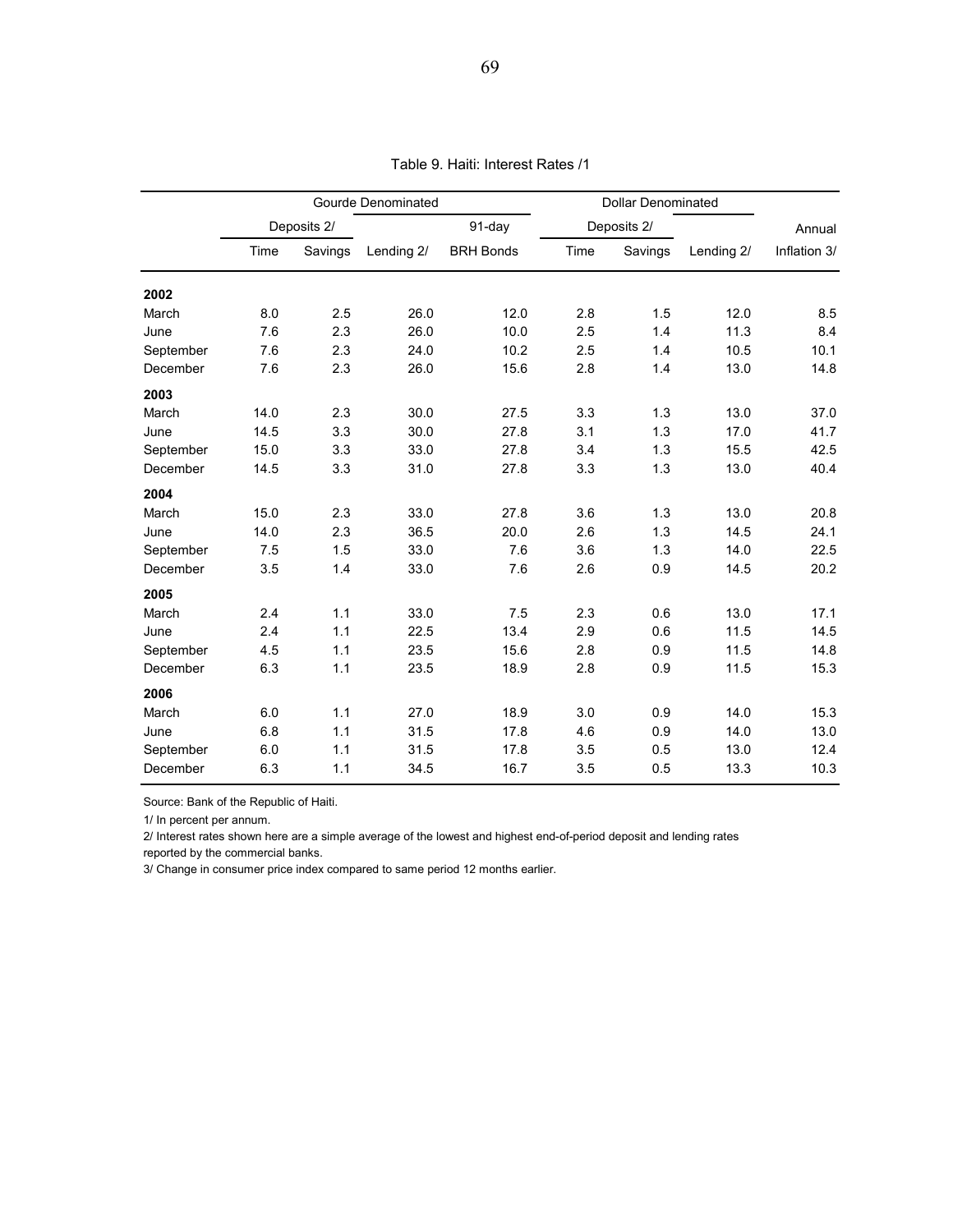Table 9. Haiti: Interest Rates /1

| | Gourde Denominated | | | | Dollar Denominated | | | |
|---|---|---|---|---|---|---|---|---|
| | Deposits 2/ | | | 91-day | Deposits 2/ | | | Annual |
| | Time | Savings | Lending 2/ | BRH Bonds | Time | Savings | Lending 2/ | Inflation 3/ |
| **2002** | | | | | | | | |
| March | 8.0 | 2.5 | 26.0 | 12.0 | 2.8 | 1.5 | 12.0 | 8.5 |
| June | 7.6 | 2.3 | 26.0 | 10.0 | 2.5 | 1.4 | 11.3 | 8.4 |
| September | 7.6 | 2.3 | 24.0 | 10.2 | 2.5 | 1.4 | 10.5 | 10.1 |
| December | 7.6 | 2.3 | 26.0 | 15.6 | 2.8 | 1.4 | 13.0 | 14.8 |
| **2003** | | | | | | | | |
| March | 14.0 | 2.3 | 30.0 | 27.5 | 3.3 | 1.3 | 13.0 | 37.0 |
| June | 14.5 | 3.3 | 30.0 | 27.8 | 3.1 | 1.3 | 17.0 | 41.7 |
| September | 15.0 | 3.3 | 33.0 | 27.8 | 3.4 | 1.3 | 15.5 | 42.5 |
| December | 14.5 | 3.3 | 31.0 | 27.8 | 3.3 | 1.3 | 13.0 | 40.4 |
| **2004** | | | | | | | | |
| March | 15.0 | 2.3 | 33.0 | 27.8 | 3.6 | 1.3 | 13.0 | 20.8 |
| June | 14.0 | 2.3 | 36.5 | 20.0 | 2.6 | 1.3 | 14.5 | 24.1 |
| September | 7.5 | 1.5 | 33.0 | 7.6 | 3.6 | 1.3 | 14.0 | 22.5 |
| December | 3.5 | 1.4 | 33.0 | 7.6 | 2.6 | 0.9 | 14.5 | 20.2 |
| **2005** | | | | | | | | |
| March | 2.4 | 1.1 | 33.0 | 7.5 | 2.3 | 0.6 | 13.0 | 17.1 |
| June | 2.4 | 1.1 | 22.5 | 13.4 | 2.9 | 0.6 | 11.5 | 14.5 |
| September | 4.5 | 1.1 | 23.5 | 15.6 | 2.8 | 0.9 | 11.5 | 14.8 |
| December | 6.3 | 1.1 | 23.5 | 18.9 | 2.8 | 0.9 | 11.5 | 15.3 |
| **2006** | | | | | | | | |
| March | 6.0 | 1.1 | 27.0 | 18.9 | 3.0 | 0.9 | 14.0 | 15.3 |
| June | 6.8 | 1.1 | 31.5 | 17.8 | 4.6 | 0.9 | 14.0 | 13.0 |
| September | 6.0 | 1.1 | 31.5 | 17.8 | 3.5 | 0.5 | 13.0 | 12.4 |
| December | 6.3 | 1.1 | 34.5 | 16.7 | 3.5 | 0.5 | 13.3 | 10.3 |

Source: Bank of the Republic of Haiti.

1/ In percent per annum.

2/ Interest rates shown here are a simple average of the lowest and highest end-of-period deposit and lending rates reported by the commercial banks.

3/ Change in consumer price index compared to same period 12 months earlier.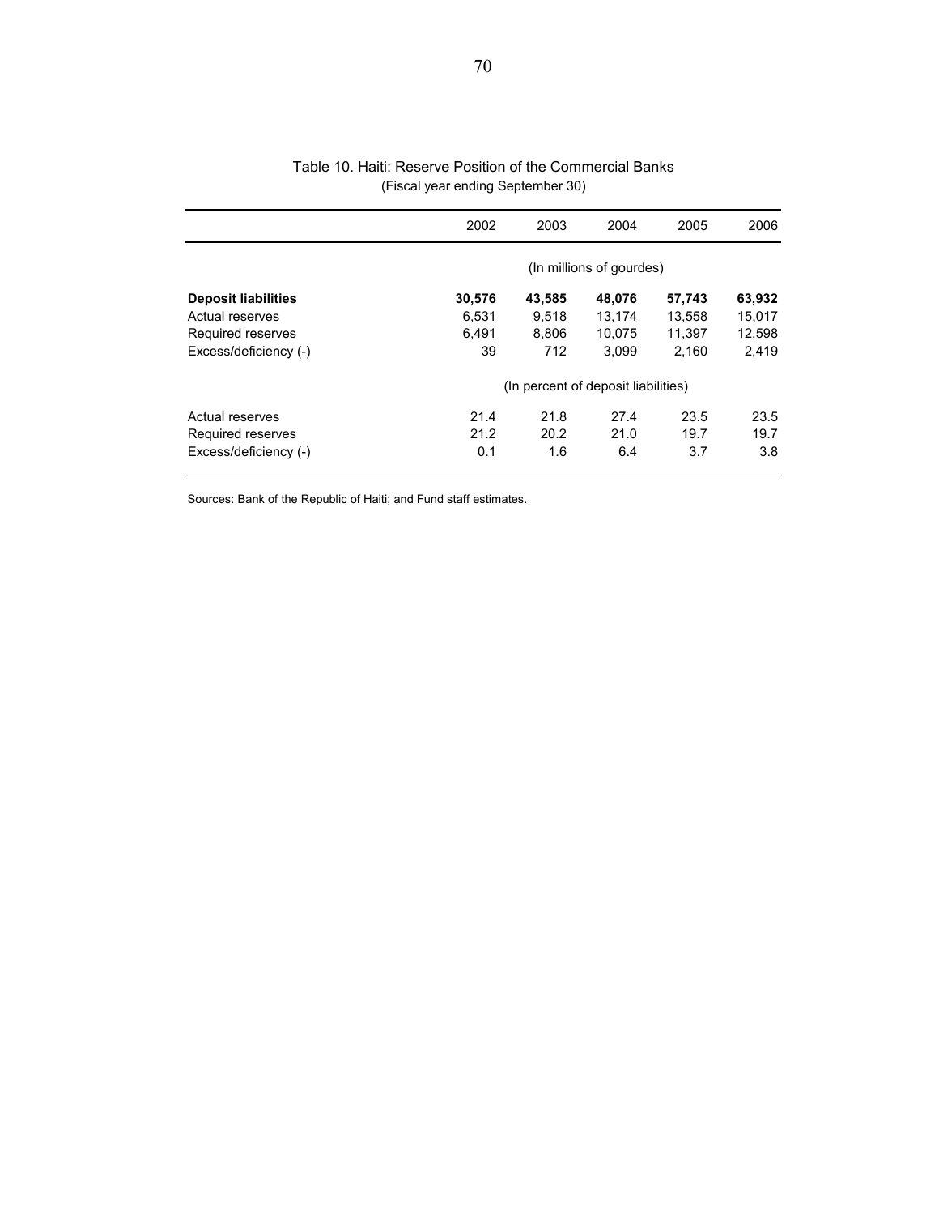Table 10. Haiti: Reserve Position of the Commercial Banks
(Fiscal year ending September 30)

| | 2002 | 2003 | 2004 | 2005 | 2006 |
|---|---|---|---|---|---|
| | (In millions of gourdes) | | | | |
| **Deposit liabilities** | **30,576** | **43,585** | **48,076** | **57,743** | **63,932** |
| Actual reserves | 6,531 | 9,518 | 13,174 | 13,558 | 15,017 |
| Required reserves | 6,491 | 8,806 | 10,075 | 11,397 | 12,598 |
| Excess/deficiency (-) | 39 | 712 | 3,099 | 2,160 | 2,419 |
| | (In percent of deposit liabilities) | | | | |
| Actual reserves | 21.4 | 21.8 | 27.4 | 23.5 | 23.5 |
| Required reserves | 21.2 | 20.2 | 21.0 | 19.7 | 19.7 |
| Excess/deficiency (-) | 0.1 | 1.6 | 6.4 | 3.7 | 3.8 |

Sources: Bank of the Republic of Haiti; and Fund staff estimates.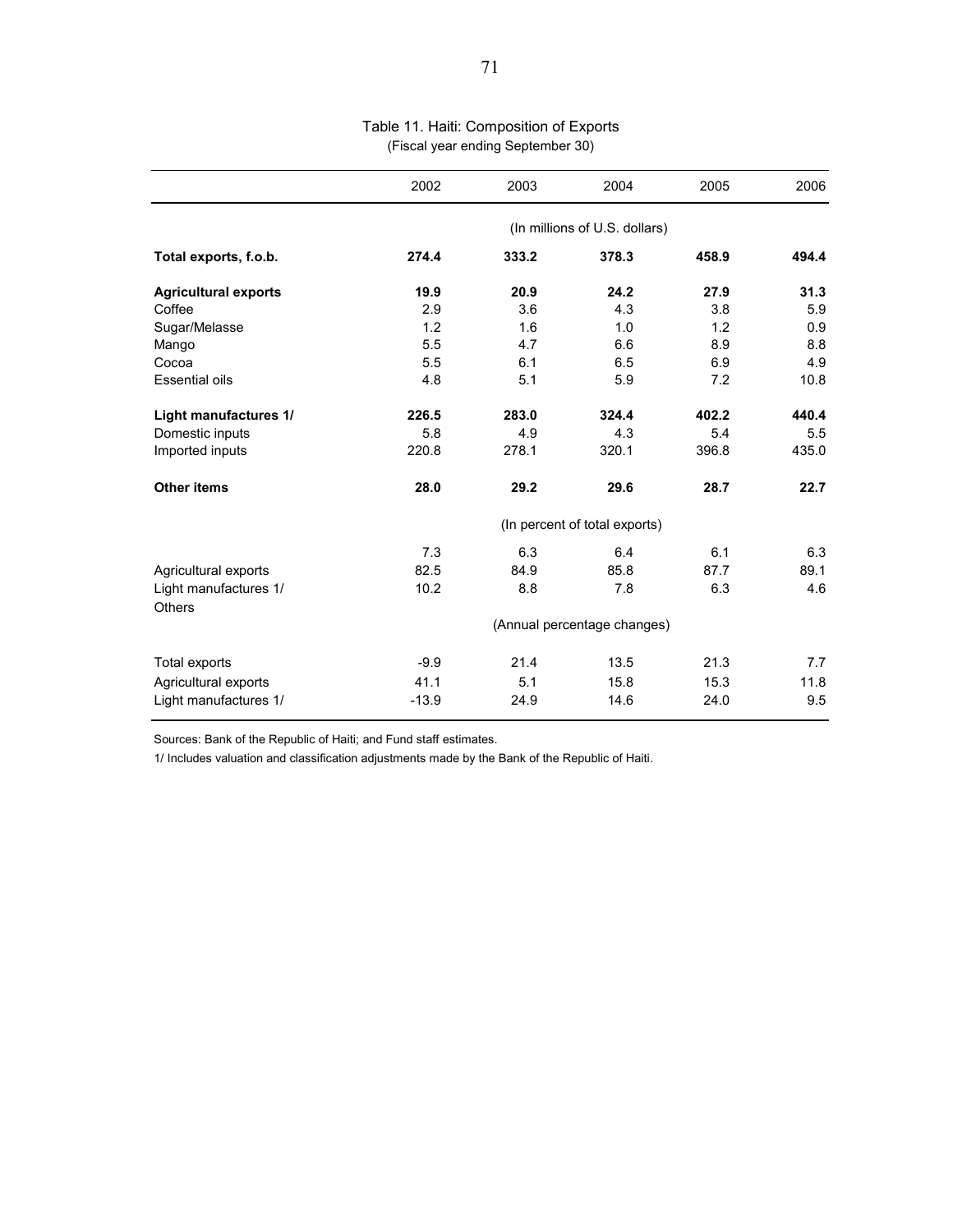# Table 11. Haiti: Composition of Exports

(Fiscal year ending September 30)

| | 2002 | 2003 | 2004 | 2005 | 2006 |
|---|---|---|---|---|---|
| | (In millions of U.S. dollars) | | | | |
| **Total exports, f.o.b.** | **274.4** | **333.2** | **378.3** | **458.9** | **494.4** |
| **Agricultural exports** | **19.9** | **20.9** | **24.2** | **27.9** | **31.3** |
| Coffee | 2.9 | 3.6 | 4.3 | 3.8 | 5.9 |
| Sugar/Melasse | 1.2 | 1.6 | 1.0 | 1.2 | 0.9 |
| Mango | 5.5 | 4.7 | 6.6 | 8.9 | 8.8 |
| Cocoa | 5.5 | 6.1 | 6.5 | 6.9 | 4.9 |
| Essential oils | 4.8 | 5.1 | 5.9 | 7.2 | 10.8 |
| **Light manufactures 1/** | **226.5** | **283.0** | **324.4** | **402.2** | **440.4** |
| Domestic inputs | 5.8 | 4.9 | 4.3 | 5.4 | 5.5 |
| Imported inputs | 220.8 | 278.1 | 320.1 | 396.8 | 435.0 |
| **Other items** | **28.0** | **29.2** | **29.6** | **28.7** | **22.7** |
| | (In percent of total exports) | | | | |
| | 7.3 | 6.3 | 6.4 | 6.1 | 6.3 |
| Agricultural exports | 82.5 | 84.9 | 85.8 | 87.7 | 89.1 |
| Light manufactures 1/ | 10.2 | 8.8 | 7.8 | 6.3 | 4.6 |
| Others | | | | | |
| | (Annual percentage changes) | | | | |
| Total exports | -9.9 | 21.4 | 13.5 | 21.3 | 7.7 |
| Agricultural exports | 41.1 | 5.1 | 15.8 | 15.3 | 11.8 |
| Light manufactures 1/ | -13.9 | 24.9 | 14.6 | 24.0 | 9.5 |

Sources: Bank of the Republic of Haiti; and Fund staff estimates.

1/ Includes valuation and classification adjustments made by the Bank of the Republic of Haiti.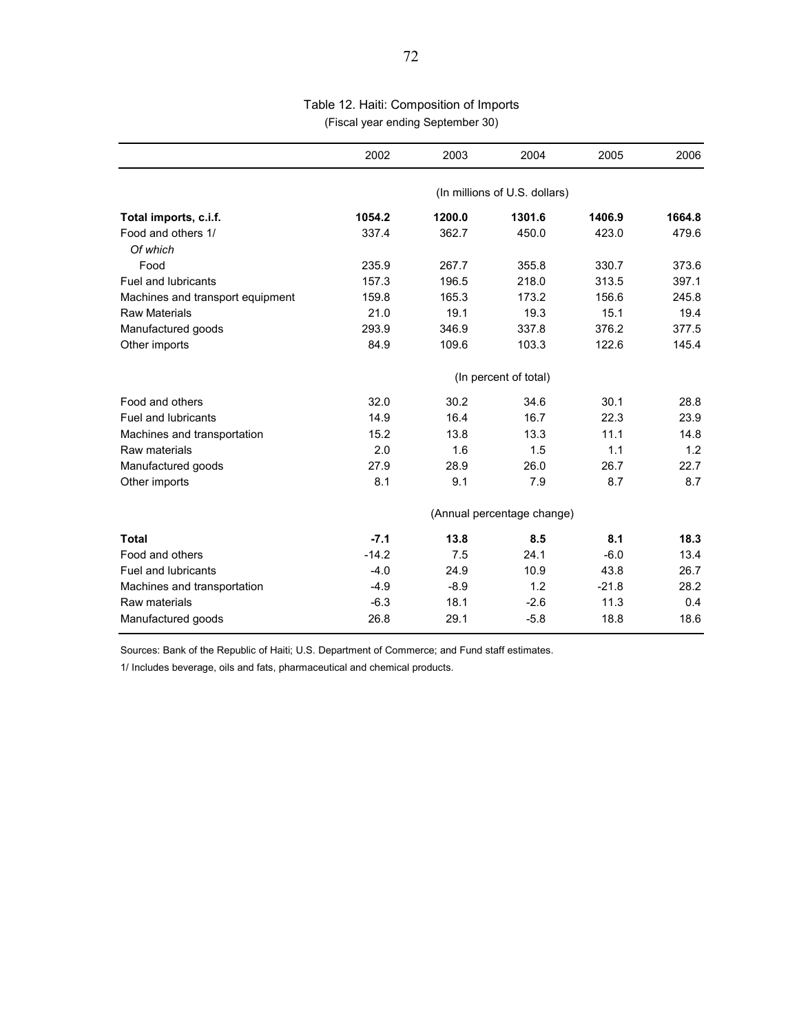## Table 12. Haiti: Composition of Imports

(Fiscal year ending September 30)

| | 2002 | 2003 | 2004 | 2005 | 2006 |
|---|---|---|---|---|---|
| | (In millions of U.S. dollars) | | | | |
| **Total imports, c.i.f.** | **1054.2** | **1200.0** | **1301.6** | **1406.9** | **1664.8** |
| Food and others 1/ | 337.4 | 362.7 | 450.0 | 423.0 | 479.6 |
| *Of which* | | | | | |
| Food | 235.9 | 267.7 | 355.8 | 330.7 | 373.6 |
| Fuel and lubricants | 157.3 | 196.5 | 218.0 | 313.5 | 397.1 |
| Machines and transport equipment | 159.8 | 165.3 | 173.2 | 156.6 | 245.8 |
| Raw Materials | 21.0 | 19.1 | 19.3 | 15.1 | 19.4 |
| Manufactured goods | 293.9 | 346.9 | 337.8 | 376.2 | 377.5 |
| Other imports | 84.9 | 109.6 | 103.3 | 122.6 | 145.4 |
| | (In percent of total) | | | | |
| Food and others | 32.0 | 30.2 | 34.6 | 30.1 | 28.8 |
| Fuel and lubricants | 14.9 | 16.4 | 16.7 | 22.3 | 23.9 |
| Machines and transportation | 15.2 | 13.8 | 13.3 | 11.1 | 14.8 |
| Raw materials | 2.0 | 1.6 | 1.5 | 1.1 | 1.2 |
| Manufactured goods | 27.9 | 28.9 | 26.0 | 26.7 | 22.7 |
| Other imports | 8.1 | 9.1 | 7.9 | 8.7 | 8.7 |
| | (Annual percentage change) | | | | |
| **Total** | **-7.1** | **13.8** | **8.5** | **8.1** | **18.3** |
| Food and others | -14.2 | 7.5 | 24.1 | -6.0 | 13.4 |
| Fuel and lubricants | -4.0 | 24.9 | 10.9 | 43.8 | 26.7 |
| Machines and transportation | -4.9 | -8.9 | 1.2 | -21.8 | 28.2 |
| Raw materials | -6.3 | 18.1 | -2.6 | 11.3 | 0.4 |
| Manufactured goods | 26.8 | 29.1 | -5.8 | 18.8 | 18.6 |

Sources: Bank of the Republic of Haiti; U.S. Department of Commerce; and Fund staff estimates.

1/ Includes beverage, oils and fats, pharmaceutical and chemical products.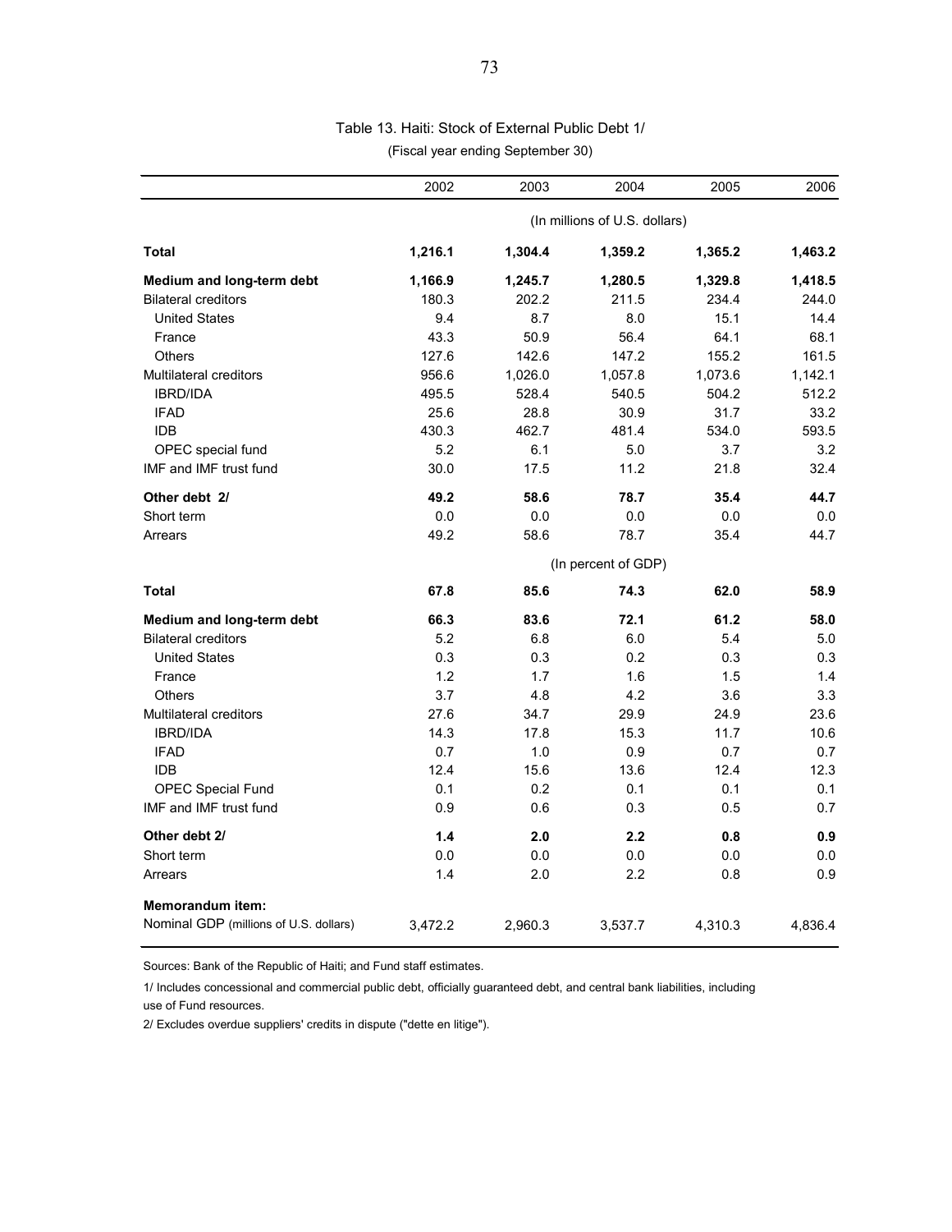Table 13. Haiti: Stock of External Public Debt 1/

(Fiscal year ending September 30)

| | 2002 | 2003 | 2004 | 2005 | 2006 |
|---|---|---|---|---|---|
| | (In millions of U.S. dollars) | | | | |
| **Total** | **1,216.1** | **1,304.4** | **1,359.2** | **1,365.2** | **1,463.2** |
| **Medium and long-term debt** | **1,166.9** | **1,245.7** | **1,280.5** | **1,329.8** | **1,418.5** |
| Bilateral creditors | 180.3 | 202.2 | 211.5 | 234.4 | 244.0 |
| United States | 9.4 | 8.7 | 8.0 | 15.1 | 14.4 |
| France | 43.3 | 50.9 | 56.4 | 64.1 | 68.1 |
| Others | 127.6 | 142.6 | 147.2 | 155.2 | 161.5 |
| Multilateral creditors | 956.6 | 1,026.0 | 1,057.8 | 1,073.6 | 1,142.1 |
| IBRD/IDA | 495.5 | 528.4 | 540.5 | 504.2 | 512.2 |
| IFAD | 25.6 | 28.8 | 30.9 | 31.7 | 33.2 |
| IDB | 430.3 | 462.7 | 481.4 | 534.0 | 593.5 |
| OPEC special fund | 5.2 | 6.1 | 5.0 | 3.7 | 3.2 |
| IMF and IMF trust fund | 30.0 | 17.5 | 11.2 | 21.8 | 32.4 |
| **Other debt 2/** | **49.2** | **58.6** | **78.7** | **35.4** | **44.7** |
| Short term | 0.0 | 0.0 | 0.0 | 0.0 | 0.0 |
| Arrears | 49.2 | 58.6 | 78.7 | 35.4 | 44.7 |
| | (In percent of GDP) | | | | |
| **Total** | **67.8** | **85.6** | **74.3** | **62.0** | **58.9** |
| **Medium and long-term debt** | **66.3** | **83.6** | **72.1** | **61.2** | **58.0** |
| Bilateral creditors | 5.2 | 6.8 | 6.0 | 5.4 | 5.0 |
| United States | 0.3 | 0.3 | 0.2 | 0.3 | 0.3 |
| France | 1.2 | 1.7 | 1.6 | 1.5 | 1.4 |
| Others | 3.7 | 4.8 | 4.2 | 3.6 | 3.3 |
| Multilateral creditors | 27.6 | 34.7 | 29.9 | 24.9 | 23.6 |
| IBRD/IDA | 14.3 | 17.8 | 15.3 | 11.7 | 10.6 |
| IFAD | 0.7 | 1.0 | 0.9 | 0.7 | 0.7 |
| IDB | 12.4 | 15.6 | 13.6 | 12.4 | 12.3 |
| OPEC Special Fund | 0.1 | 0.2 | 0.1 | 0.1 | 0.1 |
| IMF and IMF trust fund | 0.9 | 0.6 | 0.3 | 0.5 | 0.7 |
| **Other debt 2/** | **1.4** | **2.0** | **2.2** | **0.8** | **0.9** |
| Short term | 0.0 | 0.0 | 0.0 | 0.0 | 0.0 |
| Arrears | 1.4 | 2.0 | 2.2 | 0.8 | 0.9 |
| **Memorandum item:** | | | | | |
| Nominal GDP (millions of U.S. dollars) | 3,472.2 | 2,960.3 | 3,537.7 | 4,310.3 | 4,836.4 |

Sources: Bank of the Republic of Haiti; and Fund staff estimates.

1/ Includes concessional and commercial public debt, officially guaranteed debt, and central bank liabilities, including use of Fund resources.

2/ Excludes overdue suppliers' credits in dispute ("dette en litige").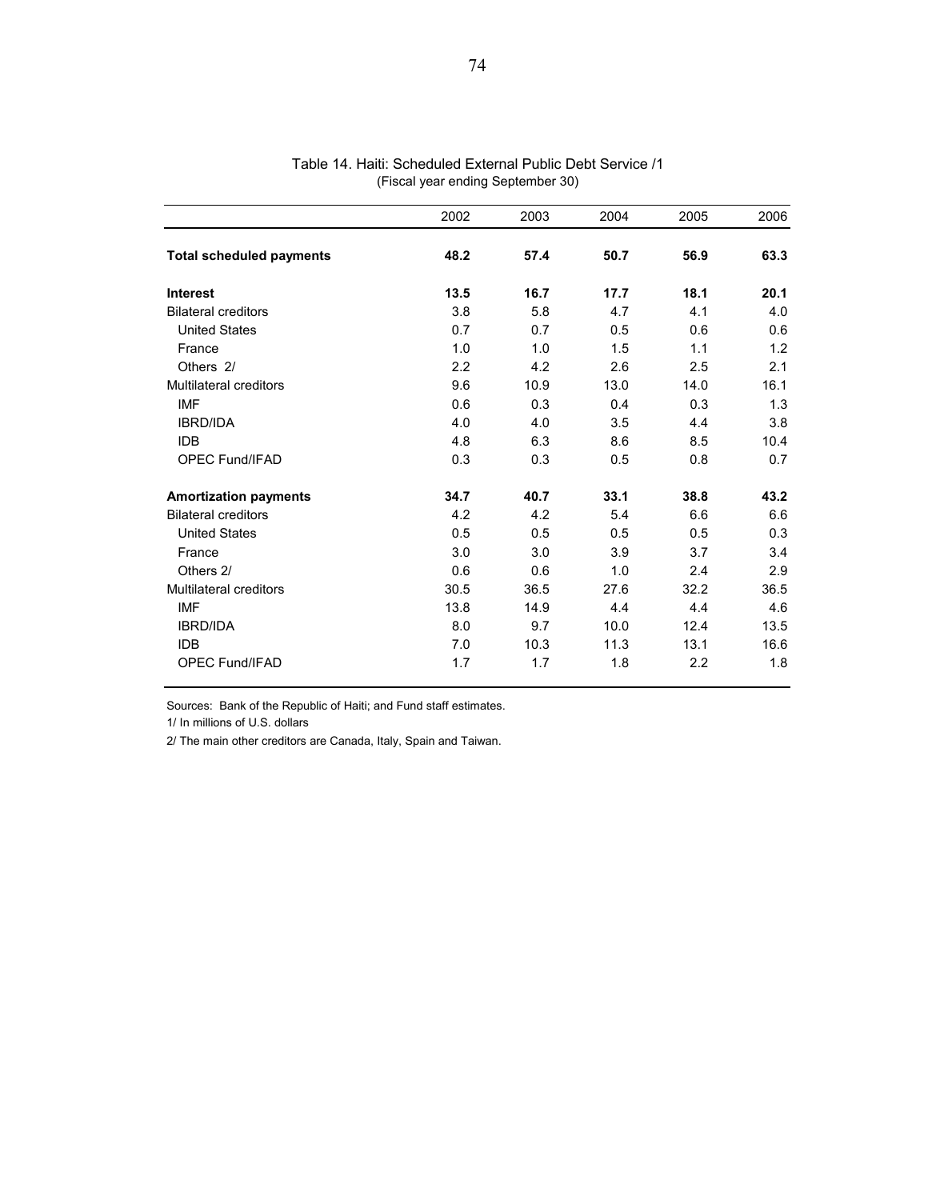Table 14. Haiti: Scheduled External Public Debt Service /1
(Fiscal year ending September 30)

| | 2002 | 2003 | 2004 | 2005 | 2006 |
|---|---|---|---|---|---|
| **Total scheduled payments** | **48.2** | **57.4** | **50.7** | **56.9** | **63.3** |
| **Interest** | **13.5** | **16.7** | **17.7** | **18.1** | **20.1** |
| Bilateral creditors | 3.8 | 5.8 | 4.7 | 4.1 | 4.0 |
| United States | 0.7 | 0.7 | 0.5 | 0.6 | 0.6 |
| France | 1.0 | 1.0 | 1.5 | 1.1 | 1.2 |
| Others 2/ | 2.2 | 4.2 | 2.6 | 2.5 | 2.1 |
| Multilateral creditors | 9.6 | 10.9 | 13.0 | 14.0 | 16.1 |
| IMF | 0.6 | 0.3 | 0.4 | 0.3 | 1.3 |
| IBRD/IDA | 4.0 | 4.0 | 3.5 | 4.4 | 3.8 |
| IDB | 4.8 | 6.3 | 8.6 | 8.5 | 10.4 |
| OPEC Fund/IFAD | 0.3 | 0.3 | 0.5 | 0.8 | 0.7 |
| **Amortization payments** | **34.7** | **40.7** | **33.1** | **38.8** | **43.2** |
| Bilateral creditors | 4.2 | 4.2 | 5.4 | 6.6 | 6.6 |
| United States | 0.5 | 0.5 | 0.5 | 0.5 | 0.3 |
| France | 3.0 | 3.0 | 3.9 | 3.7 | 3.4 |
| Others 2/ | 0.6 | 0.6 | 1.0 | 2.4 | 2.9 |
| Multilateral creditors | 30.5 | 36.5 | 27.6 | 32.2 | 36.5 |
| IMF | 13.8 | 14.9 | 4.4 | 4.4 | 4.6 |
| IBRD/IDA | 8.0 | 9.7 | 10.0 | 12.4 | 13.5 |
| IDB | 7.0 | 10.3 | 11.3 | 13.1 | 16.6 |
| OPEC Fund/IFAD | 1.7 | 1.7 | 1.8 | 2.2 | 1.8 |

Sources: Bank of the Republic of Haiti; and Fund staff estimates.

1/ In millions of U.S. dollars

2/ The main other creditors are Canada, Italy, Spain and Taiwan.